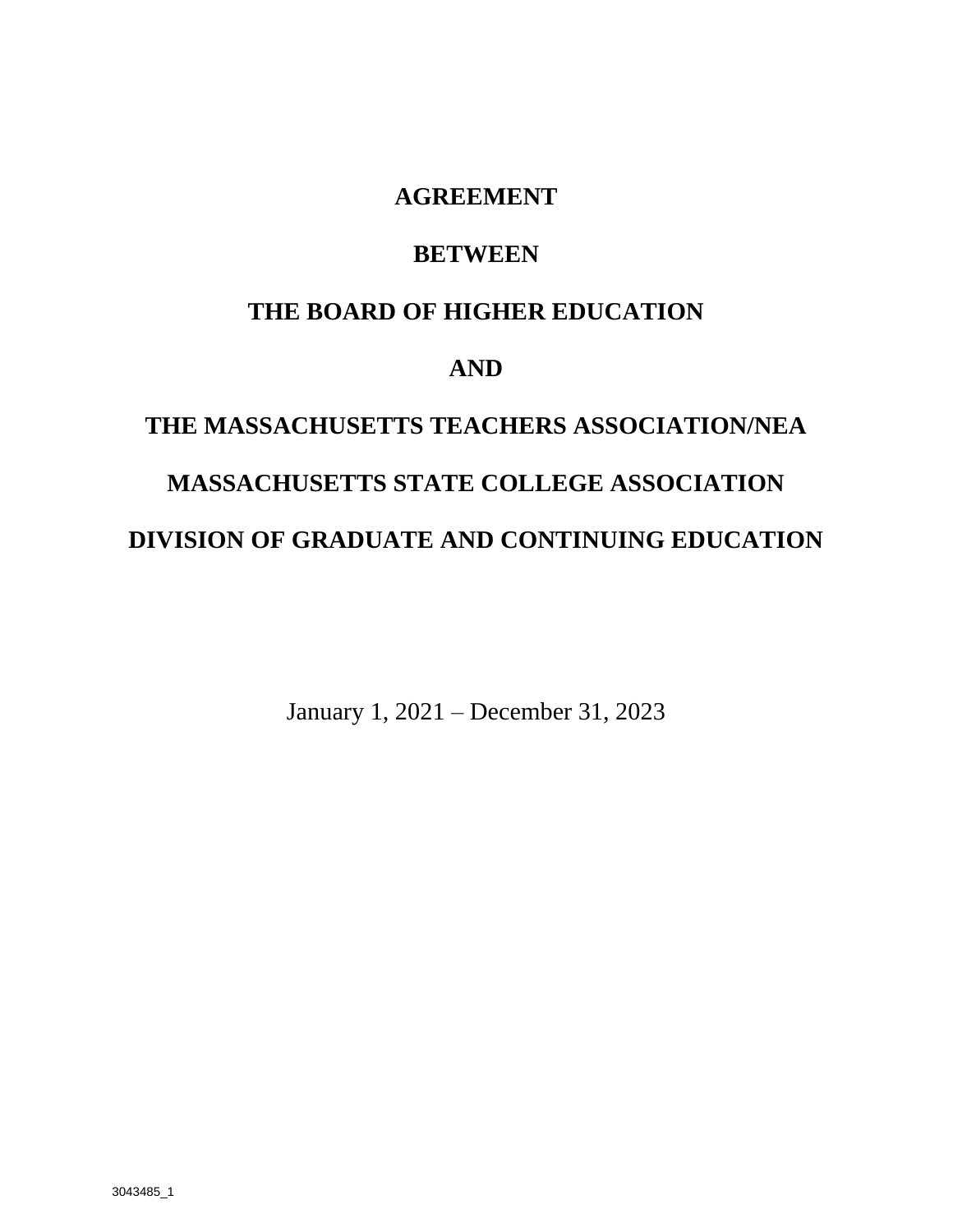# AGREEMENT

# BETWEEN

# THE BOARD OF HIGHER EDUCATION

# AND

# THE MASSACHUSETTS TEACHERS ASSOCIATION/NEA

# MASSACHUSETTS STATE COLLEGE ASSOCIATION

# DIVISION OF GRADUATE AND CONTINUING EDUCATION

January 1, 2021 – December 31, 2023

3043485_1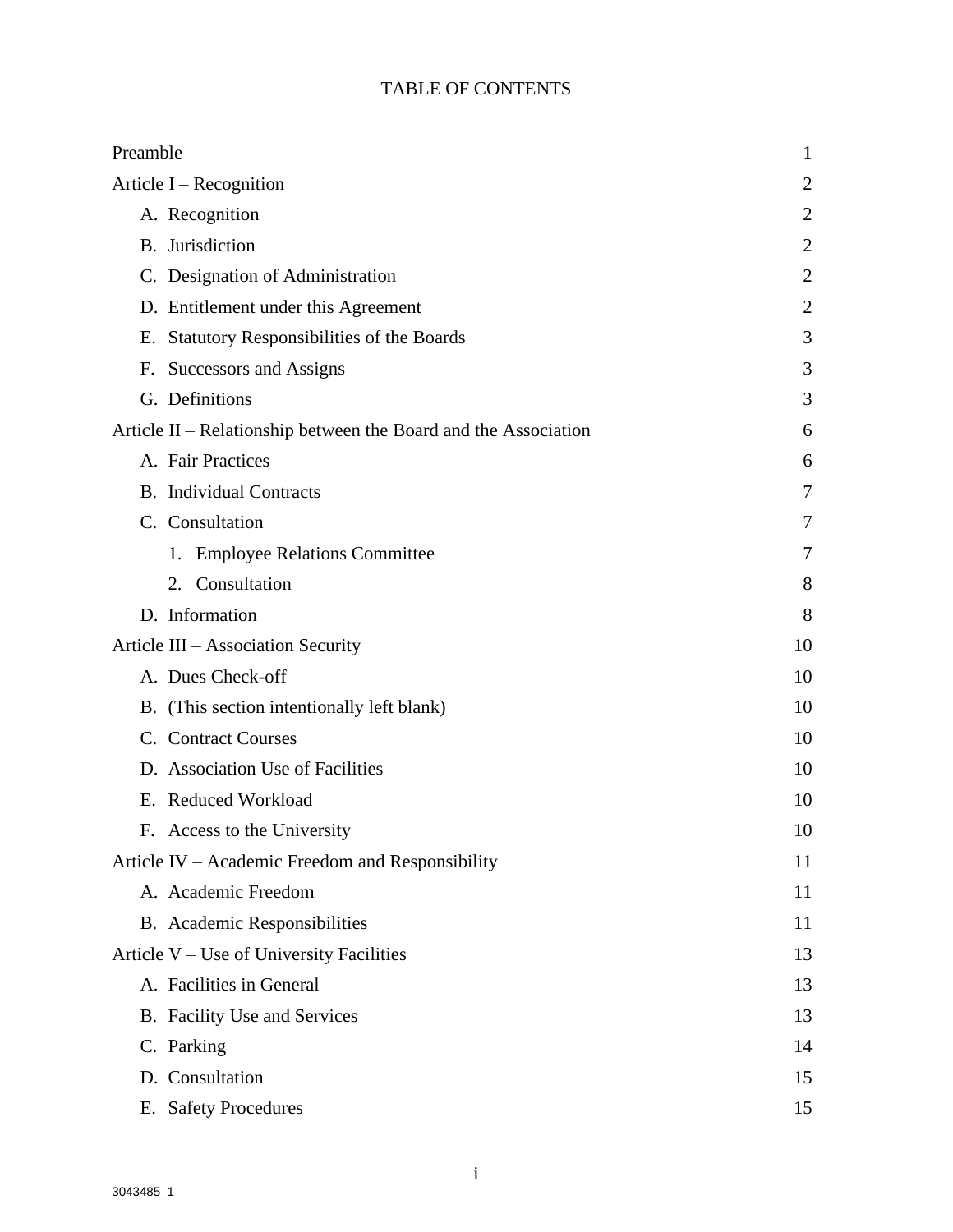# TABLE OF CONTENTS

| | |
|---|---|
| Preamble | 1 |
| Article I – Recognition | 2 |
| A. Recognition | 2 |
| B. Jurisdiction | 2 |
| C. Designation of Administration | 2 |
| D. Entitlement under this Agreement | 2 |
| E. Statutory Responsibilities of the Boards | 3 |
| F. Successors and Assigns | 3 |
| G. Definitions | 3 |
| Article II – Relationship between the Board and the Association | 6 |
| A. Fair Practices | 6 |
| B. Individual Contracts | 7 |
| C. Consultation | 7 |
| 1. Employee Relations Committee | 7 |
| 2. Consultation | 8 |
| D. Information | 8 |
| Article III – Association Security | 10 |
| A. Dues Check-off | 10 |
| B. (This section intentionally left blank) | 10 |
| C. Contract Courses | 10 |
| D. Association Use of Facilities | 10 |
| E. Reduced Workload | 10 |
| F. Access to the University | 10 |
| Article IV – Academic Freedom and Responsibility | 11 |
| A. Academic Freedom | 11 |
| B. Academic Responsibilities | 11 |
| Article V – Use of University Facilities | 13 |
| A. Facilities in General | 13 |
| B. Facility Use and Services | 13 |
| C. Parking | 14 |
| D. Consultation | 15 |
| E. Safety Procedures | 15 |

3043485_1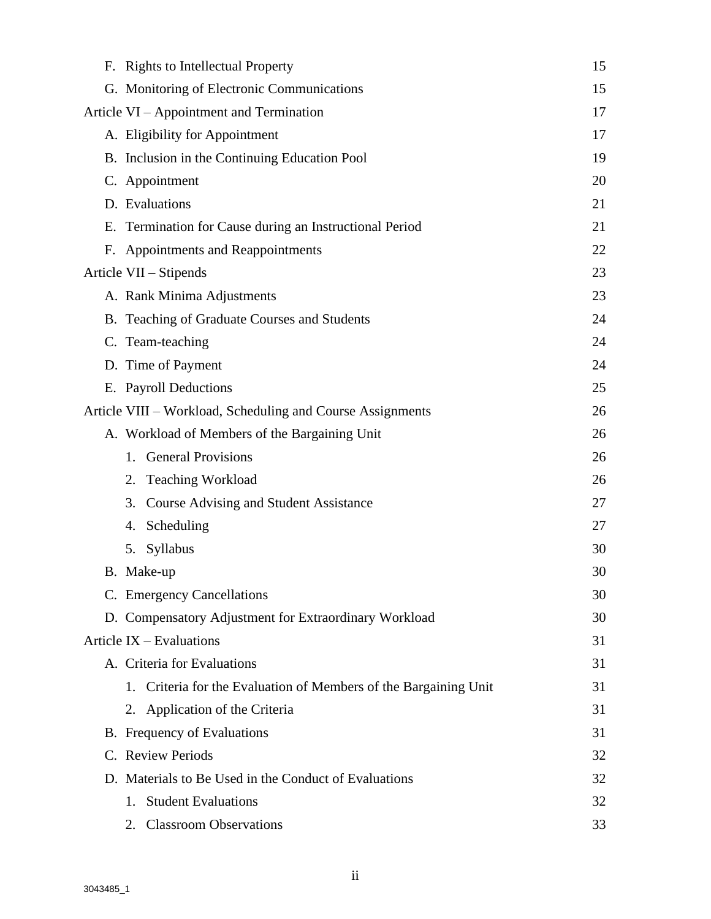| | |
|---|---|
| F. Rights to Intellectual Property | 15 |
| G. Monitoring of Electronic Communications | 15 |
| Article VI – Appointment and Termination | 17 |
| A. Eligibility for Appointment | 17 |
| B. Inclusion in the Continuing Education Pool | 19 |
| C. Appointment | 20 |
| D. Evaluations | 21 |
| E. Termination for Cause during an Instructional Period | 21 |
| F. Appointments and Reappointments | 22 |
| Article VII – Stipends | 23 |
| A. Rank Minima Adjustments | 23 |
| B. Teaching of Graduate Courses and Students | 24 |
| C. Team-teaching | 24 |
| D. Time of Payment | 24 |
| E. Payroll Deductions | 25 |
| Article VIII – Workload, Scheduling and Course Assignments | 26 |
| A. Workload of Members of the Bargaining Unit | 26 |
| 1. General Provisions | 26 |
| 2. Teaching Workload | 26 |
| 3. Course Advising and Student Assistance | 27 |
| 4. Scheduling | 27 |
| 5. Syllabus | 30 |
| B. Make-up | 30 |
| C. Emergency Cancellations | 30 |
| D. Compensatory Adjustment for Extraordinary Workload | 30 |
| Article IX – Evaluations | 31 |
| A. Criteria for Evaluations | 31 |
| 1. Criteria for the Evaluation of Members of the Bargaining Unit | 31 |
| 2. Application of the Criteria | 31 |
| B. Frequency of Evaluations | 31 |
| C. Review Periods | 32 |
| D. Materials to Be Used in the Conduct of Evaluations | 32 |
| 1. Student Evaluations | 32 |
| 2. Classroom Observations | 33 |

3043485_1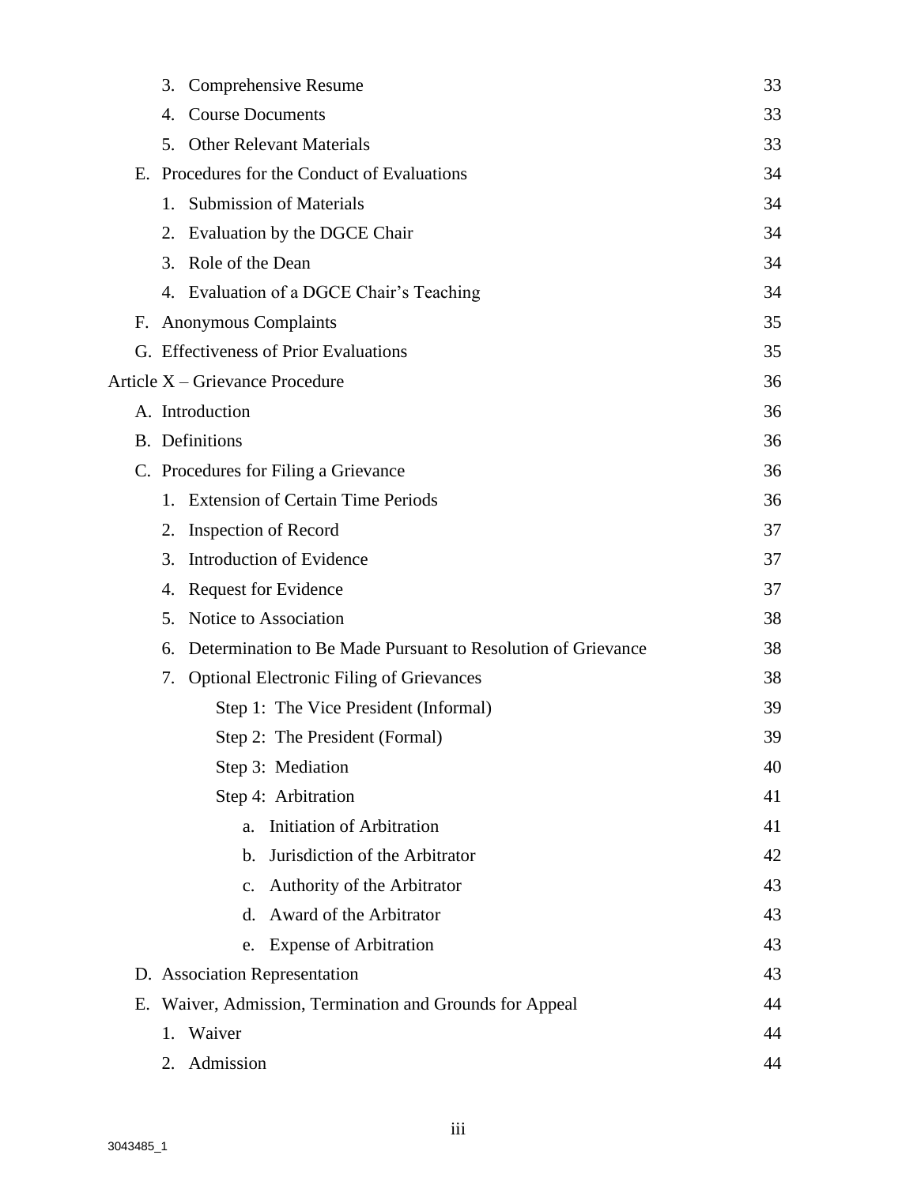3. Comprehensive Resume 33
4. Course Documents 33
5. Other Relevant Materials 33

E. Procedures for the Conduct of Evaluations 34

1. Submission of Materials 34
2. Evaluation by the DGCE Chair 34
3. Role of the Dean 34
4. Evaluation of a DGCE Chair's Teaching 34

F. Anonymous Complaints 35

G. Effectiveness of Prior Evaluations 35

Article X – Grievance Procedure 36

A. Introduction 36

B. Definitions 36

C. Procedures for Filing a Grievance 36

1. Extension of Certain Time Periods 36
2. Inspection of Record 37
3. Introduction of Evidence 37
4. Request for Evidence 37
5. Notice to Association 38
6. Determination to Be Made Pursuant to Resolution of Grievance 38
7. Optional Electronic Filing of Grievances 38

Step 1: The Vice President (Informal) 39

Step 2: The President (Formal) 39

Step 3: Mediation 40

Step 4: Arbitration 41

a. Initiation of Arbitration 41
b. Jurisdiction of the Arbitrator 42
c. Authority of the Arbitrator 43
d. Award of the Arbitrator 43
e. Expense of Arbitration 43

D. Association Representation 43

E. Waiver, Admission, Termination and Grounds for Appeal 44

1. Waiver 44
2. Admission 44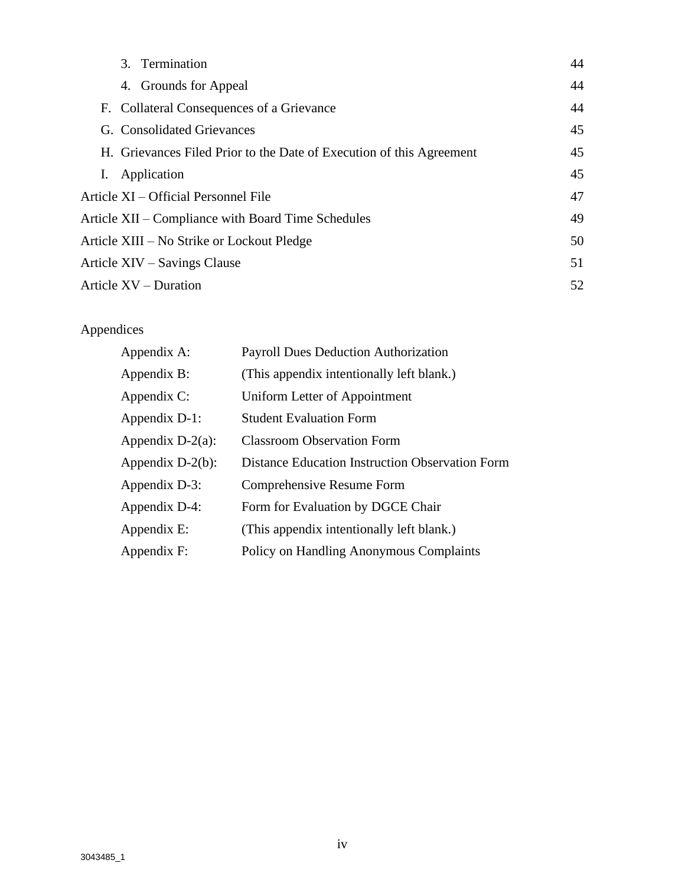3. Termination 44

4. Grounds for Appeal 44

F. Collateral Consequences of a Grievance 44

G. Consolidated Grievances 45

H. Grievances Filed Prior to the Date of Execution of this Agreement 45

I. Application 45

Article XI – Official Personnel File 47

Article XII – Compliance with Board Time Schedules 49

Article XIII – No Strike or Lockout Pledge 50

Article XIV – Savings Clause 51

Article XV – Duration 52

Appendices

| | |
|---|---|
| Appendix A: | Payroll Dues Deduction Authorization |
| Appendix B: | (This appendix intentionally left blank.) |
| Appendix C: | Uniform Letter of Appointment |
| Appendix D-1: | Student Evaluation Form |
| Appendix D-2(a): | Classroom Observation Form |
| Appendix D-2(b): | Distance Education Instruction Observation Form |
| Appendix D-3: | Comprehensive Resume Form |
| Appendix D-4: | Form for Evaluation by DGCE Chair |
| Appendix E: | (This appendix intentionally left blank.) |
| Appendix F: | Policy on Handling Anonymous Complaints |

3043485_1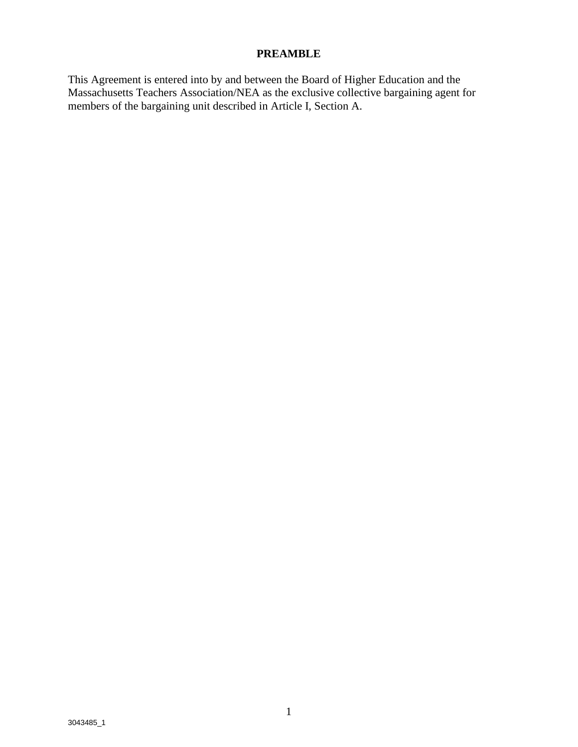# PREAMBLE

This Agreement is entered into by and between the Board of Higher Education and the Massachusetts Teachers Association/NEA as the exclusive collective bargaining agent for members of the bargaining unit described in Article I, Section A.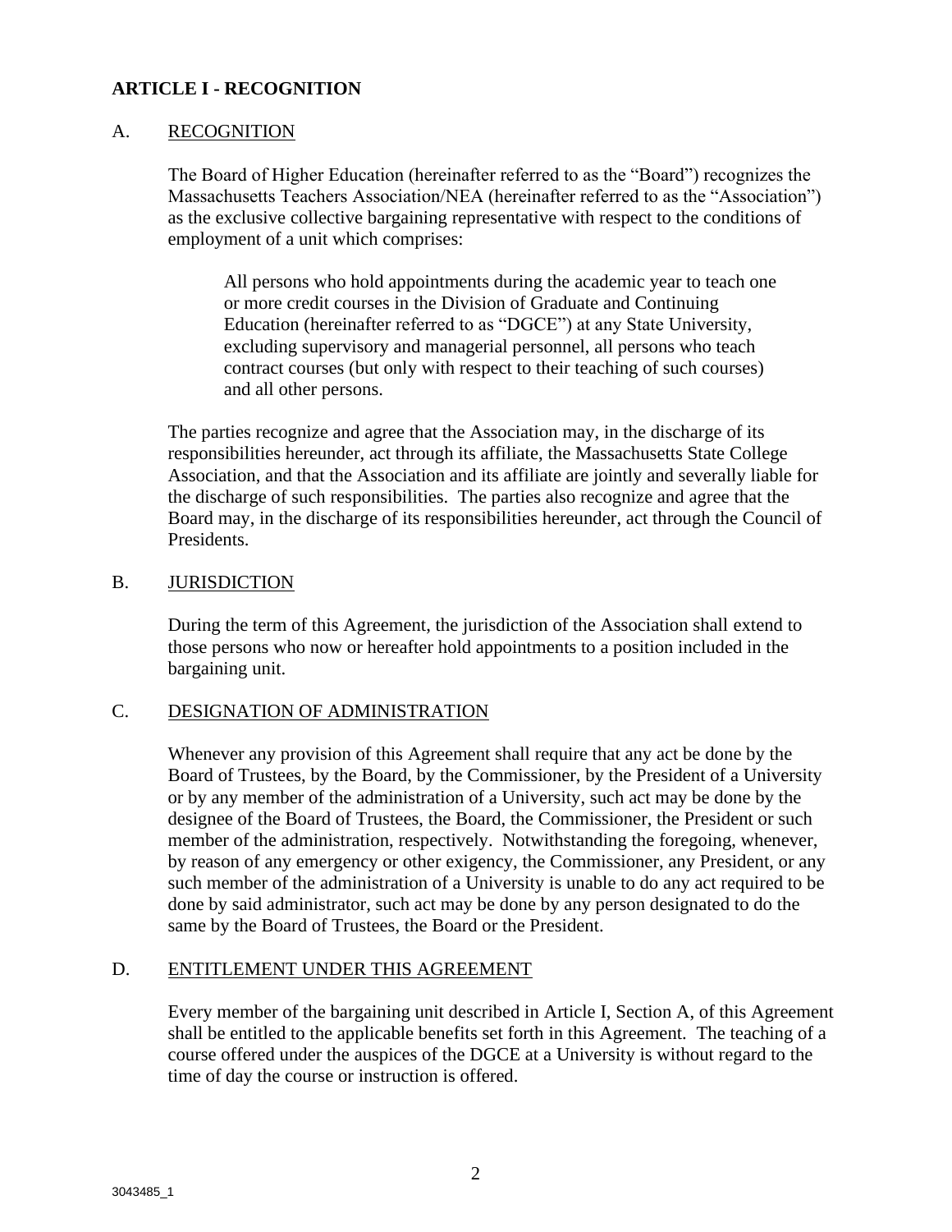## ARTICLE I - RECOGNITION

### A. RECOGNITION

The Board of Higher Education (hereinafter referred to as the "Board") recognizes the Massachusetts Teachers Association/NEA (hereinafter referred to as the "Association") as the exclusive collective bargaining representative with respect to the conditions of employment of a unit which comprises:

> All persons who hold appointments during the academic year to teach one or more credit courses in the Division of Graduate and Continuing Education (hereinafter referred to as "DGCE") at any State University, excluding supervisory and managerial personnel, all persons who teach contract courses (but only with respect to their teaching of such courses) and all other persons.

The parties recognize and agree that the Association may, in the discharge of its responsibilities hereunder, act through its affiliate, the Massachusetts State College Association, and that the Association and its affiliate are jointly and severally liable for the discharge of such responsibilities. The parties also recognize and agree that the Board may, in the discharge of its responsibilities hereunder, act through the Council of Presidents.

### B. JURISDICTION

During the term of this Agreement, the jurisdiction of the Association shall extend to those persons who now or hereafter hold appointments to a position included in the bargaining unit.

### C. DESIGNATION OF ADMINISTRATION

Whenever any provision of this Agreement shall require that any act be done by the Board of Trustees, by the Board, by the Commissioner, by the President of a University or by any member of the administration of a University, such act may be done by the designee of the Board of Trustees, the Board, the Commissioner, the President or such member of the administration, respectively. Notwithstanding the foregoing, whenever, by reason of any emergency or other exigency, the Commissioner, any President, or any such member of the administration of a University is unable to do any act required to be done by said administrator, such act may be done by any person designated to do the same by the Board of Trustees, the Board or the President.

### D. ENTITLEMENT UNDER THIS AGREEMENT

Every member of the bargaining unit described in Article I, Section A, of this Agreement shall be entitled to the applicable benefits set forth in this Agreement. The teaching of a course offered under the auspices of the DGCE at a University is without regard to the time of day the course or instruction is offered.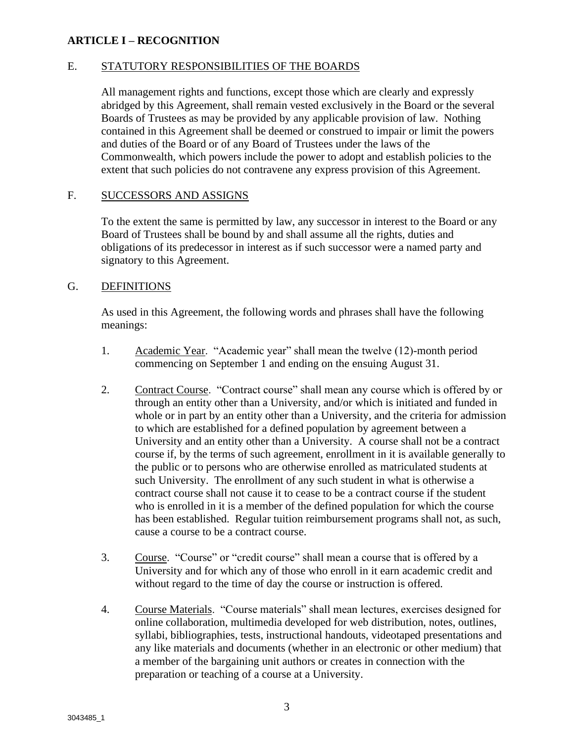## ARTICLE I – RECOGNITION

### E. STATUTORY RESPONSIBILITIES OF THE BOARDS

All management rights and functions, except those which are clearly and expressly abridged by this Agreement, shall remain vested exclusively in the Board or the several Boards of Trustees as may be provided by any applicable provision of law. Nothing contained in this Agreement shall be deemed or construed to impair or limit the powers and duties of the Board or of any Board of Trustees under the laws of the Commonwealth, which powers include the power to adopt and establish policies to the extent that such policies do not contravene any express provision of this Agreement.

### F. SUCCESSORS AND ASSIGNS

To the extent the same is permitted by law, any successor in interest to the Board or any Board of Trustees shall be bound by and shall assume all the rights, duties and obligations of its predecessor in interest as if such successor were a named party and signatory to this Agreement.

### G. DEFINITIONS

As used in this Agreement, the following words and phrases shall have the following meanings:

1. Academic Year. "Academic year" shall mean the twelve (12)-month period commencing on September 1 and ending on the ensuing August 31.

2. Contract Course. "Contract course" shall mean any course which is offered by or through an entity other than a University, and/or which is initiated and funded in whole or in part by an entity other than a University, and the criteria for admission to which are established for a defined population by agreement between a University and an entity other than a University. A course shall not be a contract course if, by the terms of such agreement, enrollment in it is available generally to the public or to persons who are otherwise enrolled as matriculated students at such University. The enrollment of any such student in what is otherwise a contract course shall not cause it to cease to be a contract course if the student who is enrolled in it is a member of the defined population for which the course has been established. Regular tuition reimbursement programs shall not, as such, cause a course to be a contract course.

3. Course. "Course" or "credit course" shall mean a course that is offered by a University and for which any of those who enroll in it earn academic credit and without regard to the time of day the course or instruction is offered.

4. Course Materials. "Course materials" shall mean lectures, exercises designed for online collaboration, multimedia developed for web distribution, notes, outlines, syllabi, bibliographies, tests, instructional handouts, videotaped presentations and any like materials and documents (whether in an electronic or other medium) that a member of the bargaining unit authors or creates in connection with the preparation or teaching of a course at a University.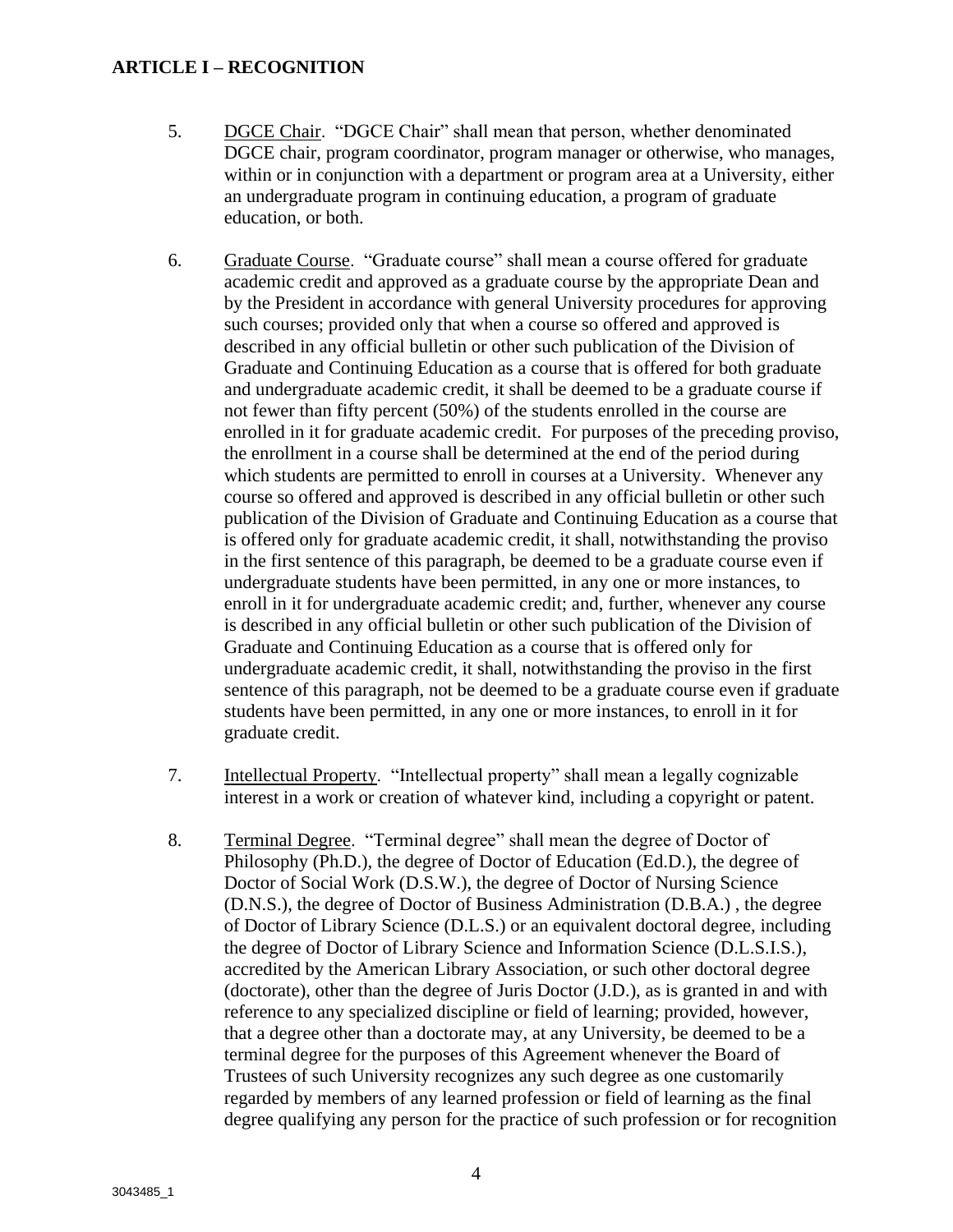## ARTICLE I – RECOGNITION

5. DGCE Chair. "DGCE Chair" shall mean that person, whether denominated DGCE chair, program coordinator, program manager or otherwise, who manages, within or in conjunction with a department or program area at a University, either an undergraduate program in continuing education, a program of graduate education, or both.

6. Graduate Course. "Graduate course" shall mean a course offered for graduate academic credit and approved as a graduate course by the appropriate Dean and by the President in accordance with general University procedures for approving such courses; provided only that when a course so offered and approved is described in any official bulletin or other such publication of the Division of Graduate and Continuing Education as a course that is offered for both graduate and undergraduate academic credit, it shall be deemed to be a graduate course if not fewer than fifty percent (50%) of the students enrolled in the course are enrolled in it for graduate academic credit. For purposes of the preceding proviso, the enrollment in a course shall be determined at the end of the period during which students are permitted to enroll in courses at a University. Whenever any course so offered and approved is described in any official bulletin or other such publication of the Division of Graduate and Continuing Education as a course that is offered only for graduate academic credit, it shall, notwithstanding the proviso in the first sentence of this paragraph, be deemed to be a graduate course even if undergraduate students have been permitted, in any one or more instances, to enroll in it for undergraduate academic credit; and, further, whenever any course is described in any official bulletin or other such publication of the Division of Graduate and Continuing Education as a course that is offered only for undergraduate academic credit, it shall, notwithstanding the proviso in the first sentence of this paragraph, not be deemed to be a graduate course even if graduate students have been permitted, in any one or more instances, to enroll in it for graduate credit.

7. Intellectual Property. "Intellectual property" shall mean a legally cognizable interest in a work or creation of whatever kind, including a copyright or patent.

8. Terminal Degree. "Terminal degree" shall mean the degree of Doctor of Philosophy (Ph.D.), the degree of Doctor of Education (Ed.D.), the degree of Doctor of Social Work (D.S.W.), the degree of Doctor of Nursing Science (D.N.S.), the degree of Doctor of Business Administration (D.B.A.) , the degree of Doctor of Library Science (D.L.S.) or an equivalent doctoral degree, including the degree of Doctor of Library Science and Information Science (D.L.S.I.S.), accredited by the American Library Association, or such other doctoral degree (doctorate), other than the degree of Juris Doctor (J.D.), as is granted in and with reference to any specialized discipline or field of learning; provided, however, that a degree other than a doctorate may, at any University, be deemed to be a terminal degree for the purposes of this Agreement whenever the Board of Trustees of such University recognizes any such degree as one customarily regarded by members of any learned profession or field of learning as the final degree qualifying any person for the practice of such profession or for recognition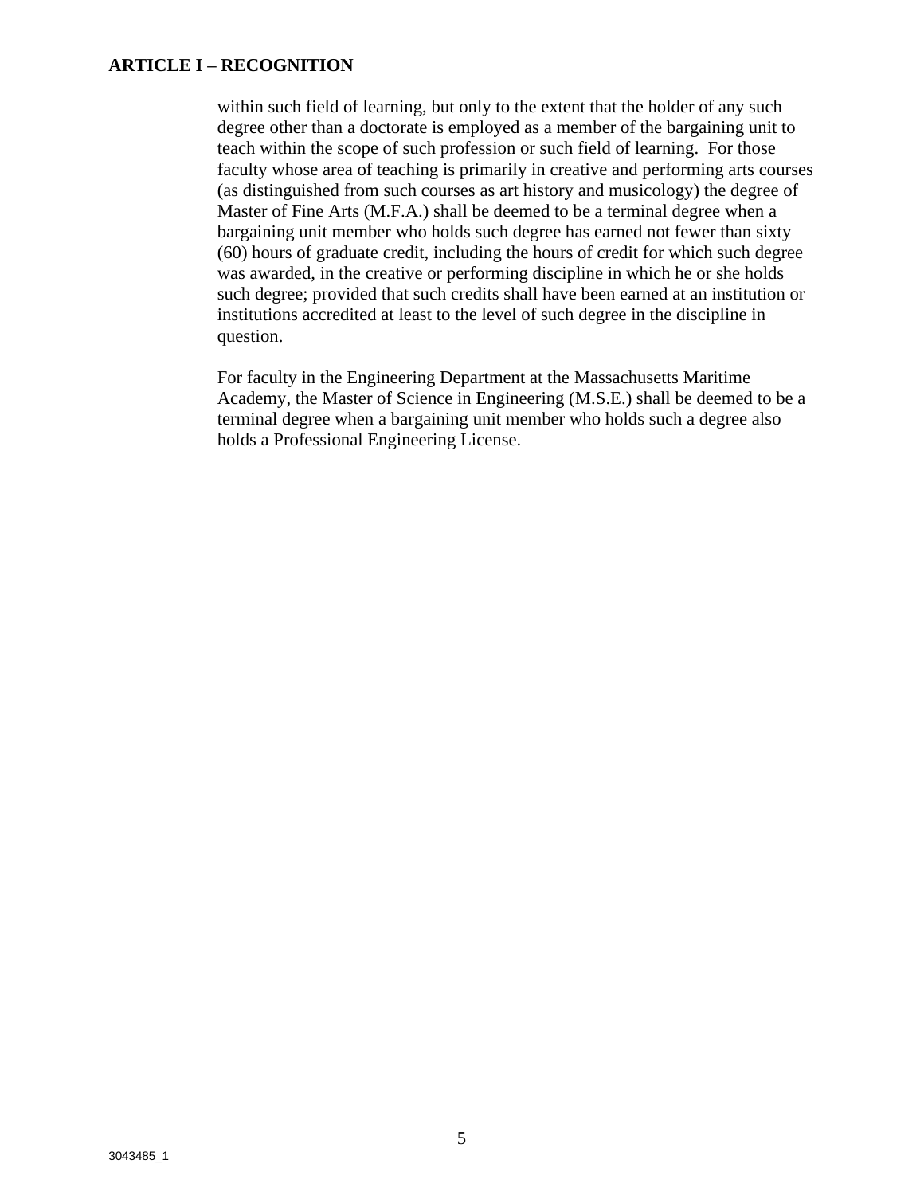within such field of learning, but only to the extent that the holder of any such degree other than a doctorate is employed as a member of the bargaining unit to teach within the scope of such profession or such field of learning. For those faculty whose area of teaching is primarily in creative and performing arts courses (as distinguished from such courses as art history and musicology) the degree of Master of Fine Arts (M.F.A.) shall be deemed to be a terminal degree when a bargaining unit member who holds such degree has earned not fewer than sixty (60) hours of graduate credit, including the hours of credit for which such degree was awarded, in the creative or performing discipline in which he or she holds such degree; provided that such credits shall have been earned at an institution or institutions accredited at least to the level of such degree in the discipline in question.

For faculty in the Engineering Department at the Massachusetts Maritime Academy, the Master of Science in Engineering (M.S.E.) shall be deemed to be a terminal degree when a bargaining unit member who holds such a degree also holds a Professional Engineering License.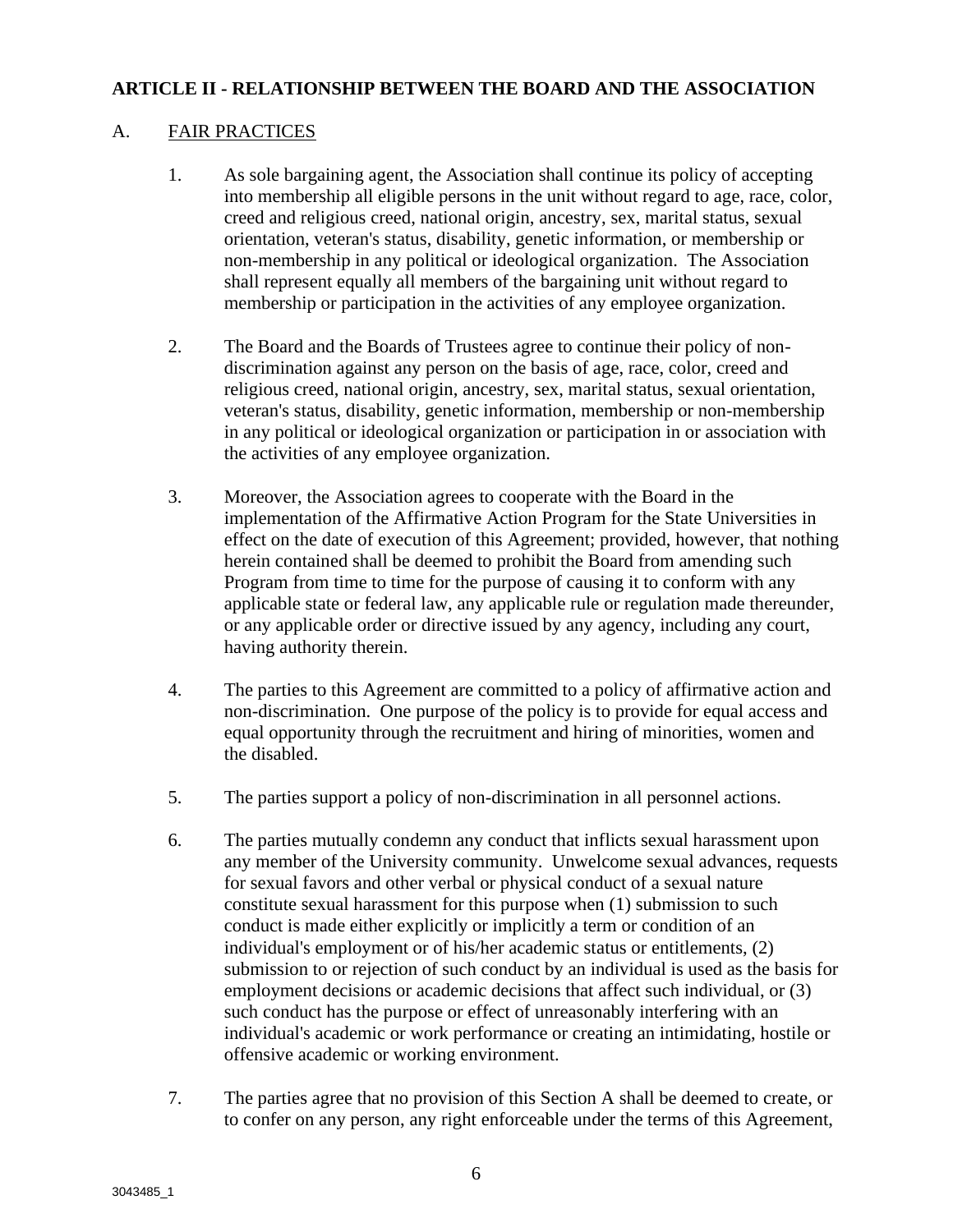## ARTICLE II - RELATIONSHIP BETWEEN THE BOARD AND THE ASSOCIATION

### A. FAIR PRACTICES

1. As sole bargaining agent, the Association shall continue its policy of accepting into membership all eligible persons in the unit without regard to age, race, color, creed and religious creed, national origin, ancestry, sex, marital status, sexual orientation, veteran's status, disability, genetic information, or membership or non-membership in any political or ideological organization. The Association shall represent equally all members of the bargaining unit without regard to membership or participation in the activities of any employee organization.

2. The Board and the Boards of Trustees agree to continue their policy of non-discrimination against any person on the basis of age, race, color, creed and religious creed, national origin, ancestry, sex, marital status, sexual orientation, veteran's status, disability, genetic information, membership or non-membership in any political or ideological organization or participation in or association with the activities of any employee organization.

3. Moreover, the Association agrees to cooperate with the Board in the implementation of the Affirmative Action Program for the State Universities in effect on the date of execution of this Agreement; provided, however, that nothing herein contained shall be deemed to prohibit the Board from amending such Program from time to time for the purpose of causing it to conform with any applicable state or federal law, any applicable rule or regulation made thereunder, or any applicable order or directive issued by any agency, including any court, having authority therein.

4. The parties to this Agreement are committed to a policy of affirmative action and non-discrimination. One purpose of the policy is to provide for equal access and equal opportunity through the recruitment and hiring of minorities, women and the disabled.

5. The parties support a policy of non-discrimination in all personnel actions.

6. The parties mutually condemn any conduct that inflicts sexual harassment upon any member of the University community. Unwelcome sexual advances, requests for sexual favors and other verbal or physical conduct of a sexual nature constitute sexual harassment for this purpose when (1) submission to such conduct is made either explicitly or implicitly a term or condition of an individual's employment or of his/her academic status or entitlements, (2) submission to or rejection of such conduct by an individual is used as the basis for employment decisions or academic decisions that affect such individual, or (3) such conduct has the purpose or effect of unreasonably interfering with an individual's academic or work performance or creating an intimidating, hostile or offensive academic or working environment.

7. The parties agree that no provision of this Section A shall be deemed to create, or to confer on any person, any right enforceable under the terms of this Agreement,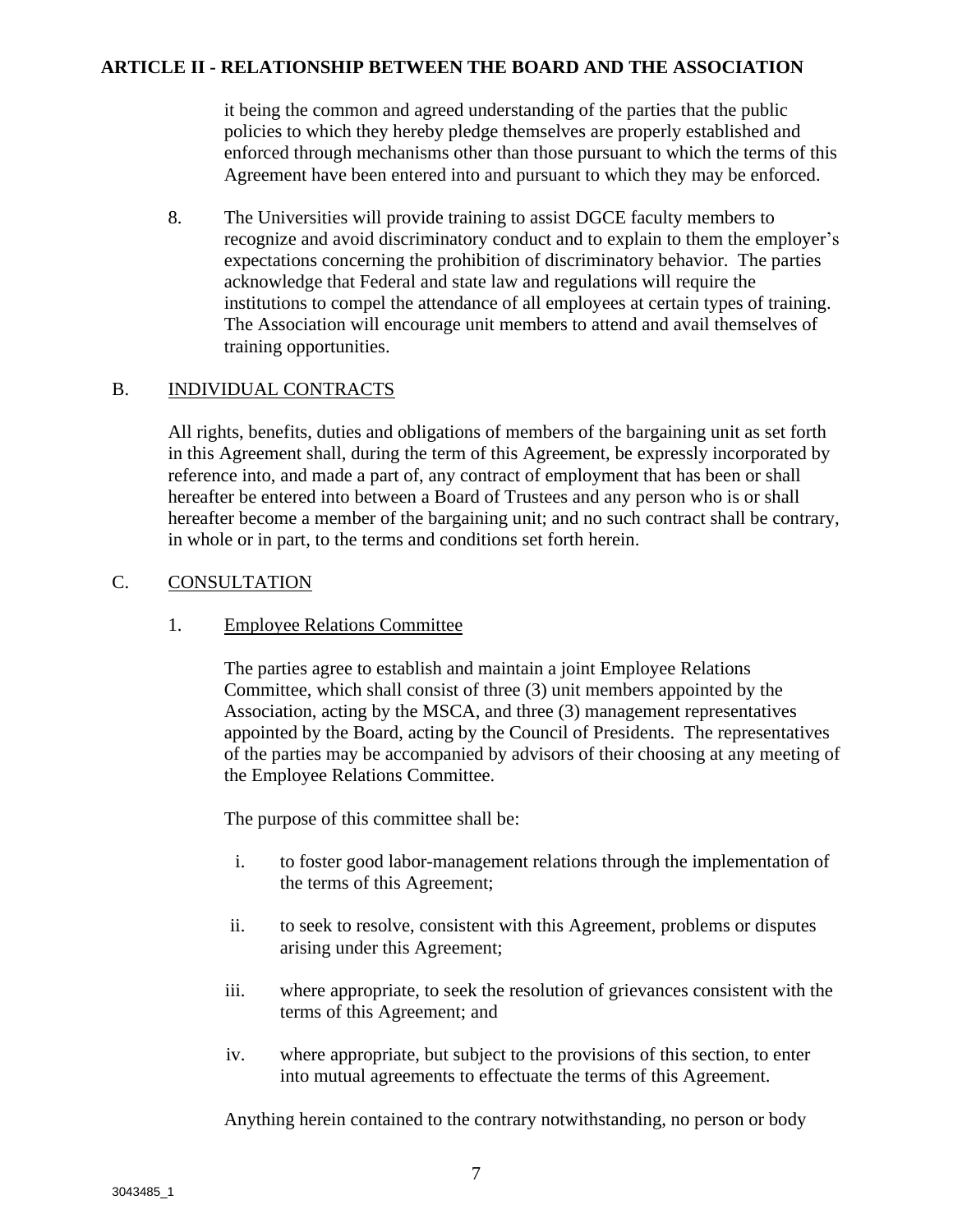it being the common and agreed understanding of the parties that the public policies to which they hereby pledge themselves are properly established and enforced through mechanisms other than those pursuant to which the terms of this Agreement have been entered into and pursuant to which they may be enforced.

8. The Universities will provide training to assist DGCE faculty members to recognize and avoid discriminatory conduct and to explain to them the employer's expectations concerning the prohibition of discriminatory behavior. The parties acknowledge that Federal and state law and regulations will require the institutions to compel the attendance of all employees at certain types of training. The Association will encourage unit members to attend and avail themselves of training opportunities.

## B. INDIVIDUAL CONTRACTS

All rights, benefits, duties and obligations of members of the bargaining unit as set forth in this Agreement shall, during the term of this Agreement, be expressly incorporated by reference into, and made a part of, any contract of employment that has been or shall hereafter be entered into between a Board of Trustees and any person who is or shall hereafter become a member of the bargaining unit; and no such contract shall be contrary, in whole or in part, to the terms and conditions set forth herein.

## C. CONSULTATION

### 1. Employee Relations Committee

The parties agree to establish and maintain a joint Employee Relations Committee, which shall consist of three (3) unit members appointed by the Association, acting by the MSCA, and three (3) management representatives appointed by the Board, acting by the Council of Presidents. The representatives of the parties may be accompanied by advisors of their choosing at any meeting of the Employee Relations Committee.

The purpose of this committee shall be:

i. to foster good labor-management relations through the implementation of the terms of this Agreement;

ii. to seek to resolve, consistent with this Agreement, problems or disputes arising under this Agreement;

iii. where appropriate, to seek the resolution of grievances consistent with the terms of this Agreement; and

iv. where appropriate, but subject to the provisions of this section, to enter into mutual agreements to effectuate the terms of this Agreement.

Anything herein contained to the contrary notwithstanding, no person or body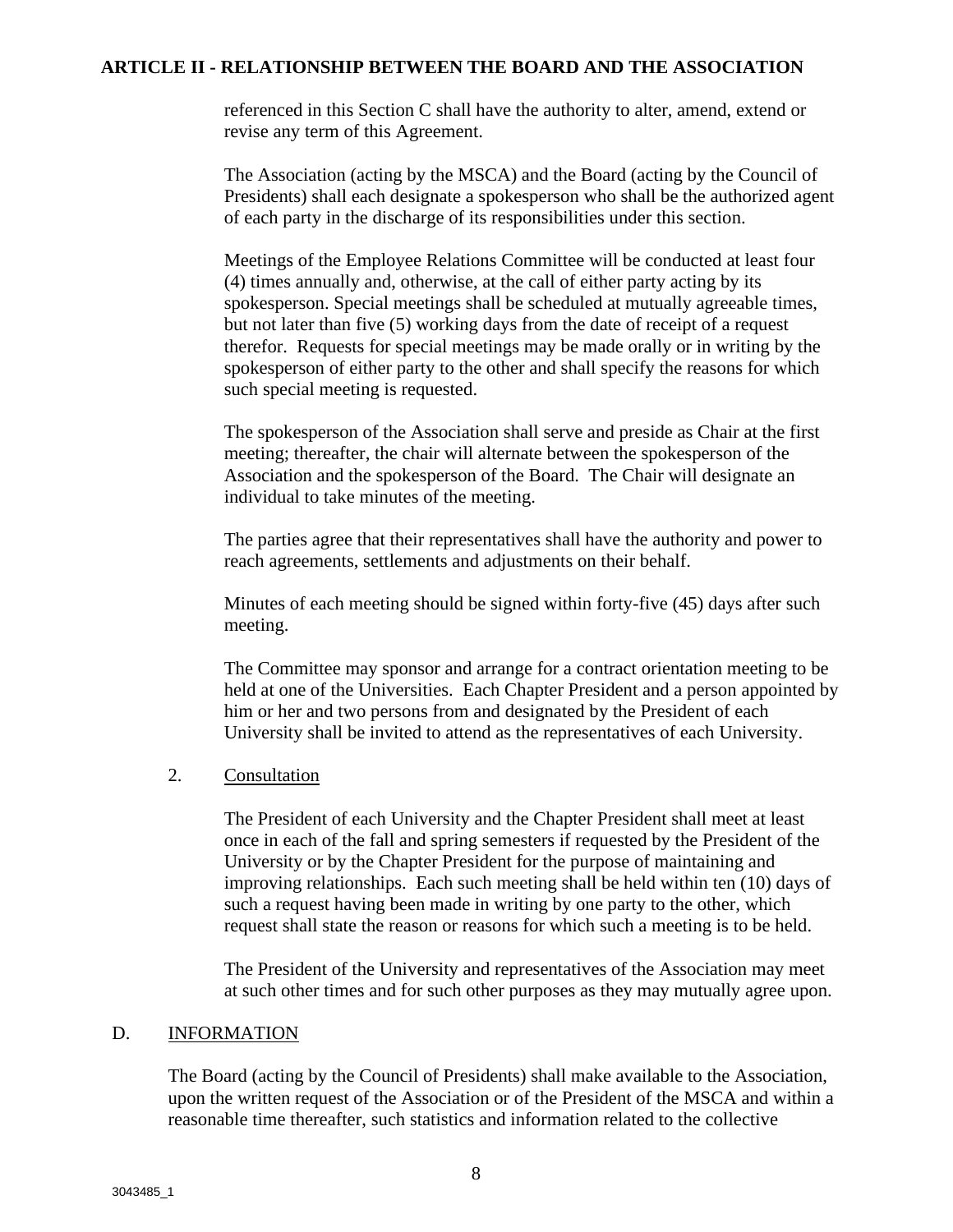referenced in this Section C shall have the authority to alter, amend, extend or revise any term of this Agreement.

The Association (acting by the MSCA) and the Board (acting by the Council of Presidents) shall each designate a spokesperson who shall be the authorized agent of each party in the discharge of its responsibilities under this section.

Meetings of the Employee Relations Committee will be conducted at least four (4) times annually and, otherwise, at the call of either party acting by its spokesperson. Special meetings shall be scheduled at mutually agreeable times, but not later than five (5) working days from the date of receipt of a request therefor. Requests for special meetings may be made orally or in writing by the spokesperson of either party to the other and shall specify the reasons for which such special meeting is requested.

The spokesperson of the Association shall serve and preside as Chair at the first meeting; thereafter, the chair will alternate between the spokesperson of the Association and the spokesperson of the Board. The Chair will designate an individual to take minutes of the meeting.

The parties agree that their representatives shall have the authority and power to reach agreements, settlements and adjustments on their behalf.

Minutes of each meeting should be signed within forty-five (45) days after such meeting.

The Committee may sponsor and arrange for a contract orientation meeting to be held at one of the Universities. Each Chapter President and a person appointed by him or her and two persons from and designated by the President of each University shall be invited to attend as the representatives of each University.

2. Consultation

The President of each University and the Chapter President shall meet at least once in each of the fall and spring semesters if requested by the President of the University or by the Chapter President for the purpose of maintaining and improving relationships. Each such meeting shall be held within ten (10) days of such a request having been made in writing by one party to the other, which request shall state the reason or reasons for which such a meeting is to be held.

The President of the University and representatives of the Association may meet at such other times and for such other purposes as they may mutually agree upon.

D. INFORMATION

The Board (acting by the Council of Presidents) shall make available to the Association, upon the written request of the Association or of the President of the MSCA and within a reasonable time thereafter, such statistics and information related to the collective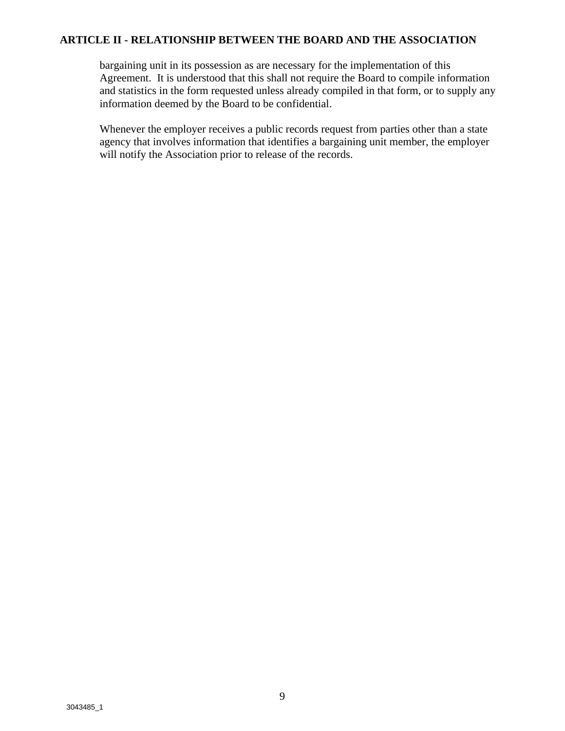bargaining unit in its possession as are necessary for the implementation of this Agreement. It is understood that this shall not require the Board to compile information and statistics in the form requested unless already compiled in that form, or to supply any information deemed by the Board to be confidential.

Whenever the employer receives a public records request from parties other than a state agency that involves information that identifies a bargaining unit member, the employer will notify the Association prior to release of the records.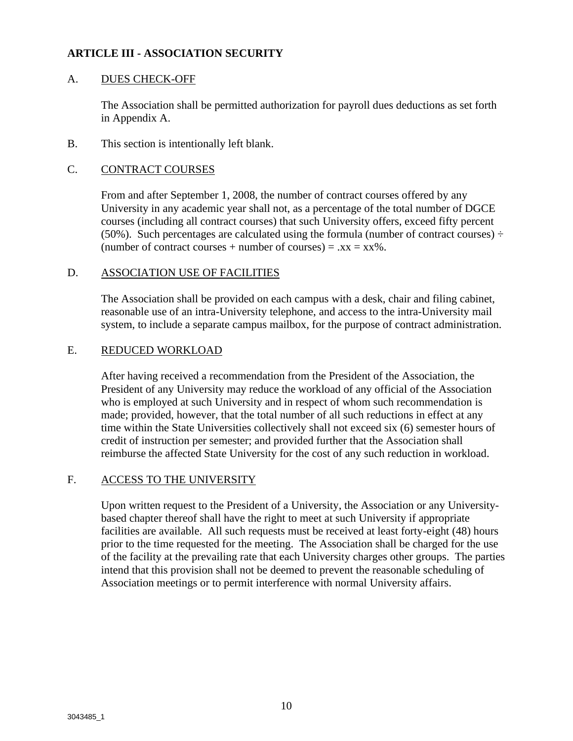## ARTICLE III - ASSOCIATION SECURITY

A. DUES CHECK-OFF

The Association shall be permitted authorization for payroll dues deductions as set forth in Appendix A.

B. This section is intentionally left blank.

C. CONTRACT COURSES

From and after September 1, 2008, the number of contract courses offered by any University in any academic year shall not, as a percentage of the total number of DGCE courses (including all contract courses) that such University offers, exceed fifty percent (50%). Such percentages are calculated using the formula (number of contract courses) ÷ (number of contract courses + number of courses) = .xx = xx%.

D. ASSOCIATION USE OF FACILITIES

The Association shall be provided on each campus with a desk, chair and filing cabinet, reasonable use of an intra-University telephone, and access to the intra-University mail system, to include a separate campus mailbox, for the purpose of contract administration.

E. REDUCED WORKLOAD

After having received a recommendation from the President of the Association, the President of any University may reduce the workload of any official of the Association who is employed at such University and in respect of whom such recommendation is made; provided, however, that the total number of all such reductions in effect at any time within the State Universities collectively shall not exceed six (6) semester hours of credit of instruction per semester; and provided further that the Association shall reimburse the affected State University for the cost of any such reduction in workload.

F. ACCESS TO THE UNIVERSITY

Upon written request to the President of a University, the Association or any University-based chapter thereof shall have the right to meet at such University if appropriate facilities are available. All such requests must be received at least forty-eight (48) hours prior to the time requested for the meeting. The Association shall be charged for the use of the facility at the prevailing rate that each University charges other groups. The parties intend that this provision shall not be deemed to prevent the reasonable scheduling of Association meetings or to permit interference with normal University affairs.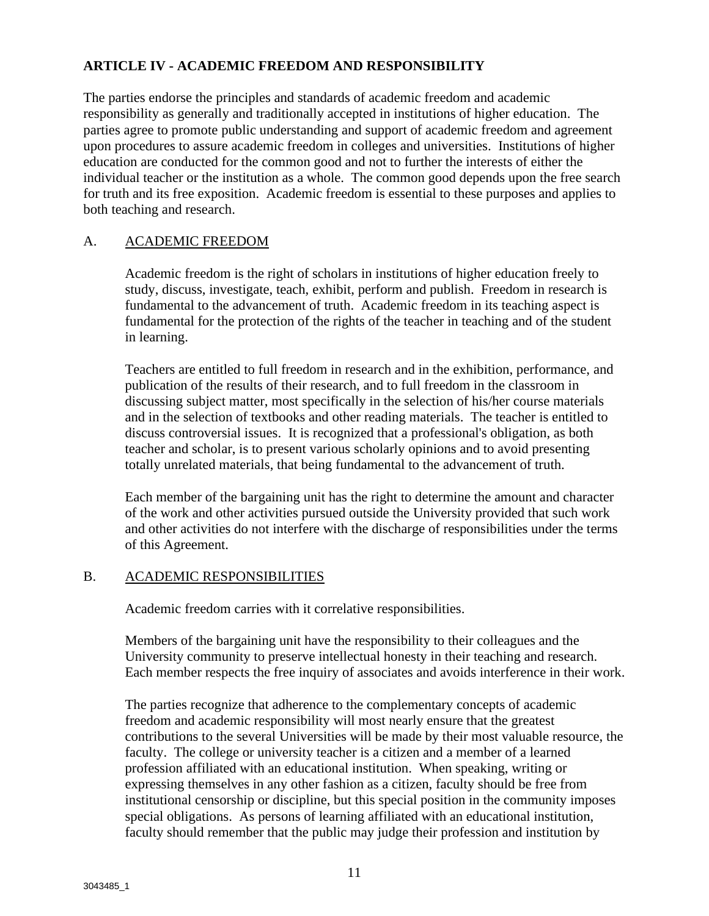## ARTICLE IV - ACADEMIC FREEDOM AND RESPONSIBILITY

The parties endorse the principles and standards of academic freedom and academic responsibility as generally and traditionally accepted in institutions of higher education. The parties agree to promote public understanding and support of academic freedom and agreement upon procedures to assure academic freedom in colleges and universities. Institutions of higher education are conducted for the common good and not to further the interests of either the individual teacher or the institution as a whole. The common good depends upon the free search for truth and its free exposition. Academic freedom is essential to these purposes and applies to both teaching and research.

### A. ACADEMIC FREEDOM

Academic freedom is the right of scholars in institutions of higher education freely to study, discuss, investigate, teach, exhibit, perform and publish. Freedom in research is fundamental to the advancement of truth. Academic freedom in its teaching aspect is fundamental for the protection of the rights of the teacher in teaching and of the student in learning.

Teachers are entitled to full freedom in research and in the exhibition, performance, and publication of the results of their research, and to full freedom in the classroom in discussing subject matter, most specifically in the selection of his/her course materials and in the selection of textbooks and other reading materials. The teacher is entitled to discuss controversial issues. It is recognized that a professional's obligation, as both teacher and scholar, is to present various scholarly opinions and to avoid presenting totally unrelated materials, that being fundamental to the advancement of truth.

Each member of the bargaining unit has the right to determine the amount and character of the work and other activities pursued outside the University provided that such work and other activities do not interfere with the discharge of responsibilities under the terms of this Agreement.

### B. ACADEMIC RESPONSIBILITIES

Academic freedom carries with it correlative responsibilities.

Members of the bargaining unit have the responsibility to their colleagues and the University community to preserve intellectual honesty in their teaching and research. Each member respects the free inquiry of associates and avoids interference in their work.

The parties recognize that adherence to the complementary concepts of academic freedom and academic responsibility will most nearly ensure that the greatest contributions to the several Universities will be made by their most valuable resource, the faculty. The college or university teacher is a citizen and a member of a learned profession affiliated with an educational institution. When speaking, writing or expressing themselves in any other fashion as a citizen, faculty should be free from institutional censorship or discipline, but this special position in the community imposes special obligations. As persons of learning affiliated with an educational institution, faculty should remember that the public may judge their profession and institution by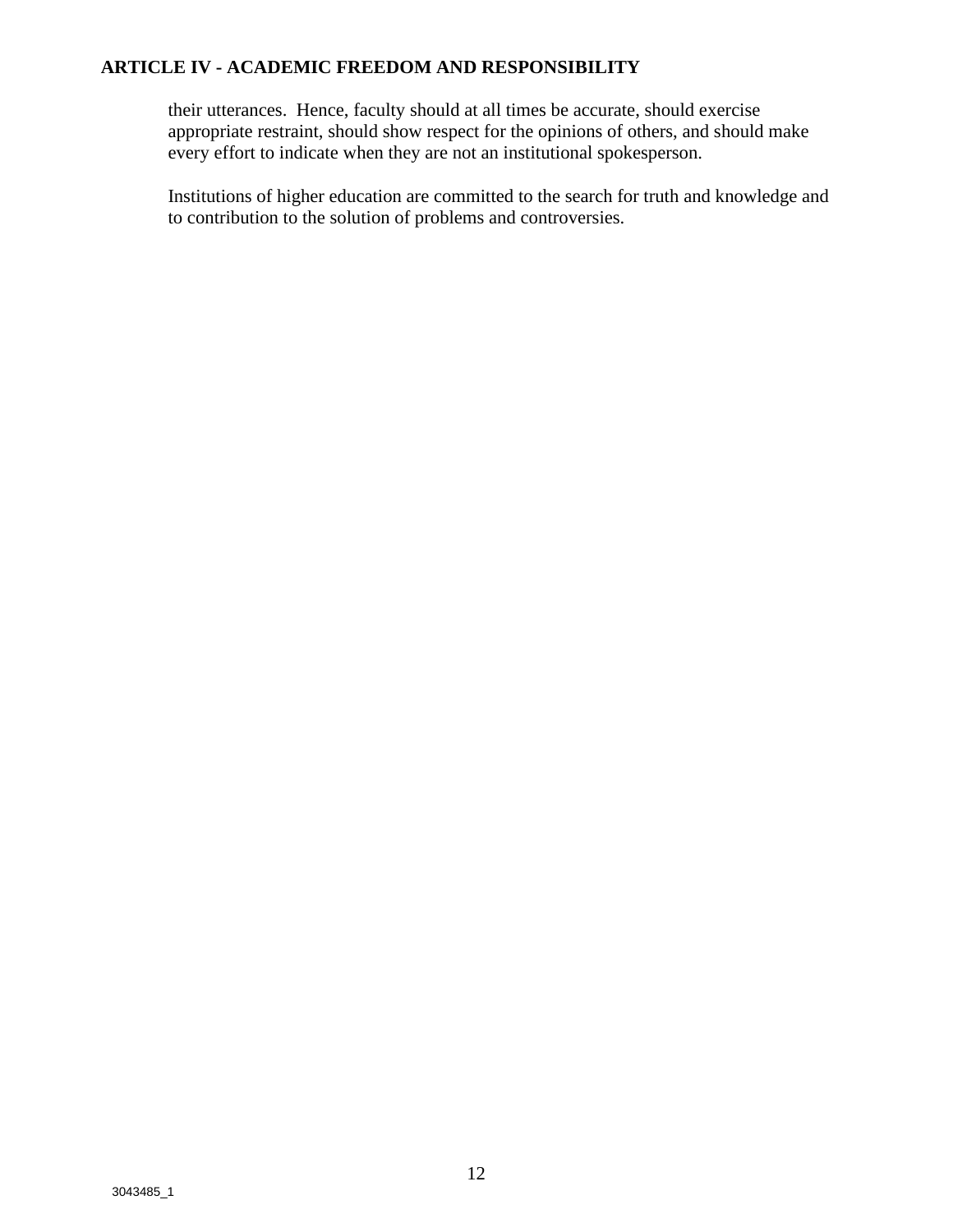their utterances. Hence, faculty should at all times be accurate, should exercise appropriate restraint, should show respect for the opinions of others, and should make every effort to indicate when they are not an institutional spokesperson.

Institutions of higher education are committed to the search for truth and knowledge and to contribution to the solution of problems and controversies.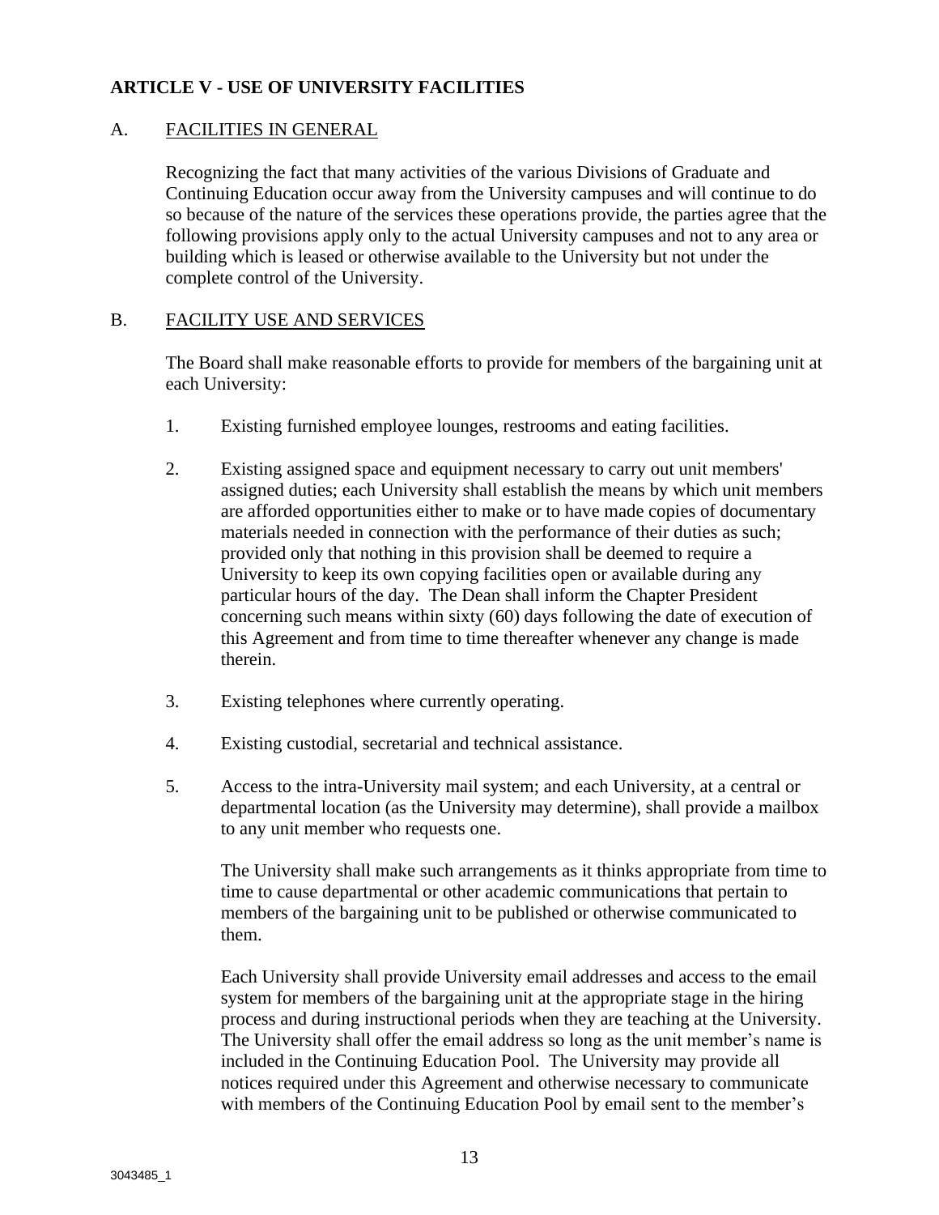## ARTICLE V - USE OF UNIVERSITY FACILITIES

### A. FACILITIES IN GENERAL

Recognizing the fact that many activities of the various Divisions of Graduate and Continuing Education occur away from the University campuses and will continue to do so because of the nature of the services these operations provide, the parties agree that the following provisions apply only to the actual University campuses and not to any area or building which is leased or otherwise available to the University but not under the complete control of the University.

### B. FACILITY USE AND SERVICES

The Board shall make reasonable efforts to provide for members of the bargaining unit at each University:

1. Existing furnished employee lounges, restrooms and eating facilities.

2. Existing assigned space and equipment necessary to carry out unit members' assigned duties; each University shall establish the means by which unit members are afforded opportunities either to make or to have made copies of documentary materials needed in connection with the performance of their duties as such; provided only that nothing in this provision shall be deemed to require a University to keep its own copying facilities open or available during any particular hours of the day. The Dean shall inform the Chapter President concerning such means within sixty (60) days following the date of execution of this Agreement and from time to time thereafter whenever any change is made therein.

3. Existing telephones where currently operating.

4. Existing custodial, secretarial and technical assistance.

5. Access to the intra-University mail system; and each University, at a central or departmental location (as the University may determine), shall provide a mailbox to any unit member who requests one.

   The University shall make such arrangements as it thinks appropriate from time to time to cause departmental or other academic communications that pertain to members of the bargaining unit to be published or otherwise communicated to them.

   Each University shall provide University email addresses and access to the email system for members of the bargaining unit at the appropriate stage in the hiring process and during instructional periods when they are teaching at the University. The University shall offer the email address so long as the unit member's name is included in the Continuing Education Pool. The University may provide all notices required under this Agreement and otherwise necessary to communicate with members of the Continuing Education Pool by email sent to the member's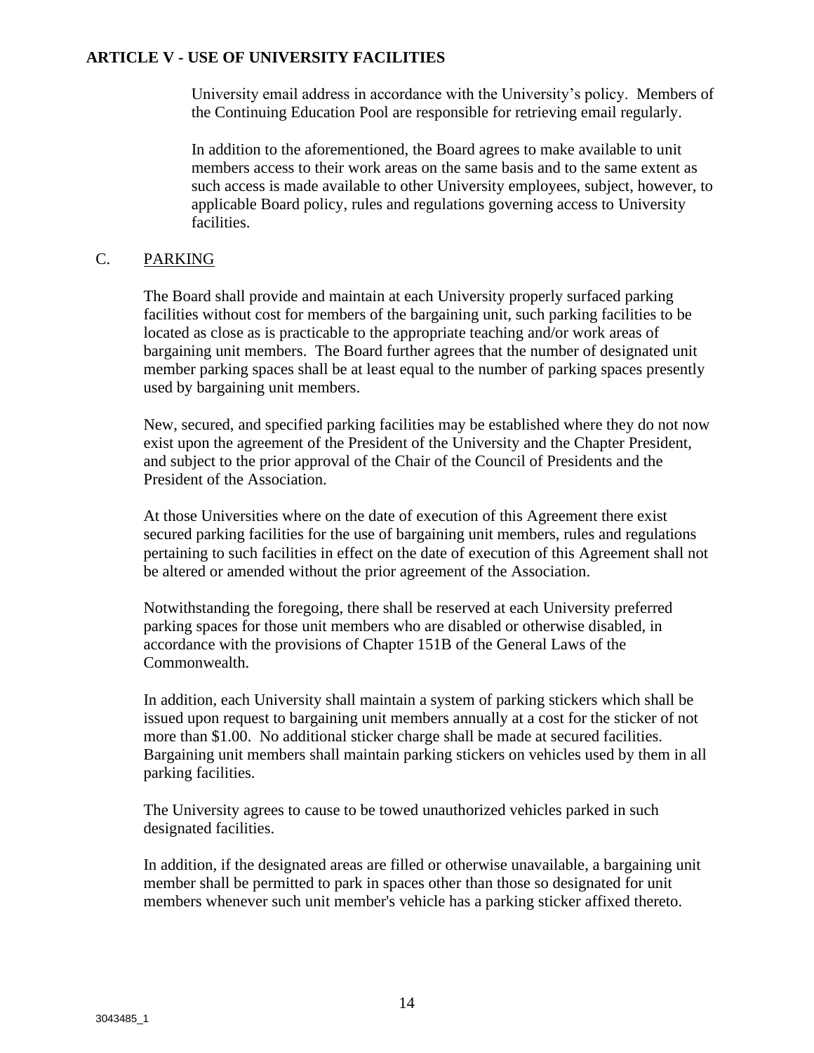University email address in accordance with the University's policy. Members of the Continuing Education Pool are responsible for retrieving email regularly.

In addition to the aforementioned, the Board agrees to make available to unit members access to their work areas on the same basis and to the same extent as such access is made available to other University employees, subject, however, to applicable Board policy, rules and regulations governing access to University facilities.

C. <u>PARKING</u>

The Board shall provide and maintain at each University properly surfaced parking facilities without cost for members of the bargaining unit, such parking facilities to be located as close as is practicable to the appropriate teaching and/or work areas of bargaining unit members. The Board further agrees that the number of designated unit member parking spaces shall be at least equal to the number of parking spaces presently used by bargaining unit members.

New, secured, and specified parking facilities may be established where they do not now exist upon the agreement of the President of the University and the Chapter President, and subject to the prior approval of the Chair of the Council of Presidents and the President of the Association.

At those Universities where on the date of execution of this Agreement there exist secured parking facilities for the use of bargaining unit members, rules and regulations pertaining to such facilities in effect on the date of execution of this Agreement shall not be altered or amended without the prior agreement of the Association.

Notwithstanding the foregoing, there shall be reserved at each University preferred parking spaces for those unit members who are disabled or otherwise disabled, in accordance with the provisions of Chapter 151B of the General Laws of the Commonwealth.

In addition, each University shall maintain a system of parking stickers which shall be issued upon request to bargaining unit members annually at a cost for the sticker of not more than $1.00. No additional sticker charge shall be made at secured facilities. Bargaining unit members shall maintain parking stickers on vehicles used by them in all parking facilities.

The University agrees to cause to be towed unauthorized vehicles parked in such designated facilities.

In addition, if the designated areas are filled or otherwise unavailable, a bargaining unit member shall be permitted to park in spaces other than those so designated for unit members whenever such unit member's vehicle has a parking sticker affixed thereto.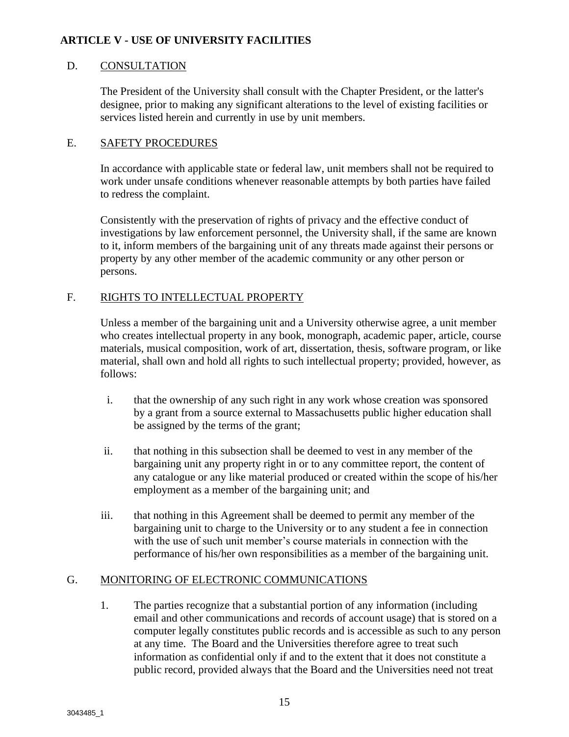## ARTICLE V - USE OF UNIVERSITY FACILITIES

### D. CONSULTATION

The President of the University shall consult with the Chapter President, or the latter's designee, prior to making any significant alterations to the level of existing facilities or services listed herein and currently in use by unit members.

### E. SAFETY PROCEDURES

In accordance with applicable state or federal law, unit members shall not be required to work under unsafe conditions whenever reasonable attempts by both parties have failed to redress the complaint.

Consistently with the preservation of rights of privacy and the effective conduct of investigations by law enforcement personnel, the University shall, if the same are known to it, inform members of the bargaining unit of any threats made against their persons or property by any other member of the academic community or any other person or persons.

### F. RIGHTS TO INTELLECTUAL PROPERTY

Unless a member of the bargaining unit and a University otherwise agree, a unit member who creates intellectual property in any book, monograph, academic paper, article, course materials, musical composition, work of art, dissertation, thesis, software program, or like material, shall own and hold all rights to such intellectual property; provided, however, as follows:

i. that the ownership of any such right in any work whose creation was sponsored by a grant from a source external to Massachusetts public higher education shall be assigned by the terms of the grant;

ii. that nothing in this subsection shall be deemed to vest in any member of the bargaining unit any property right in or to any committee report, the content of any catalogue or any like material produced or created within the scope of his/her employment as a member of the bargaining unit; and

iii. that nothing in this Agreement shall be deemed to permit any member of the bargaining unit to charge to the University or to any student a fee in connection with the use of such unit member's course materials in connection with the performance of his/her own responsibilities as a member of the bargaining unit.

### G. MONITORING OF ELECTRONIC COMMUNICATIONS

1. The parties recognize that a substantial portion of any information (including email and other communications and records of account usage) that is stored on a computer legally constitutes public records and is accessible as such to any person at any time. The Board and the Universities therefore agree to treat such information as confidential only if and to the extent that it does not constitute a public record, provided always that the Board and the Universities need not treat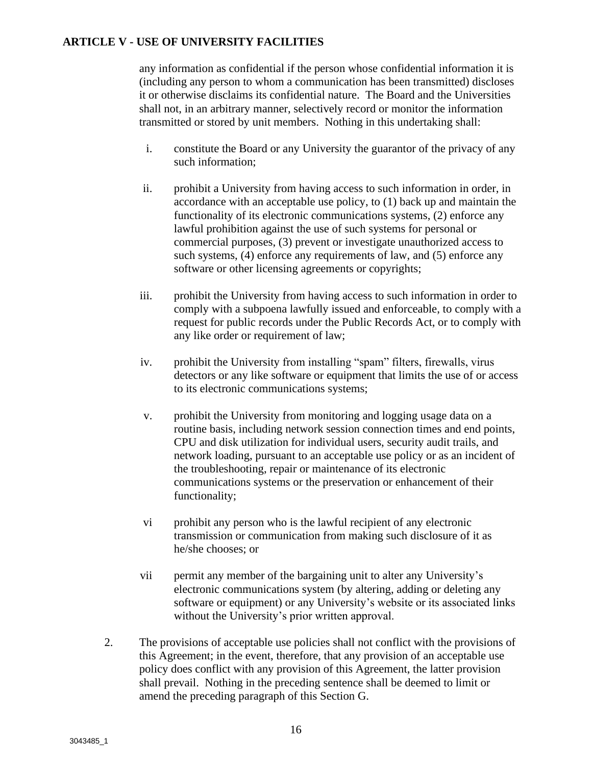any information as confidential if the person whose confidential information it is (including any person to whom a communication has been transmitted) discloses it or otherwise disclaims its confidential nature. The Board and the Universities shall not, in an arbitrary manner, selectively record or monitor the information transmitted or stored by unit members. Nothing in this undertaking shall:

i. constitute the Board or any University the guarantor of the privacy of any such information;

ii. prohibit a University from having access to such information in order, in accordance with an acceptable use policy, to (1) back up and maintain the functionality of its electronic communications systems, (2) enforce any lawful prohibition against the use of such systems for personal or commercial purposes, (3) prevent or investigate unauthorized access to such systems, (4) enforce any requirements of law, and (5) enforce any software or other licensing agreements or copyrights;

iii. prohibit the University from having access to such information in order to comply with a subpoena lawfully issued and enforceable, to comply with a request for public records under the Public Records Act, or to comply with any like order or requirement of law;

iv. prohibit the University from installing "spam" filters, firewalls, virus detectors or any like software or equipment that limits the use of or access to its electronic communications systems;

v. prohibit the University from monitoring and logging usage data on a routine basis, including network session connection times and end points, CPU and disk utilization for individual users, security audit trails, and network loading, pursuant to an acceptable use policy or as an incident of the troubleshooting, repair or maintenance of its electronic communications systems or the preservation or enhancement of their functionality;

vi prohibit any person who is the lawful recipient of any electronic transmission or communication from making such disclosure of it as he/she chooses; or

vii permit any member of the bargaining unit to alter any University's electronic communications system (by altering, adding or deleting any software or equipment) or any University's website or its associated links without the University's prior written approval.

2. The provisions of acceptable use policies shall not conflict with the provisions of this Agreement; in the event, therefore, that any provision of an acceptable use policy does conflict with any provision of this Agreement, the latter provision shall prevail. Nothing in the preceding sentence shall be deemed to limit or amend the preceding paragraph of this Section G.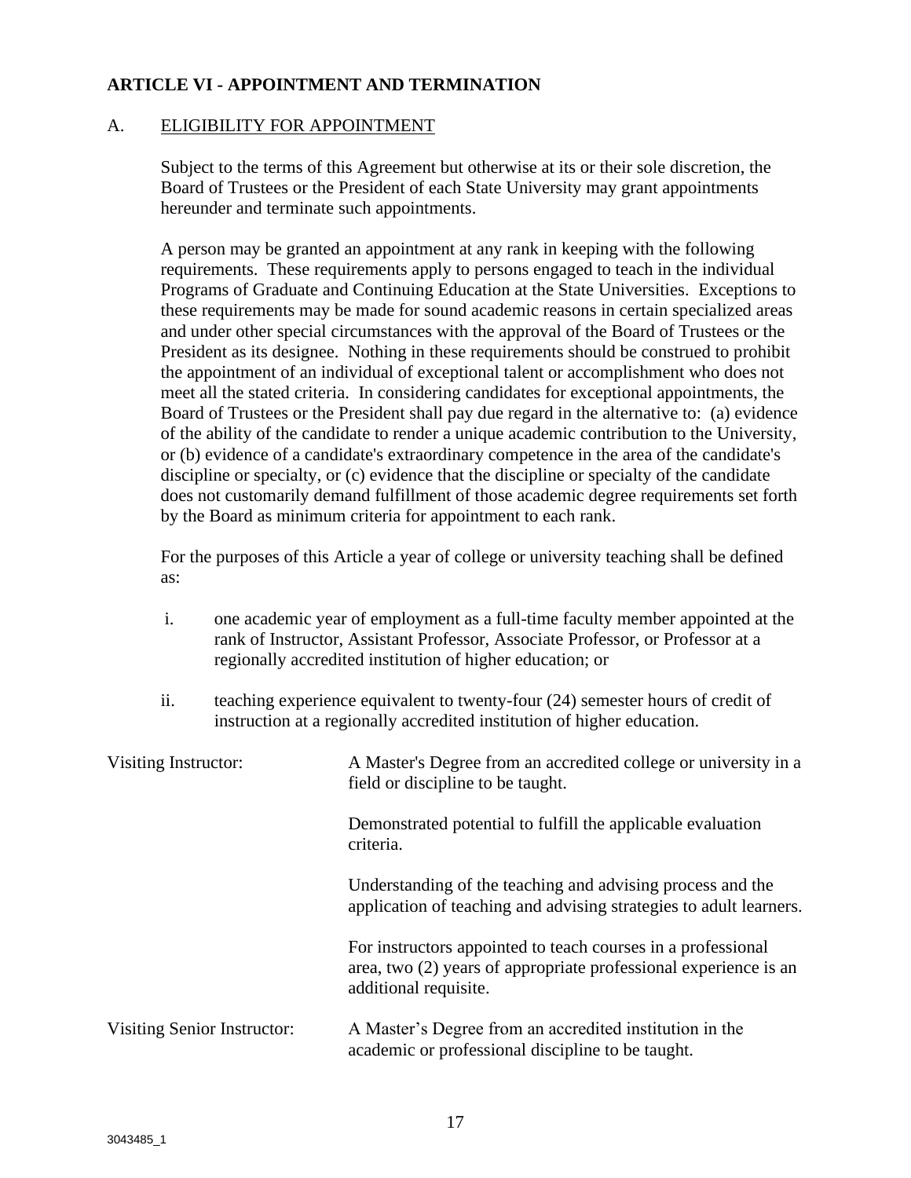## ARTICLE VI - APPOINTMENT AND TERMINATION

### A. ELIGIBILITY FOR APPOINTMENT

Subject to the terms of this Agreement but otherwise at its or their sole discretion, the Board of Trustees or the President of each State University may grant appointments hereunder and terminate such appointments.

A person may be granted an appointment at any rank in keeping with the following requirements. These requirements apply to persons engaged to teach in the individual Programs of Graduate and Continuing Education at the State Universities. Exceptions to these requirements may be made for sound academic reasons in certain specialized areas and under other special circumstances with the approval of the Board of Trustees or the President as its designee. Nothing in these requirements should be construed to prohibit the appointment of an individual of exceptional talent or accomplishment who does not meet all the stated criteria. In considering candidates for exceptional appointments, the Board of Trustees or the President shall pay due regard in the alternative to: (a) evidence of the ability of the candidate to render a unique academic contribution to the University, or (b) evidence of a candidate's extraordinary competence in the area of the candidate's discipline or specialty, or (c) evidence that the discipline or specialty of the candidate does not customarily demand fulfillment of those academic degree requirements set forth by the Board as minimum criteria for appointment to each rank.

For the purposes of this Article a year of college or university teaching shall be defined as:

i. one academic year of employment as a full-time faculty member appointed at the rank of Instructor, Assistant Professor, Associate Professor, or Professor at a regionally accredited institution of higher education; or

ii. teaching experience equivalent to twenty-four (24) semester hours of credit of instruction at a regionally accredited institution of higher education.

**Visiting Instructor:**

A Master's Degree from an accredited college or university in a field or discipline to be taught.

Demonstrated potential to fulfill the applicable evaluation criteria.

Understanding of the teaching and advising process and the application of teaching and advising strategies to adult learners.

For instructors appointed to teach courses in a professional area, two (2) years of appropriate professional experience is an additional requisite.

**Visiting Senior Instructor:**

A Master's Degree from an accredited institution in the academic or professional discipline to be taught.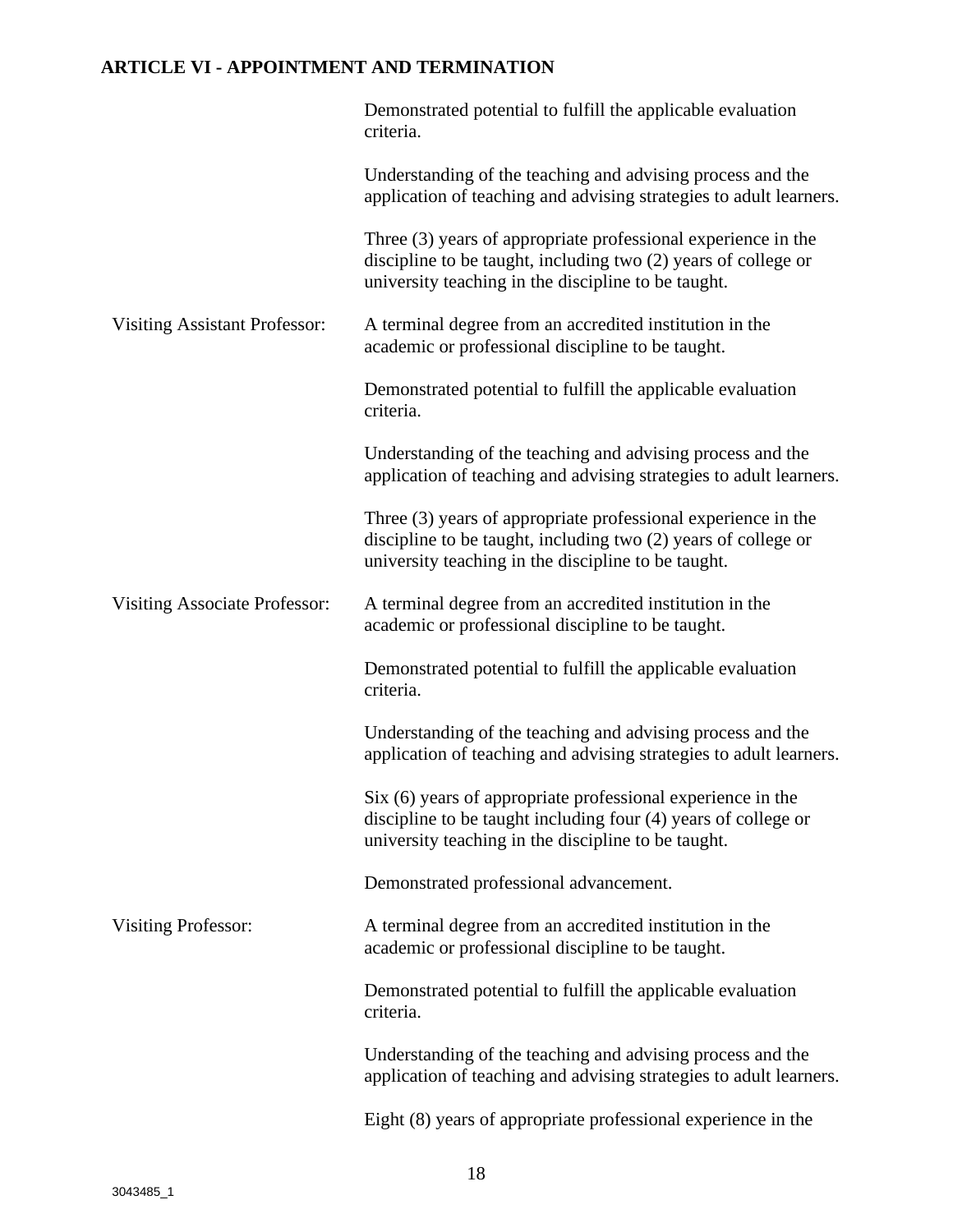## ARTICLE VI - APPOINTMENT AND TERMINATION

| | |
|---|---|
| | Demonstrated potential to fulfill the applicable evaluation criteria. |
| | Understanding of the teaching and advising process and the application of teaching and advising strategies to adult learners. |
| | Three (3) years of appropriate professional experience in the discipline to be taught, including two (2) years of college or university teaching in the discipline to be taught. |
| Visiting Assistant Professor: | A terminal degree from an accredited institution in the academic or professional discipline to be taught. |
| | Demonstrated potential to fulfill the applicable evaluation criteria. |
| | Understanding of the teaching and advising process and the application of teaching and advising strategies to adult learners. |
| | Three (3) years of appropriate professional experience in the discipline to be taught, including two (2) years of college or university teaching in the discipline to be taught. |
| Visiting Associate Professor: | A terminal degree from an accredited institution in the academic or professional discipline to be taught. |
| | Demonstrated potential to fulfill the applicable evaluation criteria. |
| | Understanding of the teaching and advising process and the application of teaching and advising strategies to adult learners. |
| | Six (6) years of appropriate professional experience in the discipline to be taught including four (4) years of college or university teaching in the discipline to be taught. |
| | Demonstrated professional advancement. |
| Visiting Professor: | A terminal degree from an accredited institution in the academic or professional discipline to be taught. |
| | Demonstrated potential to fulfill the applicable evaluation criteria. |
| | Understanding of the teaching and advising process and the application of teaching and advising strategies to adult learners. |
| | Eight (8) years of appropriate professional experience in the |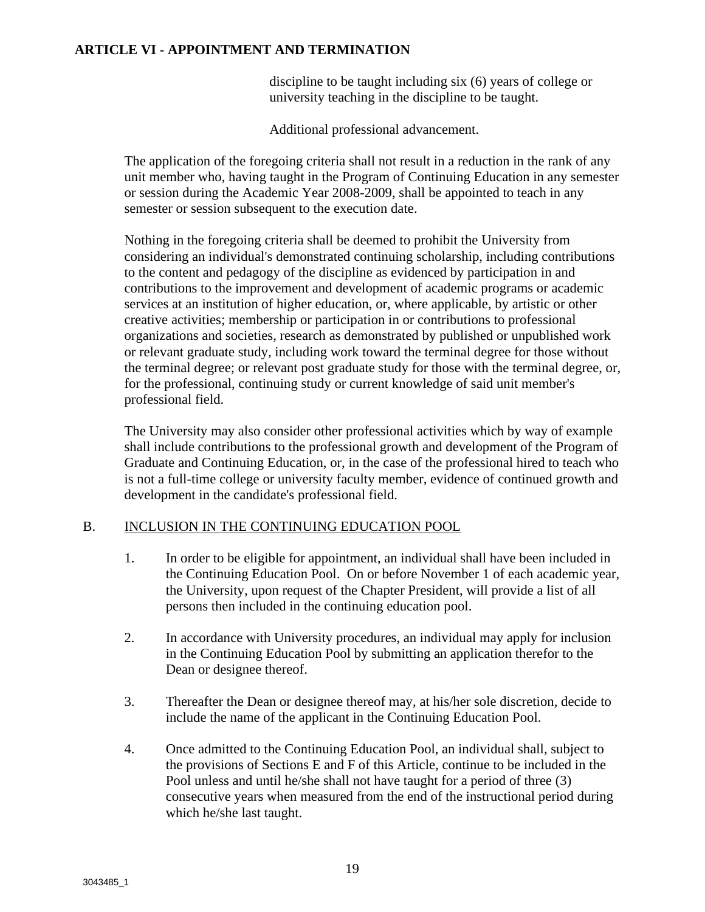discipline to be taught including six (6) years of college or university teaching in the discipline to be taught.

Additional professional advancement.

The application of the foregoing criteria shall not result in a reduction in the rank of any unit member who, having taught in the Program of Continuing Education in any semester or session during the Academic Year 2008-2009, shall be appointed to teach in any semester or session subsequent to the execution date.

Nothing in the foregoing criteria shall be deemed to prohibit the University from considering an individual's demonstrated continuing scholarship, including contributions to the content and pedagogy of the discipline as evidenced by participation in and contributions to the improvement and development of academic programs or academic services at an institution of higher education, or, where applicable, by artistic or other creative activities; membership or participation in or contributions to professional organizations and societies, research as demonstrated by published or unpublished work or relevant graduate study, including work toward the terminal degree for those without the terminal degree; or relevant post graduate study for those with the terminal degree, or, for the professional, continuing study or current knowledge of said unit member's professional field.

The University may also consider other professional activities which by way of example shall include contributions to the professional growth and development of the Program of Graduate and Continuing Education, or, in the case of the professional hired to teach who is not a full-time college or university faculty member, evidence of continued growth and development in the candidate's professional field.

B. INCLUSION IN THE CONTINUING EDUCATION POOL

1. In order to be eligible for appointment, an individual shall have been included in the Continuing Education Pool. On or before November 1 of each academic year, the University, upon request of the Chapter President, will provide a list of all persons then included in the continuing education pool.

2. In accordance with University procedures, an individual may apply for inclusion in the Continuing Education Pool by submitting an application therefor to the Dean or designee thereof.

3. Thereafter the Dean or designee thereof may, at his/her sole discretion, decide to include the name of the applicant in the Continuing Education Pool.

4. Once admitted to the Continuing Education Pool, an individual shall, subject to the provisions of Sections E and F of this Article, continue to be included in the Pool unless and until he/she shall not have taught for a period of three (3) consecutive years when measured from the end of the instructional period during which he/she last taught.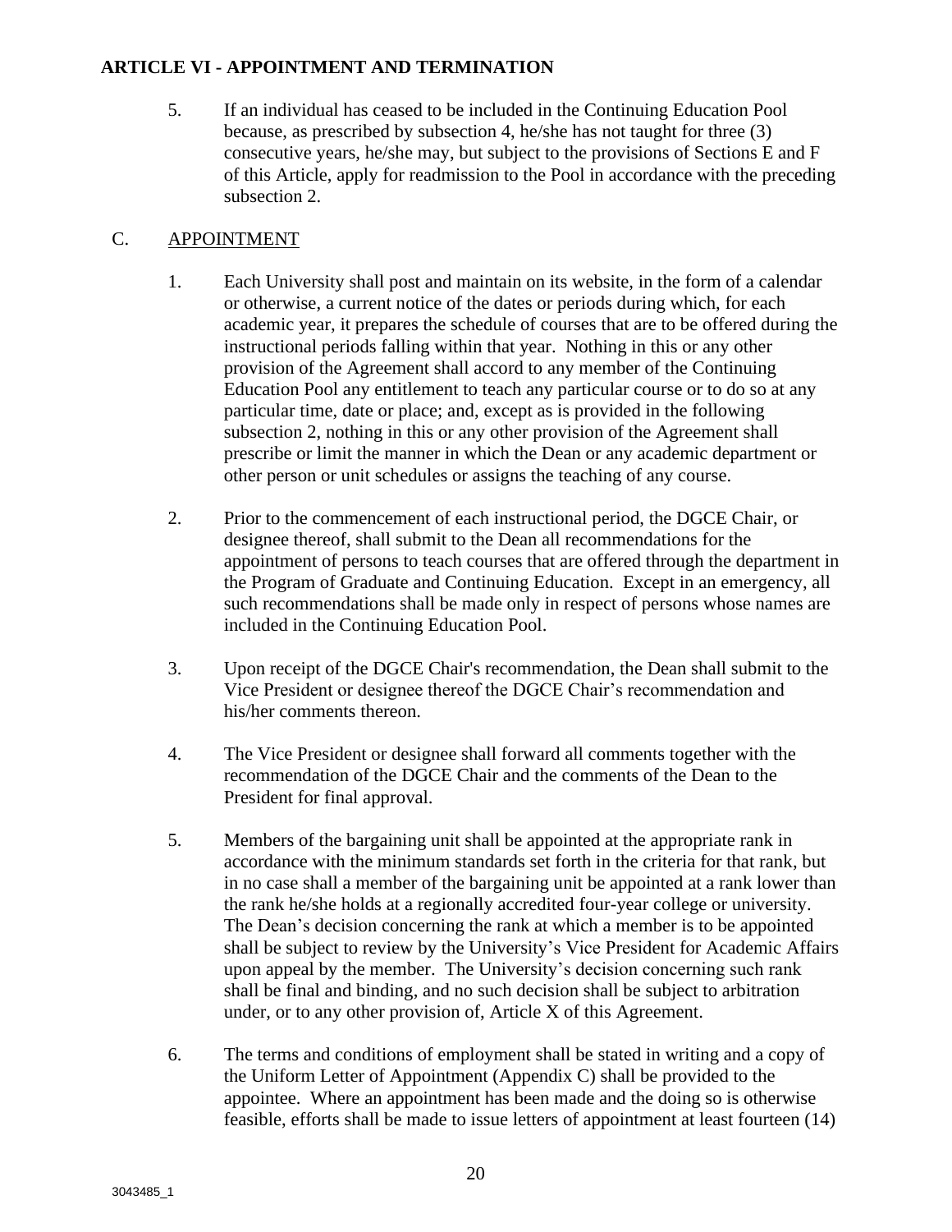## ARTICLE VI - APPOINTMENT AND TERMINATION

5. If an individual has ceased to be included in the Continuing Education Pool because, as prescribed by subsection 4, he/she has not taught for three (3) consecutive years, he/she may, but subject to the provisions of Sections E and F of this Article, apply for readmission to the Pool in accordance with the preceding subsection 2.

### C. APPOINTMENT

1. Each University shall post and maintain on its website, in the form of a calendar or otherwise, a current notice of the dates or periods during which, for each academic year, it prepares the schedule of courses that are to be offered during the instructional periods falling within that year. Nothing in this or any other provision of the Agreement shall accord to any member of the Continuing Education Pool any entitlement to teach any particular course or to do so at any particular time, date or place; and, except as is provided in the following subsection 2, nothing in this or any other provision of the Agreement shall prescribe or limit the manner in which the Dean or any academic department or other person or unit schedules or assigns the teaching of any course.

2. Prior to the commencement of each instructional period, the DGCE Chair, or designee thereof, shall submit to the Dean all recommendations for the appointment of persons to teach courses that are offered through the department in the Program of Graduate and Continuing Education. Except in an emergency, all such recommendations shall be made only in respect of persons whose names are included in the Continuing Education Pool.

3. Upon receipt of the DGCE Chair's recommendation, the Dean shall submit to the Vice President or designee thereof the DGCE Chair's recommendation and his/her comments thereon.

4. The Vice President or designee shall forward all comments together with the recommendation of the DGCE Chair and the comments of the Dean to the President for final approval.

5. Members of the bargaining unit shall be appointed at the appropriate rank in accordance with the minimum standards set forth in the criteria for that rank, but in no case shall a member of the bargaining unit be appointed at a rank lower than the rank he/she holds at a regionally accredited four-year college or university. The Dean's decision concerning the rank at which a member is to be appointed shall be subject to review by the University's Vice President for Academic Affairs upon appeal by the member. The University's decision concerning such rank shall be final and binding, and no such decision shall be subject to arbitration under, or to any other provision of, Article X of this Agreement.

6. The terms and conditions of employment shall be stated in writing and a copy of the Uniform Letter of Appointment (Appendix C) shall be provided to the appointee. Where an appointment has been made and the doing so is otherwise feasible, efforts shall be made to issue letters of appointment at least fourteen (14)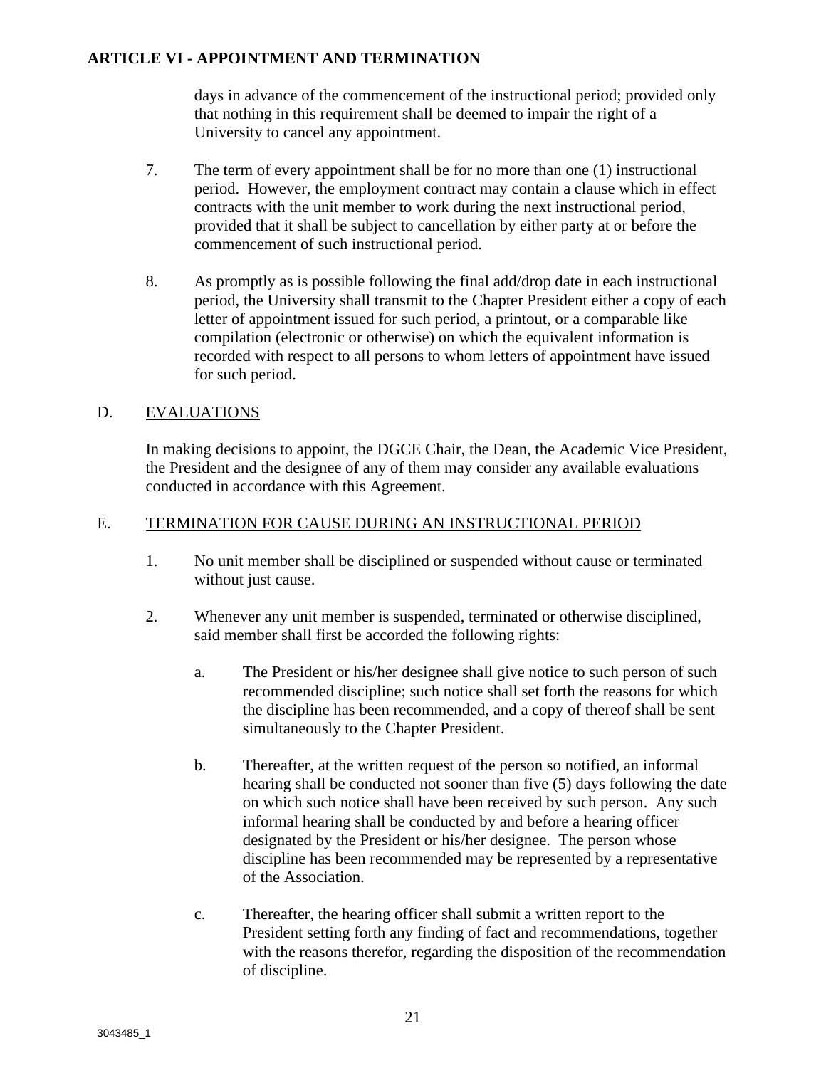days in advance of the commencement of the instructional period; provided only that nothing in this requirement shall be deemed to impair the right of a University to cancel any appointment.

7. The term of every appointment shall be for no more than one (1) instructional period. However, the employment contract may contain a clause which in effect contracts with the unit member to work during the next instructional period, provided that it shall be subject to cancellation by either party at or before the commencement of such instructional period.

8. As promptly as is possible following the final add/drop date in each instructional period, the University shall transmit to the Chapter President either a copy of each letter of appointment issued for such period, a printout, or a comparable like compilation (electronic or otherwise) on which the equivalent information is recorded with respect to all persons to whom letters of appointment have issued for such period.

D. <u>EVALUATIONS</u>

In making decisions to appoint, the DGCE Chair, the Dean, the Academic Vice President, the President and the designee of any of them may consider any available evaluations conducted in accordance with this Agreement.

E. <u>TERMINATION FOR CAUSE DURING AN INSTRUCTIONAL PERIOD</u>

1. No unit member shall be disciplined or suspended without cause or terminated without just cause.

2. Whenever any unit member is suspended, terminated or otherwise disciplined, said member shall first be accorded the following rights:

   a. The President or his/her designee shall give notice to such person of such recommended discipline; such notice shall set forth the reasons for which the discipline has been recommended, and a copy of thereof shall be sent simultaneously to the Chapter President.

   b. Thereafter, at the written request of the person so notified, an informal hearing shall be conducted not sooner than five (5) days following the date on which such notice shall have been received by such person. Any such informal hearing shall be conducted by and before a hearing officer designated by the President or his/her designee. The person whose discipline has been recommended may be represented by a representative of the Association.

   c. Thereafter, the hearing officer shall submit a written report to the President setting forth any finding of fact and recommendations, together with the reasons therefor, regarding the disposition of the recommendation of discipline.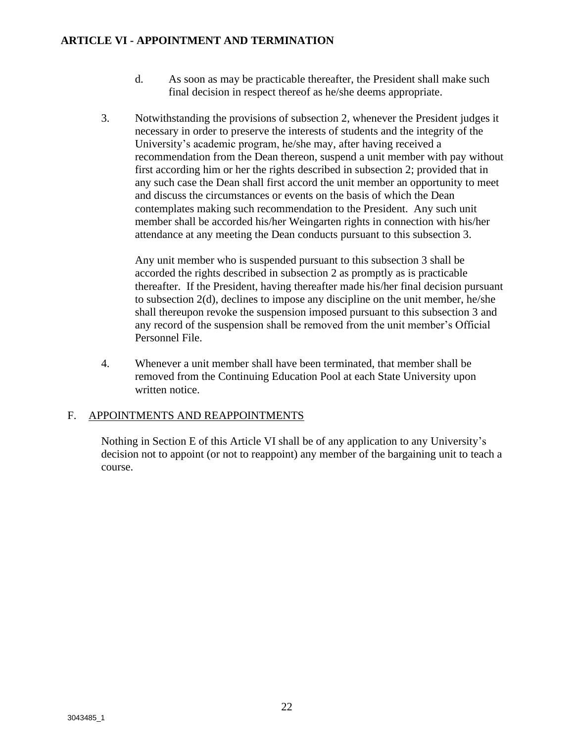d. As soon as may be practicable thereafter, the President shall make such final decision in respect thereof as he/she deems appropriate.

3. Notwithstanding the provisions of subsection 2, whenever the President judges it necessary in order to preserve the interests of students and the integrity of the University's academic program, he/she may, after having received a recommendation from the Dean thereon, suspend a unit member with pay without first according him or her the rights described in subsection 2; provided that in any such case the Dean shall first accord the unit member an opportunity to meet and discuss the circumstances or events on the basis of which the Dean contemplates making such recommendation to the President. Any such unit member shall be accorded his/her Weingarten rights in connection with his/her attendance at any meeting the Dean conducts pursuant to this subsection 3.

   Any unit member who is suspended pursuant to this subsection 3 shall be accorded the rights described in subsection 2 as promptly as is practicable thereafter. If the President, having thereafter made his/her final decision pursuant to subsection 2(d), declines to impose any discipline on the unit member, he/she shall thereupon revoke the suspension imposed pursuant to this subsection 3 and any record of the suspension shall be removed from the unit member's Official Personnel File.

4. Whenever a unit member shall have been terminated, that member shall be removed from the Continuing Education Pool at each State University upon written notice.

## F. <u>APPOINTMENTS AND REAPPOINTMENTS</u>

Nothing in Section E of this Article VI shall be of any application to any University's decision not to appoint (or not to reappoint) any member of the bargaining unit to teach a course.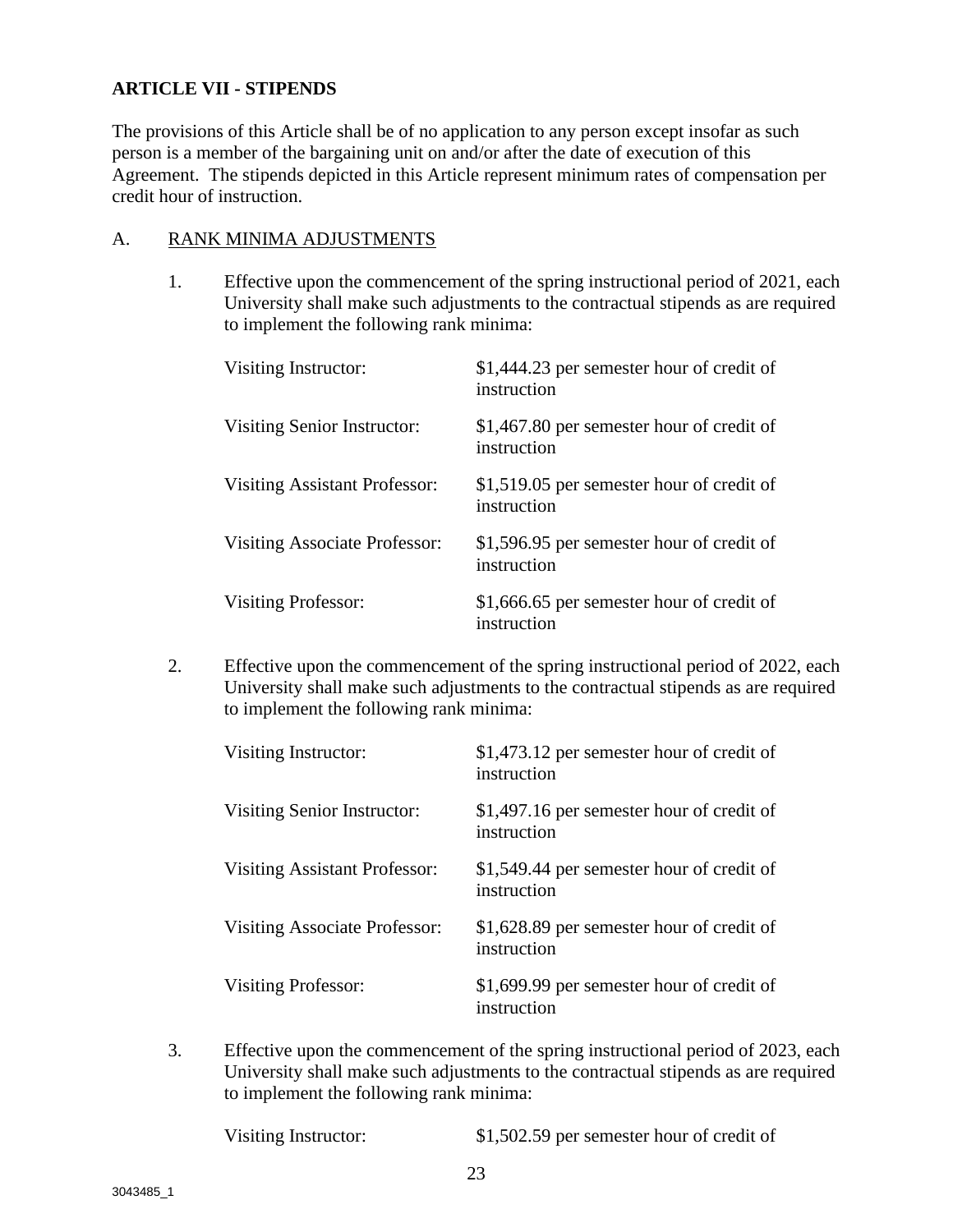**ARTICLE VII - STIPENDS**

The provisions of this Article shall be of no application to any person except insofar as such person is a member of the bargaining unit on and/or after the date of execution of this Agreement. The stipends depicted in this Article represent minimum rates of compensation per credit hour of instruction.

A. RANK MINIMA ADJUSTMENTS

1. Effective upon the commencement of the spring instructional period of 2021, each University shall make such adjustments to the contractual stipends as are required to implement the following rank minima:

| | |
|---|---|
| Visiting Instructor: | $1,444.23 per semester hour of credit of instruction |
| Visiting Senior Instructor: | $1,467.80 per semester hour of credit of instruction |
| Visiting Assistant Professor: | $1,519.05 per semester hour of credit of instruction |
| Visiting Associate Professor: | $1,596.95 per semester hour of credit of instruction |
| Visiting Professor: | $1,666.65 per semester hour of credit of instruction |

2. Effective upon the commencement of the spring instructional period of 2022, each University shall make such adjustments to the contractual stipends as are required to implement the following rank minima:

| | |
|---|---|
| Visiting Instructor: | $1,473.12 per semester hour of credit of instruction |
| Visiting Senior Instructor: | $1,497.16 per semester hour of credit of instruction |
| Visiting Assistant Professor: | $1,549.44 per semester hour of credit of instruction |
| Visiting Associate Professor: | $1,628.89 per semester hour of credit of instruction |
| Visiting Professor: | $1,699.99 per semester hour of credit of instruction |

3. Effective upon the commencement of the spring instructional period of 2023, each University shall make such adjustments to the contractual stipends as are required to implement the following rank minima:

| | |
|---|---|
| Visiting Instructor: | $1,502.59 per semester hour of credit of |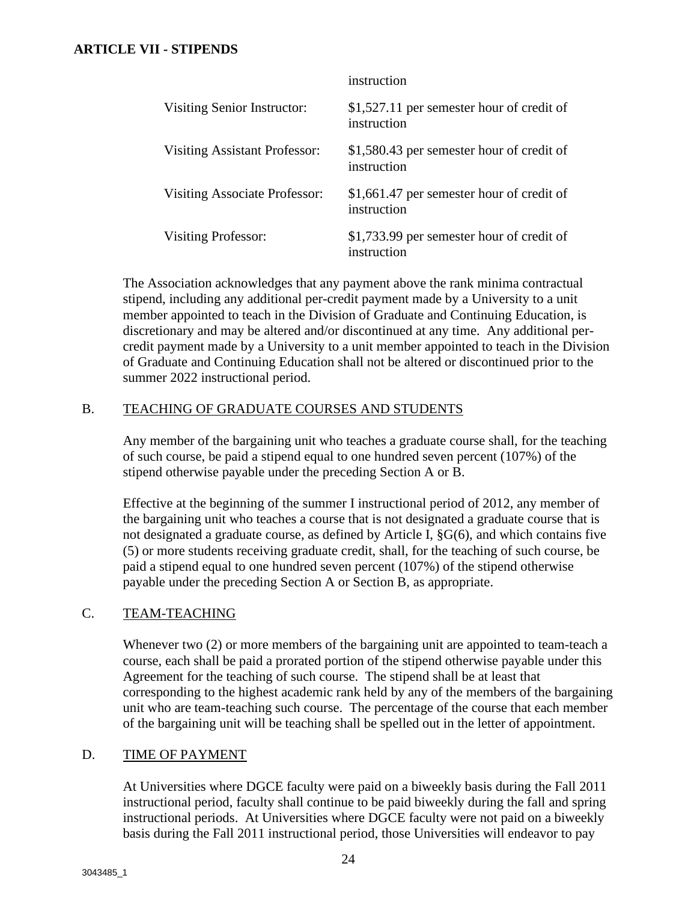## ARTICLE VII - STIPENDS

| | |
|---|---|
| | instruction |
| Visiting Senior Instructor: | $1,527.11 per semester hour of credit of instruction |
| Visiting Assistant Professor: | $1,580.43 per semester hour of credit of instruction |
| Visiting Associate Professor: | $1,661.47 per semester hour of credit of instruction |
| Visiting Professor: | $1,733.99 per semester hour of credit of instruction |

The Association acknowledges that any payment above the rank minima contractual stipend, including any additional per-credit payment made by a University to a unit member appointed to teach in the Division of Graduate and Continuing Education, is discretionary and may be altered and/or discontinued at any time. Any additional per-credit payment made by a University to a unit member appointed to teach in the Division of Graduate and Continuing Education shall not be altered or discontinued prior to the summer 2022 instructional period.

B. TEACHING OF GRADUATE COURSES AND STUDENTS

Any member of the bargaining unit who teaches a graduate course shall, for the teaching of such course, be paid a stipend equal to one hundred seven percent (107%) of the stipend otherwise payable under the preceding Section A or B.

Effective at the beginning of the summer I instructional period of 2012, any member of the bargaining unit who teaches a course that is not designated a graduate course that is not designated a graduate course, as defined by Article I, §G(6), and which contains five (5) or more students receiving graduate credit, shall, for the teaching of such course, be paid a stipend equal to one hundred seven percent (107%) of the stipend otherwise payable under the preceding Section A or Section B, as appropriate.

C. TEAM-TEACHING

Whenever two (2) or more members of the bargaining unit are appointed to team-teach a course, each shall be paid a prorated portion of the stipend otherwise payable under this Agreement for the teaching of such course. The stipend shall be at least that corresponding to the highest academic rank held by any of the members of the bargaining unit who are team-teaching such course. The percentage of the course that each member of the bargaining unit will be teaching shall be spelled out in the letter of appointment.

D. TIME OF PAYMENT

At Universities where DGCE faculty were paid on a biweekly basis during the Fall 2011 instructional period, faculty shall continue to be paid biweekly during the fall and spring instructional periods. At Universities where DGCE faculty were not paid on a biweekly basis during the Fall 2011 instructional period, those Universities will endeavor to pay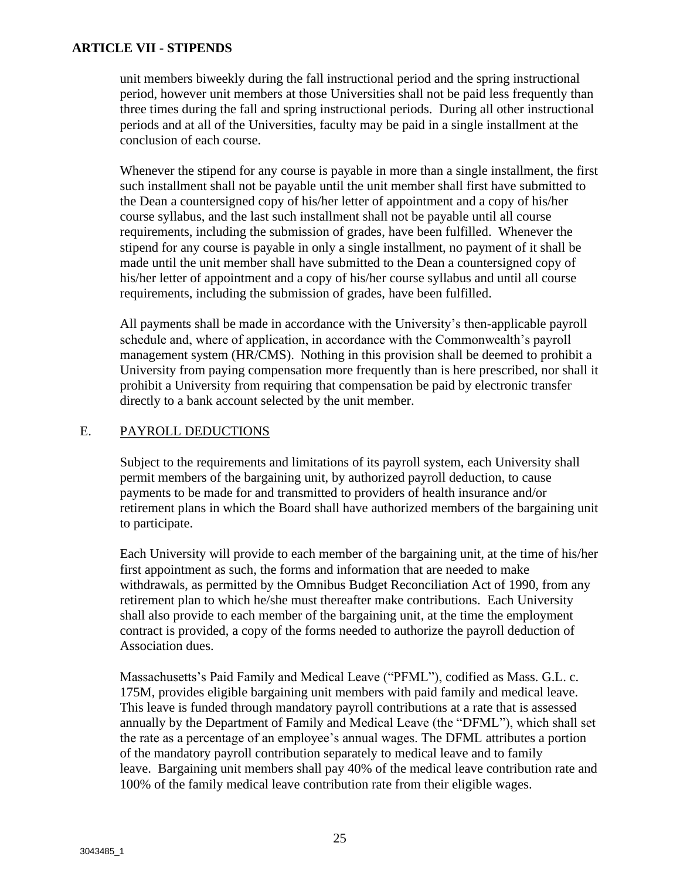unit members biweekly during the fall instructional period and the spring instructional period, however unit members at those Universities shall not be paid less frequently than three times during the fall and spring instructional periods. During all other instructional periods and at all of the Universities, faculty may be paid in a single installment at the conclusion of each course.

Whenever the stipend for any course is payable in more than a single installment, the first such installment shall not be payable until the unit member shall first have submitted to the Dean a countersigned copy of his/her letter of appointment and a copy of his/her course syllabus, and the last such installment shall not be payable until all course requirements, including the submission of grades, have been fulfilled. Whenever the stipend for any course is payable in only a single installment, no payment of it shall be made until the unit member shall have submitted to the Dean a countersigned copy of his/her letter of appointment and a copy of his/her course syllabus and until all course requirements, including the submission of grades, have been fulfilled.

All payments shall be made in accordance with the University's then-applicable payroll schedule and, where of application, in accordance with the Commonwealth's payroll management system (HR/CMS). Nothing in this provision shall be deemed to prohibit a University from paying compensation more frequently than is here prescribed, nor shall it prohibit a University from requiring that compensation be paid by electronic transfer directly to a bank account selected by the unit member.

## E. PAYROLL DEDUCTIONS

Subject to the requirements and limitations of its payroll system, each University shall permit members of the bargaining unit, by authorized payroll deduction, to cause payments to be made for and transmitted to providers of health insurance and/or retirement plans in which the Board shall have authorized members of the bargaining unit to participate.

Each University will provide to each member of the bargaining unit, at the time of his/her first appointment as such, the forms and information that are needed to make withdrawals, as permitted by the Omnibus Budget Reconciliation Act of 1990, from any retirement plan to which he/she must thereafter make contributions. Each University shall also provide to each member of the bargaining unit, at the time the employment contract is provided, a copy of the forms needed to authorize the payroll deduction of Association dues.

Massachusetts's Paid Family and Medical Leave ("PFML"), codified as Mass. G.L. c. 175M, provides eligible bargaining unit members with paid family and medical leave. This leave is funded through mandatory payroll contributions at a rate that is assessed annually by the Department of Family and Medical Leave (the "DFML"), which shall set the rate as a percentage of an employee's annual wages. The DFML attributes a portion of the mandatory payroll contribution separately to medical leave and to family leave. Bargaining unit members shall pay 40% of the medical leave contribution rate and 100% of the family medical leave contribution rate from their eligible wages.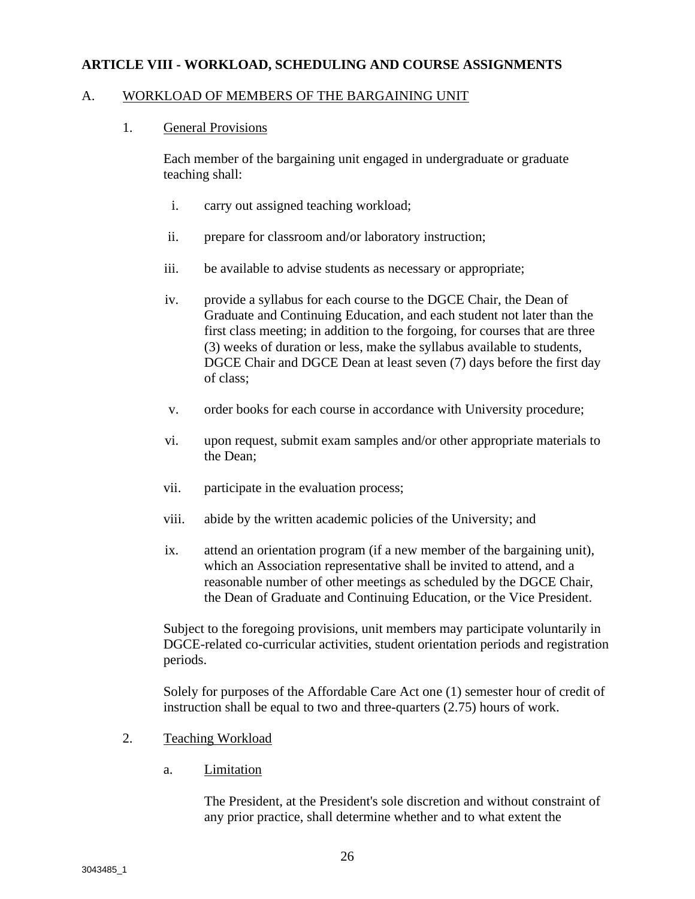## ARTICLE VIII - WORKLOAD, SCHEDULING AND COURSE ASSIGNMENTS

A. WORKLOAD OF MEMBERS OF THE BARGAINING UNIT

1. General Provisions

Each member of the bargaining unit engaged in undergraduate or graduate teaching shall:

i. carry out assigned teaching workload;

ii. prepare for classroom and/or laboratory instruction;

iii. be available to advise students as necessary or appropriate;

iv. provide a syllabus for each course to the DGCE Chair, the Dean of Graduate and Continuing Education, and each student not later than the first class meeting; in addition to the forgoing, for courses that are three (3) weeks of duration or less, make the syllabus available to students, DGCE Chair and DGCE Dean at least seven (7) days before the first day of class;

v. order books for each course in accordance with University procedure;

vi. upon request, submit exam samples and/or other appropriate materials to the Dean;

vii. participate in the evaluation process;

viii. abide by the written academic policies of the University; and

ix. attend an orientation program (if a new member of the bargaining unit), which an Association representative shall be invited to attend, and a reasonable number of other meetings as scheduled by the DGCE Chair, the Dean of Graduate and Continuing Education, or the Vice President.

Subject to the foregoing provisions, unit members may participate voluntarily in DGCE-related co-curricular activities, student orientation periods and registration periods.

Solely for purposes of the Affordable Care Act one (1) semester hour of credit of instruction shall be equal to two and three-quarters (2.75) hours of work.

2. Teaching Workload

a. Limitation

The President, at the President's sole discretion and without constraint of any prior practice, shall determine whether and to what extent the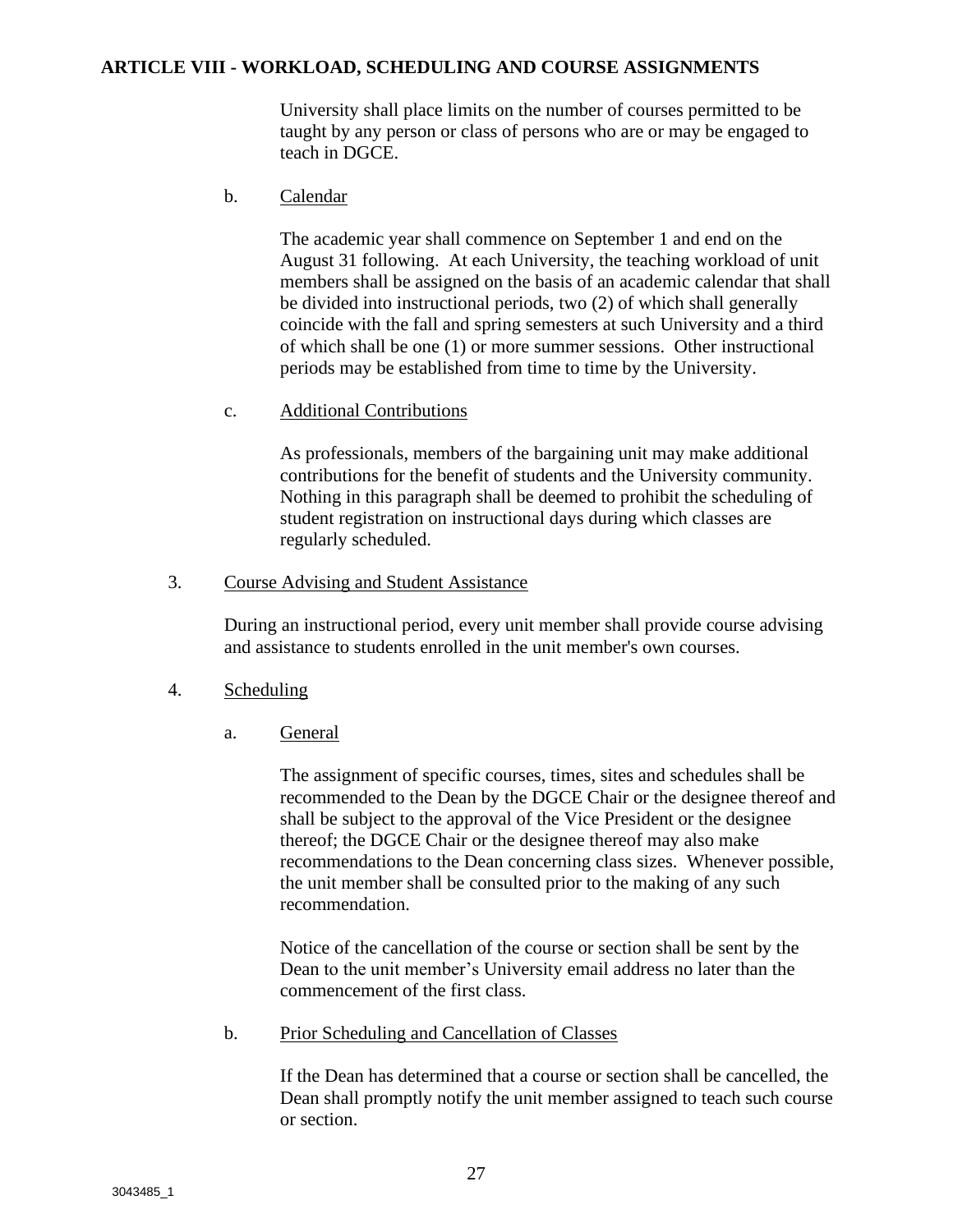## ARTICLE VIII - WORKLOAD, SCHEDULING AND COURSE ASSIGNMENTS

University shall place limits on the number of courses permitted to be taught by any person or class of persons who are or may be engaged to teach in DGCE.

b. Calendar

The academic year shall commence on September 1 and end on the August 31 following. At each University, the teaching workload of unit members shall be assigned on the basis of an academic calendar that shall be divided into instructional periods, two (2) of which shall generally coincide with the fall and spring semesters at such University and a third of which shall be one (1) or more summer sessions. Other instructional periods may be established from time to time by the University.

c. Additional Contributions

As professionals, members of the bargaining unit may make additional contributions for the benefit of students and the University community. Nothing in this paragraph shall be deemed to prohibit the scheduling of student registration on instructional days during which classes are regularly scheduled.

3. Course Advising and Student Assistance

During an instructional period, every unit member shall provide course advising and assistance to students enrolled in the unit member's own courses.

4. Scheduling

a. General

The assignment of specific courses, times, sites and schedules shall be recommended to the Dean by the DGCE Chair or the designee thereof and shall be subject to the approval of the Vice President or the designee thereof; the DGCE Chair or the designee thereof may also make recommendations to the Dean concerning class sizes. Whenever possible, the unit member shall be consulted prior to the making of any such recommendation.

Notice of the cancellation of the course or section shall be sent by the Dean to the unit member's University email address no later than the commencement of the first class.

b. Prior Scheduling and Cancellation of Classes

If the Dean has determined that a course or section shall be cancelled, the Dean shall promptly notify the unit member assigned to teach such course or section.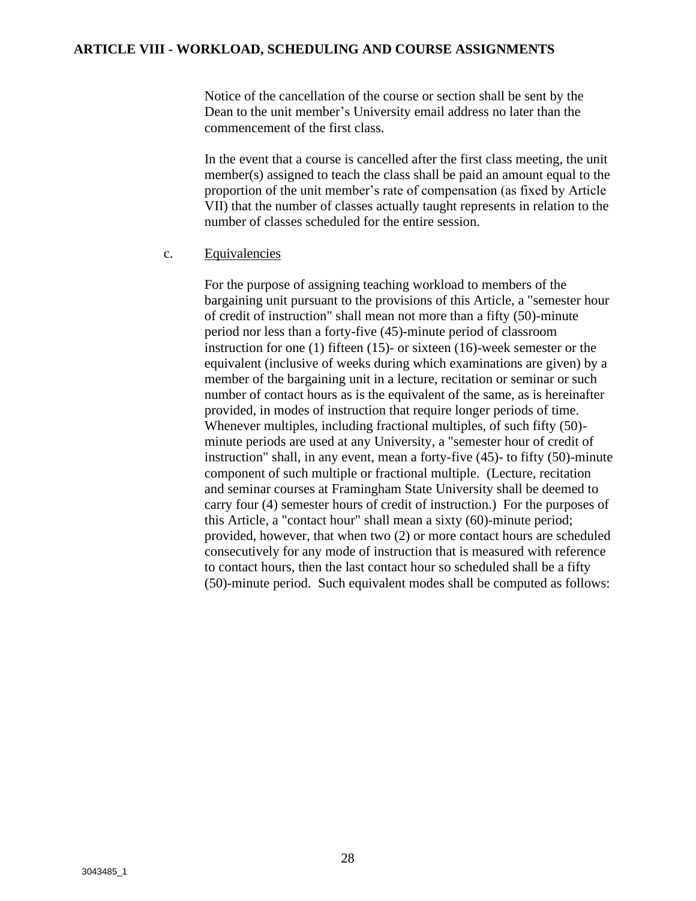Notice of the cancellation of the course or section shall be sent by the Dean to the unit member's University email address no later than the commencement of the first class.

In the event that a course is cancelled after the first class meeting, the unit member(s) assigned to teach the class shall be paid an amount equal to the proportion of the unit member's rate of compensation (as fixed by Article VII) that the number of classes actually taught represents in relation to the number of classes scheduled for the entire session.

c. Equivalencies

For the purpose of assigning teaching workload to members of the bargaining unit pursuant to the provisions of this Article, a "semester hour of credit of instruction" shall mean not more than a fifty (50)-minute period nor less than a forty-five (45)-minute period of classroom instruction for one (1) fifteen (15)- or sixteen (16)-week semester or the equivalent (inclusive of weeks during which examinations are given) by a member of the bargaining unit in a lecture, recitation or seminar or such number of contact hours as is the equivalent of the same, as is hereinafter provided, in modes of instruction that require longer periods of time. Whenever multiples, including fractional multiples, of such fifty (50)-minute periods are used at any University, a "semester hour of credit of instruction" shall, in any event, mean a forty-five (45)- to fifty (50)-minute component of such multiple or fractional multiple. (Lecture, recitation and seminar courses at Framingham State University shall be deemed to carry four (4) semester hours of credit of instruction.) For the purposes of this Article, a "contact hour" shall mean a sixty (60)-minute period; provided, however, that when two (2) or more contact hours are scheduled consecutively for any mode of instruction that is measured with reference to contact hours, then the last contact hour so scheduled shall be a fifty (50)-minute period. Such equivalent modes shall be computed as follows: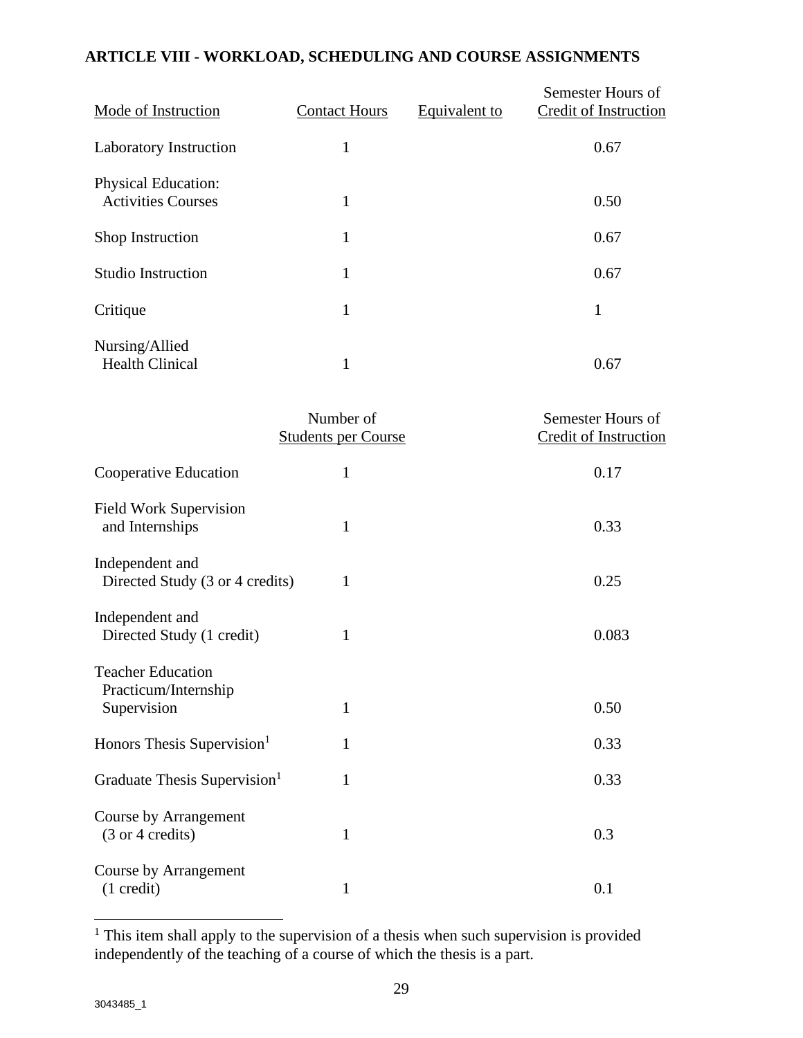**ARTICLE VIII - WORKLOAD, SCHEDULING AND COURSE ASSIGNMENTS**

| Mode of Instruction | Contact Hours | Equivalent to | Semester Hours of Credit of Instruction |
|---|---|---|---|
| Laboratory Instruction | 1 | | 0.67 |
| Physical Education: Activities Courses | 1 | | 0.50 |
| Shop Instruction | 1 | | 0.67 |
| Studio Instruction | 1 | | 0.67 |
| Critique | 1 | | 1 |
| Nursing/Allied Health Clinical | 1 | | 0.67 |

| | Number of Students per Course | Semester Hours of Credit of Instruction |
|---|---|---|
| Cooperative Education | 1 | 0.17 |
| Field Work Supervision and Internships | 1 | 0.33 |
| Independent and Directed Study (3 or 4 credits) | 1 | 0.25 |
| Independent and Directed Study (1 credit) | 1 | 0.083 |
| Teacher Education Practicum/Internship Supervision | 1 | 0.50 |
| Honors Thesis Supervision[1] | 1 | 0.33 |
| Graduate Thesis Supervision[1] | 1 | 0.33 |
| Course by Arrangement (3 or 4 credits) | 1 | 0.3 |
| Course by Arrangement (1 credit) | 1 | 0.1 |

[1] This item shall apply to the supervision of a thesis when such supervision is provided independently of the teaching of a course of which the thesis is a part.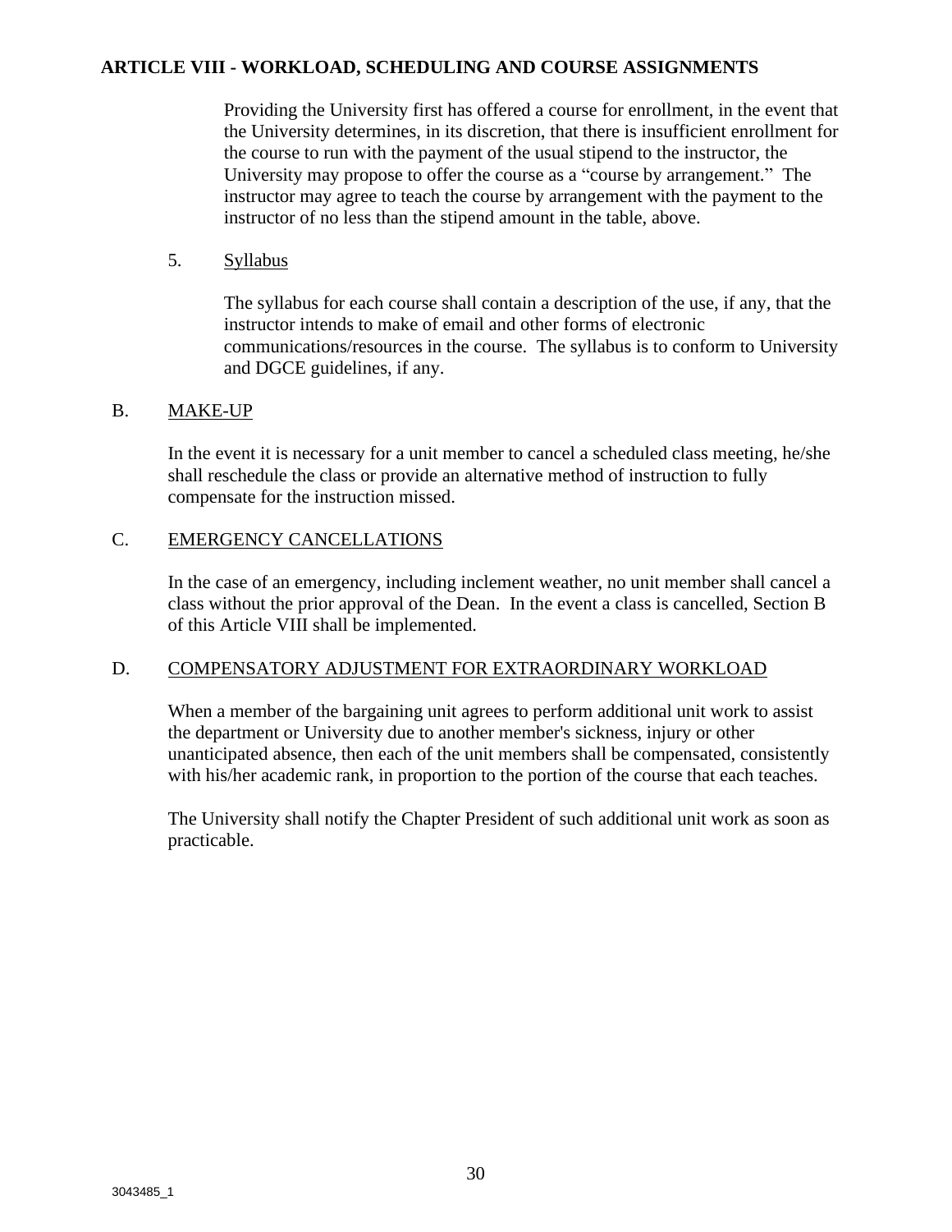## ARTICLE VIII - WORKLOAD, SCHEDULING AND COURSE ASSIGNMENTS

Providing the University first has offered a course for enrollment, in the event that the University determines, in its discretion, that there is insufficient enrollment for the course to run with the payment of the usual stipend to the instructor, the University may propose to offer the course as a "course by arrangement." The instructor may agree to teach the course by arrangement with the payment to the instructor of no less than the stipend amount in the table, above.

5. Syllabus

The syllabus for each course shall contain a description of the use, if any, that the instructor intends to make of email and other forms of electronic communications/resources in the course. The syllabus is to conform to University and DGCE guidelines, if any.

### B. MAKE-UP

In the event it is necessary for a unit member to cancel a scheduled class meeting, he/she shall reschedule the class or provide an alternative method of instruction to fully compensate for the instruction missed.

### C. EMERGENCY CANCELLATIONS

In the case of an emergency, including inclement weather, no unit member shall cancel a class without the prior approval of the Dean. In the event a class is cancelled, Section B of this Article VIII shall be implemented.

### D. COMPENSATORY ADJUSTMENT FOR EXTRAORDINARY WORKLOAD

When a member of the bargaining unit agrees to perform additional unit work to assist the department or University due to another member's sickness, injury or other unanticipated absence, then each of the unit members shall be compensated, consistently with his/her academic rank, in proportion to the portion of the course that each teaches.

The University shall notify the Chapter President of such additional unit work as soon as practicable.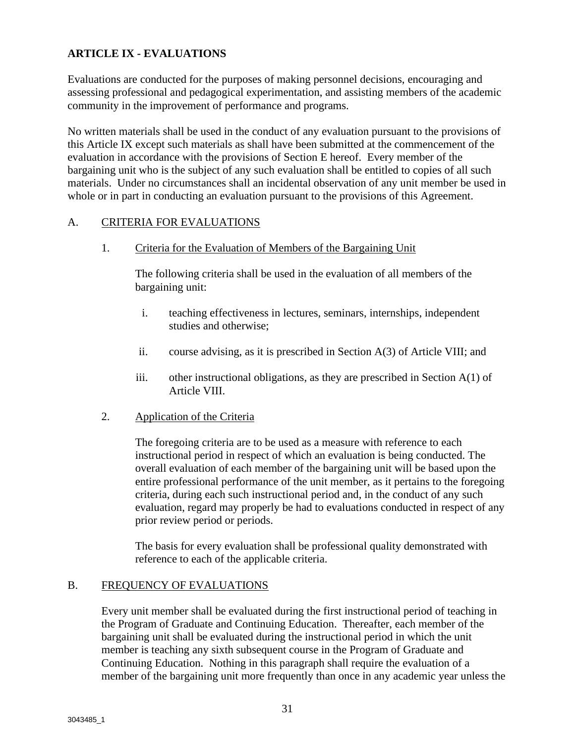## ARTICLE IX - EVALUATIONS

Evaluations are conducted for the purposes of making personnel decisions, encouraging and assessing professional and pedagogical experimentation, and assisting members of the academic community in the improvement of performance and programs.

No written materials shall be used in the conduct of any evaluation pursuant to the provisions of this Article IX except such materials as shall have been submitted at the commencement of the evaluation in accordance with the provisions of Section E hereof. Every member of the bargaining unit who is the subject of any such evaluation shall be entitled to copies of all such materials. Under no circumstances shall an incidental observation of any unit member be used in whole or in part in conducting an evaluation pursuant to the provisions of this Agreement.

### A. CRITERIA FOR EVALUATIONS

#### 1. Criteria for the Evaluation of Members of the Bargaining Unit

The following criteria shall be used in the evaluation of all members of the bargaining unit:

i. teaching effectiveness in lectures, seminars, internships, independent studies and otherwise;

ii. course advising, as it is prescribed in Section A(3) of Article VIII; and

iii. other instructional obligations, as they are prescribed in Section A(1) of Article VIII.

#### 2. Application of the Criteria

The foregoing criteria are to be used as a measure with reference to each instructional period in respect of which an evaluation is being conducted. The overall evaluation of each member of the bargaining unit will be based upon the entire professional performance of the unit member, as it pertains to the foregoing criteria, during each such instructional period and, in the conduct of any such evaluation, regard may properly be had to evaluations conducted in respect of any prior review period or periods.

The basis for every evaluation shall be professional quality demonstrated with reference to each of the applicable criteria.

### B. FREQUENCY OF EVALUATIONS

Every unit member shall be evaluated during the first instructional period of teaching in the Program of Graduate and Continuing Education. Thereafter, each member of the bargaining unit shall be evaluated during the instructional period in which the unit member is teaching any sixth subsequent course in the Program of Graduate and Continuing Education. Nothing in this paragraph shall require the evaluation of a member of the bargaining unit more frequently than once in any academic year unless the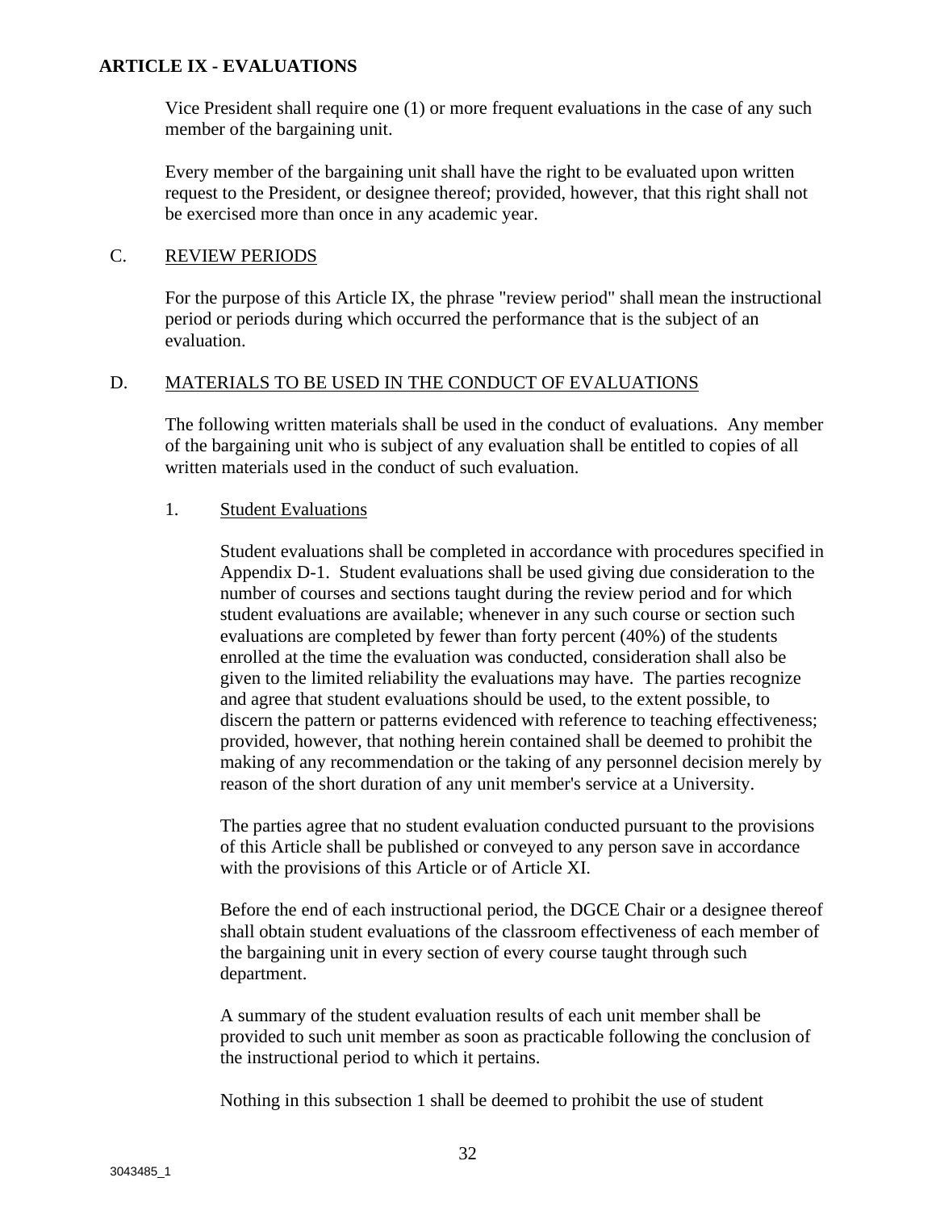**ARTICLE IX - EVALUATIONS**

Vice President shall require one (1) or more frequent evaluations in the case of any such member of the bargaining unit.

Every member of the bargaining unit shall have the right to be evaluated upon written request to the President, or designee thereof; provided, however, that this right shall not be exercised more than once in any academic year.

C. REVIEW PERIODS

For the purpose of this Article IX, the phrase "review period" shall mean the instructional period or periods during which occurred the performance that is the subject of an evaluation.

D. MATERIALS TO BE USED IN THE CONDUCT OF EVALUATIONS

The following written materials shall be used in the conduct of evaluations. Any member of the bargaining unit who is subject of any evaluation shall be entitled to copies of all written materials used in the conduct of such evaluation.

1. Student Evaluations

Student evaluations shall be completed in accordance with procedures specified in Appendix D-1. Student evaluations shall be used giving due consideration to the number of courses and sections taught during the review period and for which student evaluations are available; whenever in any such course or section such evaluations are completed by fewer than forty percent (40%) of the students enrolled at the time the evaluation was conducted, consideration shall also be given to the limited reliability the evaluations may have. The parties recognize and agree that student evaluations should be used, to the extent possible, to discern the pattern or patterns evidenced with reference to teaching effectiveness; provided, however, that nothing herein contained shall be deemed to prohibit the making of any recommendation or the taking of any personnel decision merely by reason of the short duration of any unit member's service at a University.

The parties agree that no student evaluation conducted pursuant to the provisions of this Article shall be published or conveyed to any person save in accordance with the provisions of this Article or of Article XI.

Before the end of each instructional period, the DGCE Chair or a designee thereof shall obtain student evaluations of the classroom effectiveness of each member of the bargaining unit in every section of every course taught through such department.

A summary of the student evaluation results of each unit member shall be provided to such unit member as soon as practicable following the conclusion of the instructional period to which it pertains.

Nothing in this subsection 1 shall be deemed to prohibit the use of student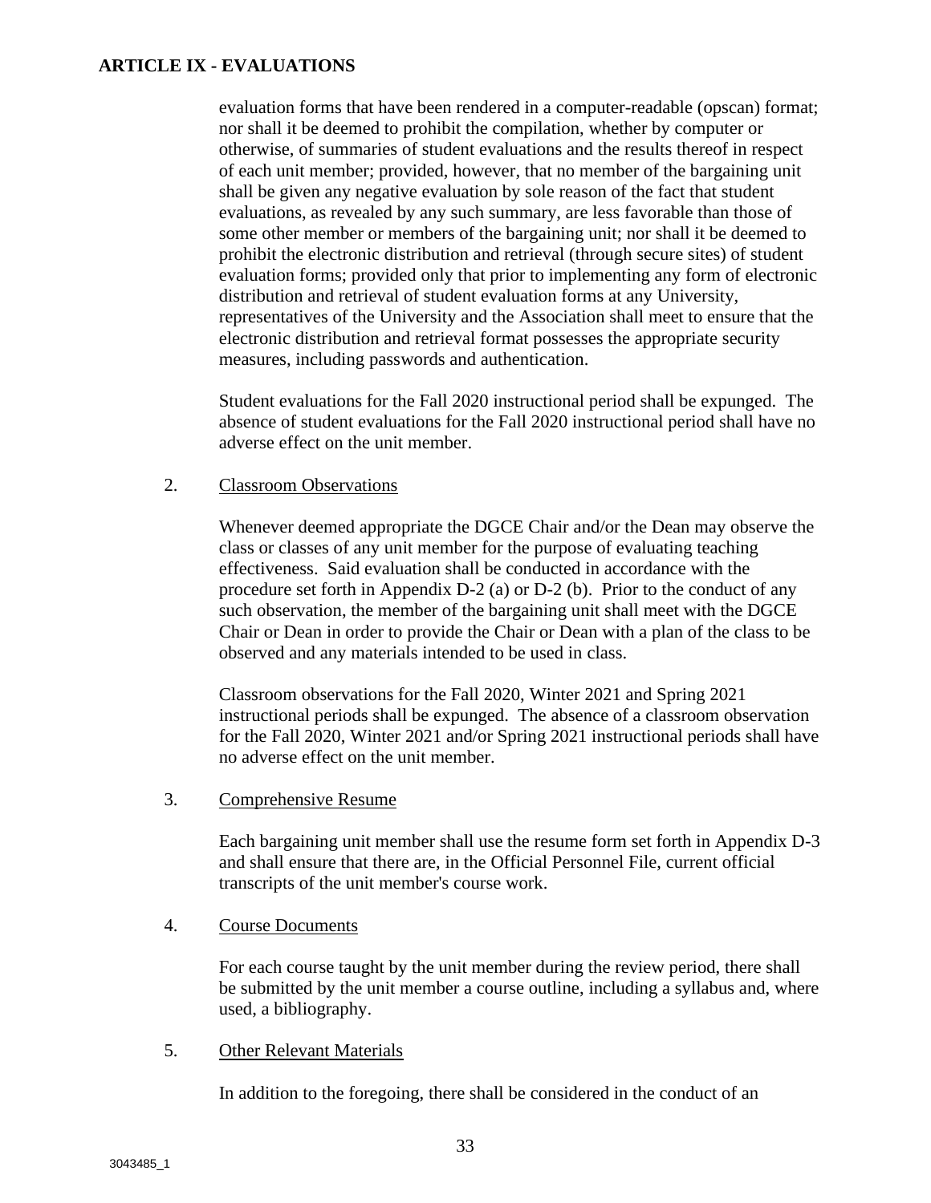evaluation forms that have been rendered in a computer-readable (opscan) format; nor shall it be deemed to prohibit the compilation, whether by computer or otherwise, of summaries of student evaluations and the results thereof in respect of each unit member; provided, however, that no member of the bargaining unit shall be given any negative evaluation by sole reason of the fact that student evaluations, as revealed by any such summary, are less favorable than those of some other member or members of the bargaining unit; nor shall it be deemed to prohibit the electronic distribution and retrieval (through secure sites) of student evaluation forms; provided only that prior to implementing any form of electronic distribution and retrieval of student evaluation forms at any University, representatives of the University and the Association shall meet to ensure that the electronic distribution and retrieval format possesses the appropriate security measures, including passwords and authentication.

Student evaluations for the Fall 2020 instructional period shall be expunged. The absence of student evaluations for the Fall 2020 instructional period shall have no adverse effect on the unit member.

2. Classroom Observations

Whenever deemed appropriate the DGCE Chair and/or the Dean may observe the class or classes of any unit member for the purpose of evaluating teaching effectiveness. Said evaluation shall be conducted in accordance with the procedure set forth in Appendix D-2 (a) or D-2 (b). Prior to the conduct of any such observation, the member of the bargaining unit shall meet with the DGCE Chair or Dean in order to provide the Chair or Dean with a plan of the class to be observed and any materials intended to be used in class.

Classroom observations for the Fall 2020, Winter 2021 and Spring 2021 instructional periods shall be expunged. The absence of a classroom observation for the Fall 2020, Winter 2021 and/or Spring 2021 instructional periods shall have no adverse effect on the unit member.

3. Comprehensive Resume

Each bargaining unit member shall use the resume form set forth in Appendix D-3 and shall ensure that there are, in the Official Personnel File, current official transcripts of the unit member's course work.

4. Course Documents

For each course taught by the unit member during the review period, there shall be submitted by the unit member a course outline, including a syllabus and, where used, a bibliography.

5. Other Relevant Materials

In addition to the foregoing, there shall be considered in the conduct of an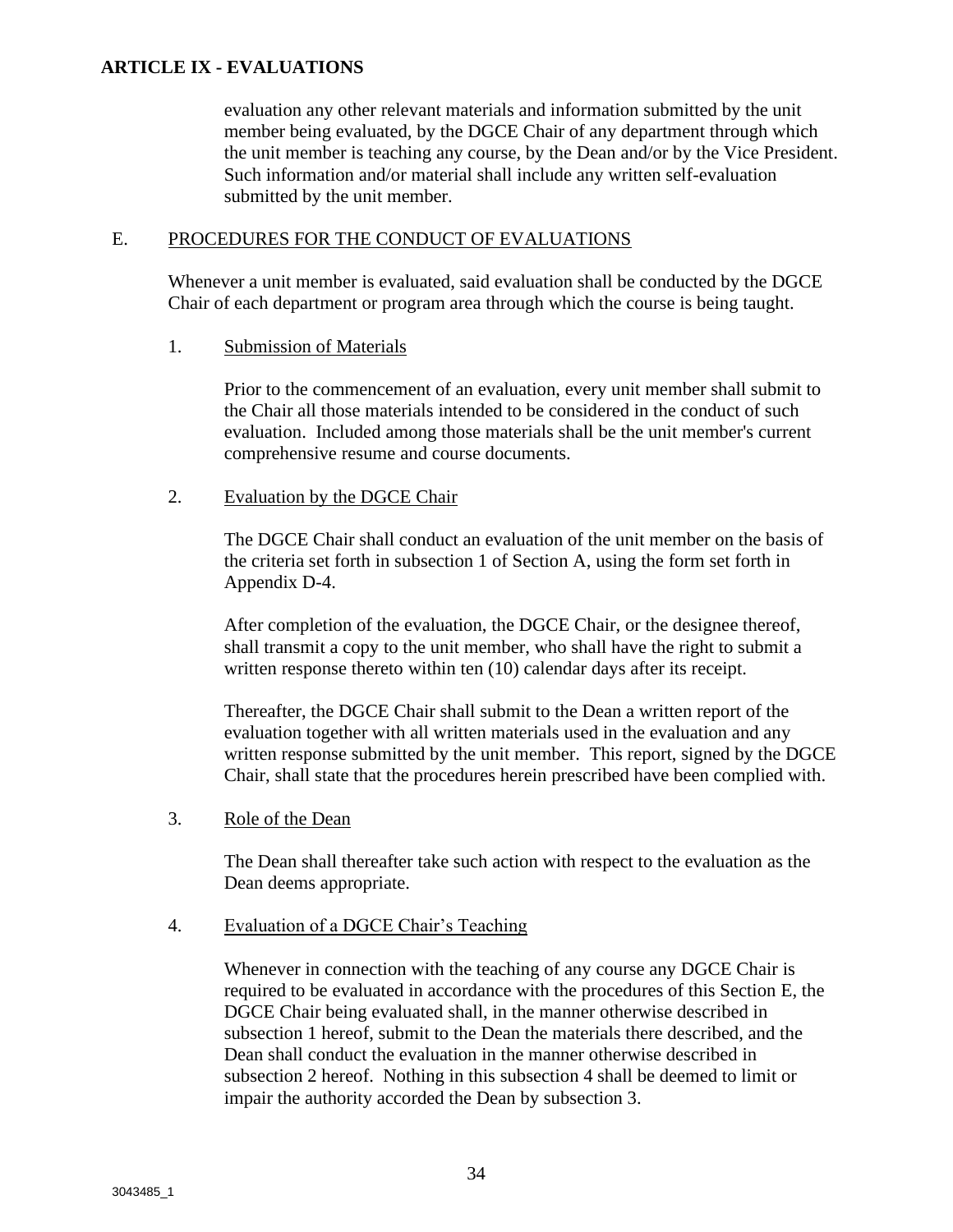evaluation any other relevant materials and information submitted by the unit member being evaluated, by the DGCE Chair of any department through which the unit member is teaching any course, by the Dean and/or by the Vice President. Such information and/or material shall include any written self-evaluation submitted by the unit member.

E. PROCEDURES FOR THE CONDUCT OF EVALUATIONS

Whenever a unit member is evaluated, said evaluation shall be conducted by the DGCE Chair of each department or program area through which the course is being taught.

1. Submission of Materials

Prior to the commencement of an evaluation, every unit member shall submit to the Chair all those materials intended to be considered in the conduct of such evaluation. Included among those materials shall be the unit member's current comprehensive resume and course documents.

2. Evaluation by the DGCE Chair

The DGCE Chair shall conduct an evaluation of the unit member on the basis of the criteria set forth in subsection 1 of Section A, using the form set forth in Appendix D-4.

After completion of the evaluation, the DGCE Chair, or the designee thereof, shall transmit a copy to the unit member, who shall have the right to submit a written response thereto within ten (10) calendar days after its receipt.

Thereafter, the DGCE Chair shall submit to the Dean a written report of the evaluation together with all written materials used in the evaluation and any written response submitted by the unit member. This report, signed by the DGCE Chair, shall state that the procedures herein prescribed have been complied with.

3. Role of the Dean

The Dean shall thereafter take such action with respect to the evaluation as the Dean deems appropriate.

4. Evaluation of a DGCE Chair's Teaching

Whenever in connection with the teaching of any course any DGCE Chair is required to be evaluated in accordance with the procedures of this Section E, the DGCE Chair being evaluated shall, in the manner otherwise described in subsection 1 hereof, submit to the Dean the materials there described, and the Dean shall conduct the evaluation in the manner otherwise described in subsection 2 hereof. Nothing in this subsection 4 shall be deemed to limit or impair the authority accorded the Dean by subsection 3.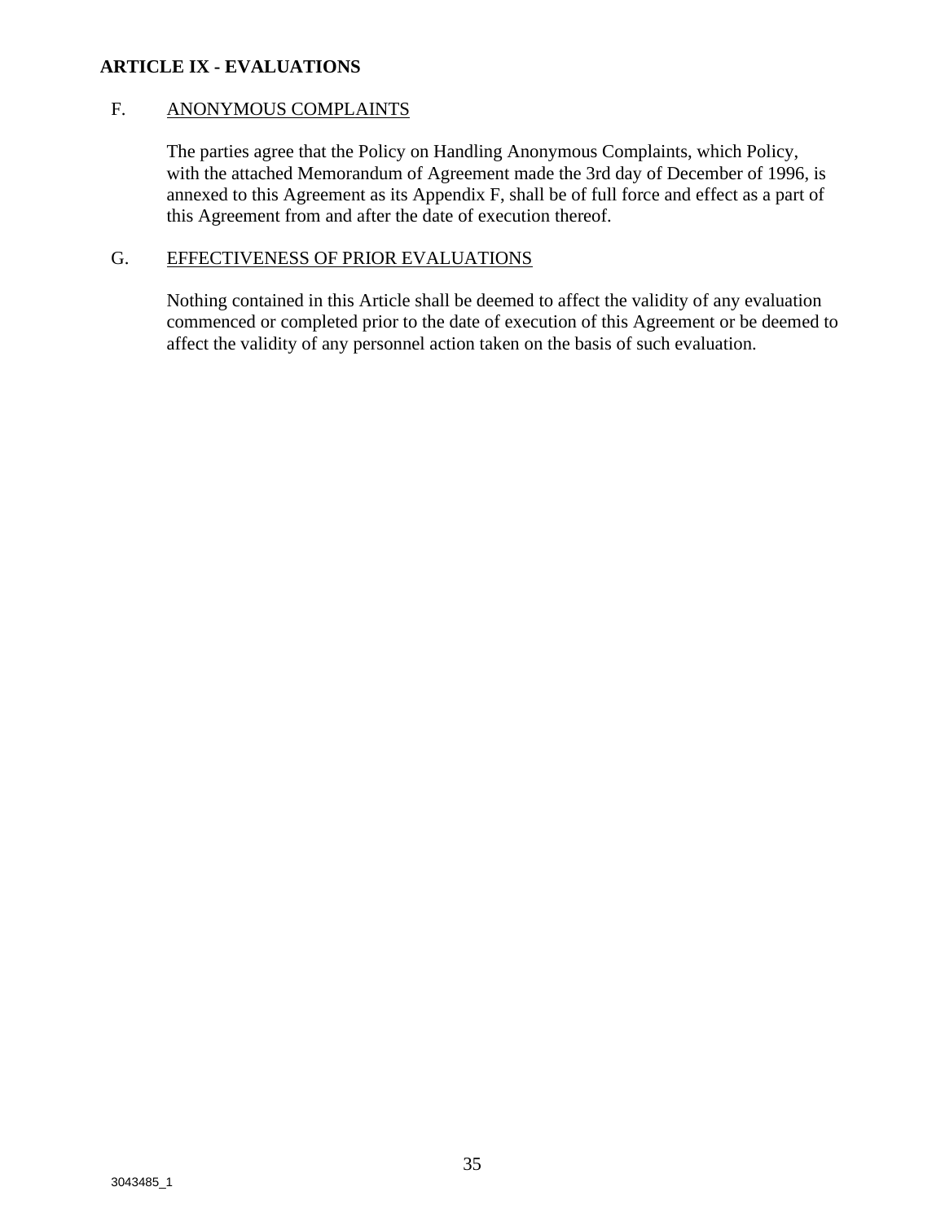**ARTICLE IX - EVALUATIONS**

F. ANONYMOUS COMPLAINTS

The parties agree that the Policy on Handling Anonymous Complaints, which Policy, with the attached Memorandum of Agreement made the 3rd day of December of 1996, is annexed to this Agreement as its Appendix F, shall be of full force and effect as a part of this Agreement from and after the date of execution thereof.

G. EFFECTIVENESS OF PRIOR EVALUATIONS

Nothing contained in this Article shall be deemed to affect the validity of any evaluation commenced or completed prior to the date of execution of this Agreement or be deemed to affect the validity of any personnel action taken on the basis of such evaluation.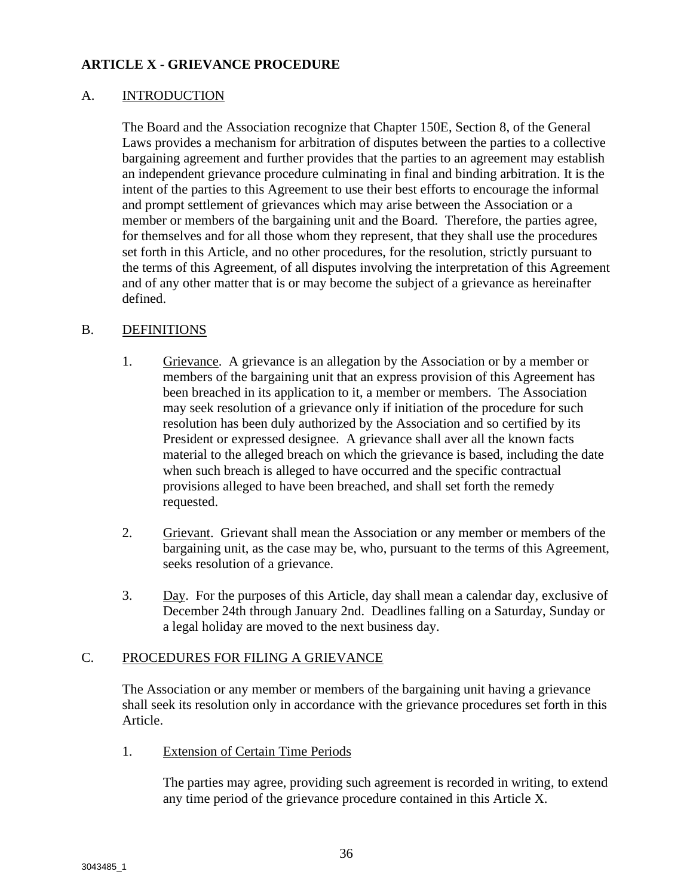## ARTICLE X - GRIEVANCE PROCEDURE

### A. INTRODUCTION

The Board and the Association recognize that Chapter 150E, Section 8, of the General Laws provides a mechanism for arbitration of disputes between the parties to a collective bargaining agreement and further provides that the parties to an agreement may establish an independent grievance procedure culminating in final and binding arbitration. It is the intent of the parties to this Agreement to use their best efforts to encourage the informal and prompt settlement of grievances which may arise between the Association or a member or members of the bargaining unit and the Board. Therefore, the parties agree, for themselves and for all those whom they represent, that they shall use the procedures set forth in this Article, and no other procedures, for the resolution, strictly pursuant to the terms of this Agreement, of all disputes involving the interpretation of this Agreement and of any other matter that is or may become the subject of a grievance as hereinafter defined.

### B. DEFINITIONS

1. Grievance. A grievance is an allegation by the Association or by a member or members of the bargaining unit that an express provision of this Agreement has been breached in its application to it, a member or members. The Association may seek resolution of a grievance only if initiation of the procedure for such resolution has been duly authorized by the Association and so certified by its President or expressed designee. A grievance shall aver all the known facts material to the alleged breach on which the grievance is based, including the date when such breach is alleged to have occurred and the specific contractual provisions alleged to have been breached, and shall set forth the remedy requested.

2. Grievant. Grievant shall mean the Association or any member or members of the bargaining unit, as the case may be, who, pursuant to the terms of this Agreement, seeks resolution of a grievance.

3. Day. For the purposes of this Article, day shall mean a calendar day, exclusive of December 24th through January 2nd. Deadlines falling on a Saturday, Sunday or a legal holiday are moved to the next business day.

### C. PROCEDURES FOR FILING A GRIEVANCE

The Association or any member or members of the bargaining unit having a grievance shall seek its resolution only in accordance with the grievance procedures set forth in this Article.

1. Extension of Certain Time Periods

   The parties may agree, providing such agreement is recorded in writing, to extend any time period of the grievance procedure contained in this Article X.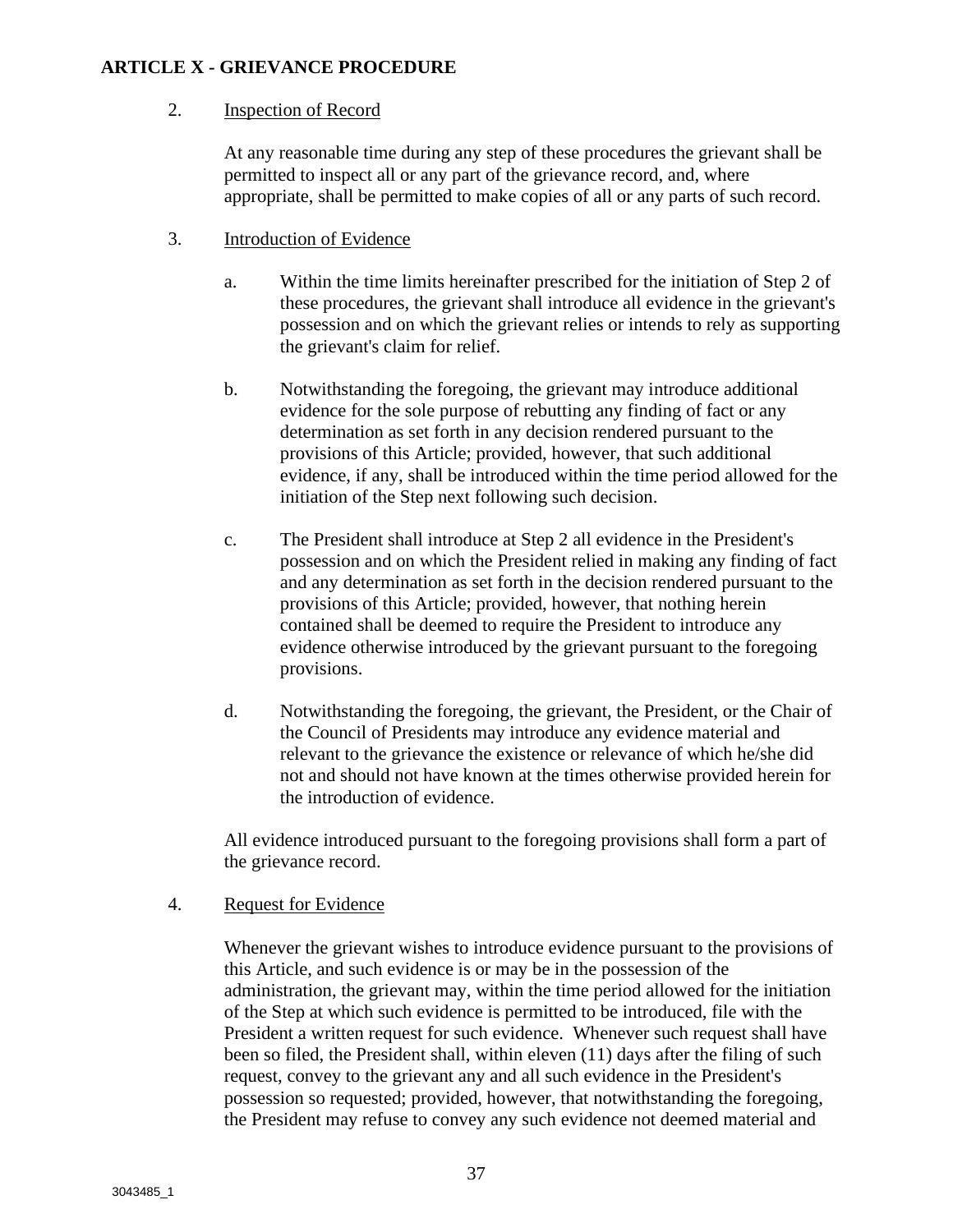**ARTICLE X - GRIEVANCE PROCEDURE**

2. Inspection of Record

   At any reasonable time during any step of these procedures the grievant shall be permitted to inspect all or any part of the grievance record, and, where appropriate, shall be permitted to make copies of all or any parts of such record.

3. Introduction of Evidence

   a. Within the time limits hereinafter prescribed for the initiation of Step 2 of these procedures, the grievant shall introduce all evidence in the grievant's possession and on which the grievant relies or intends to rely as supporting the grievant's claim for relief.

   b. Notwithstanding the foregoing, the grievant may introduce additional evidence for the sole purpose of rebutting any finding of fact or any determination as set forth in any decision rendered pursuant to the provisions of this Article; provided, however, that such additional evidence, if any, shall be introduced within the time period allowed for the initiation of the Step next following such decision.

   c. The President shall introduce at Step 2 all evidence in the President's possession and on which the President relied in making any finding of fact and any determination as set forth in the decision rendered pursuant to the provisions of this Article; provided, however, that nothing herein contained shall be deemed to require the President to introduce any evidence otherwise introduced by the grievant pursuant to the foregoing provisions.

   d. Notwithstanding the foregoing, the grievant, the President, or the Chair of the Council of Presidents may introduce any evidence material and relevant to the grievance the existence or relevance of which he/she did not and should not have known at the times otherwise provided herein for the introduction of evidence.

   All evidence introduced pursuant to the foregoing provisions shall form a part of the grievance record.

4. Request for Evidence

   Whenever the grievant wishes to introduce evidence pursuant to the provisions of this Article, and such evidence is or may be in the possession of the administration, the grievant may, within the time period allowed for the initiation of the Step at which such evidence is permitted to be introduced, file with the President a written request for such evidence. Whenever such request shall have been so filed, the President shall, within eleven (11) days after the filing of such request, convey to the grievant any and all such evidence in the President's possession so requested; provided, however, that notwithstanding the foregoing, the President may refuse to convey any such evidence not deemed material and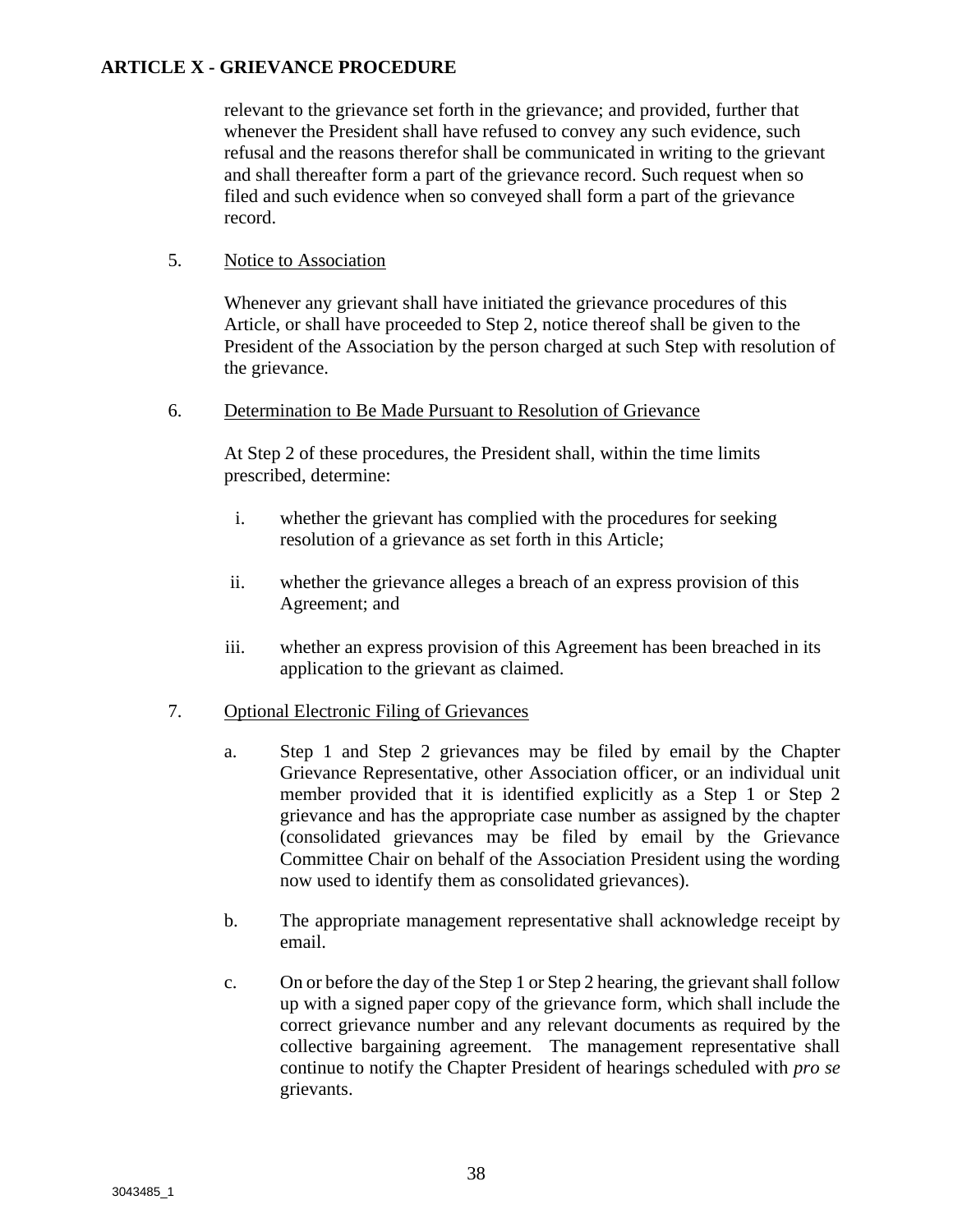relevant to the grievance set forth in the grievance; and provided, further that whenever the President shall have refused to convey any such evidence, such refusal and the reasons therefor shall be communicated in writing to the grievant and shall thereafter form a part of the grievance record. Such request when so filed and such evidence when so conveyed shall form a part of the grievance record.

5. Notice to Association

Whenever any grievant shall have initiated the grievance procedures of this Article, or shall have proceeded to Step 2, notice thereof shall be given to the President of the Association by the person charged at such Step with resolution of the grievance.

6. Determination to Be Made Pursuant to Resolution of Grievance

At Step 2 of these procedures, the President shall, within the time limits prescribed, determine:

i. whether the grievant has complied with the procedures for seeking resolution of a grievance as set forth in this Article;

ii. whether the grievance alleges a breach of an express provision of this Agreement; and

iii. whether an express provision of this Agreement has been breached in its application to the grievant as claimed.

7. Optional Electronic Filing of Grievances

a. Step 1 and Step 2 grievances may be filed by email by the Chapter Grievance Representative, other Association officer, or an individual unit member provided that it is identified explicitly as a Step 1 or Step 2 grievance and has the appropriate case number as assigned by the chapter (consolidated grievances may be filed by email by the Grievance Committee Chair on behalf of the Association President using the wording now used to identify them as consolidated grievances).

b. The appropriate management representative shall acknowledge receipt by email.

c. On or before the day of the Step 1 or Step 2 hearing, the grievant shall follow up with a signed paper copy of the grievance form, which shall include the correct grievance number and any relevant documents as required by the collective bargaining agreement. The management representative shall continue to notify the Chapter President of hearings scheduled with *pro se* grievants.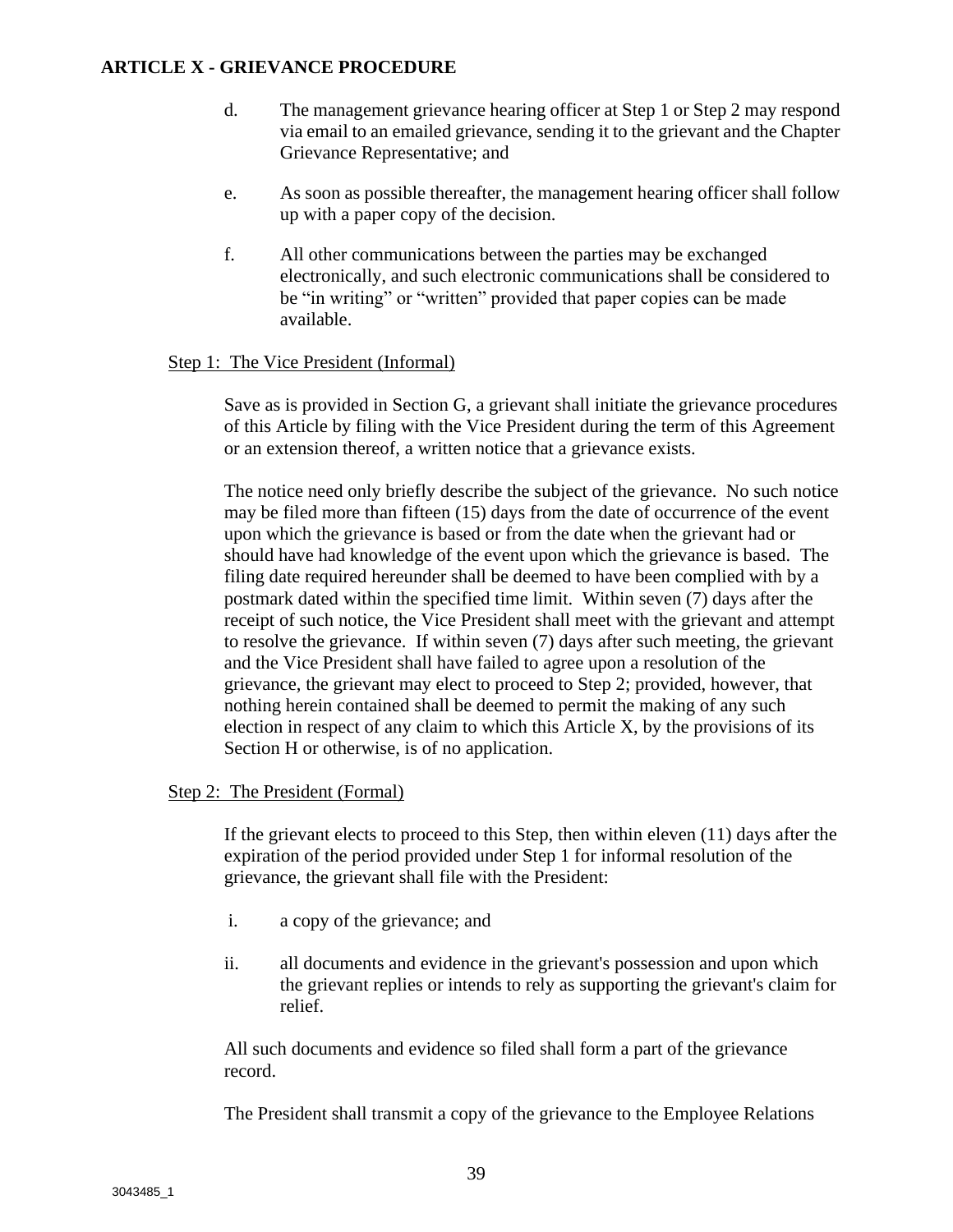**ARTICLE X - GRIEVANCE PROCEDURE**

d. The management grievance hearing officer at Step 1 or Step 2 may respond via email to an emailed grievance, sending it to the grievant and the Chapter Grievance Representative; and

e. As soon as possible thereafter, the management hearing officer shall follow up with a paper copy of the decision.

f. All other communications between the parties may be exchanged electronically, and such electronic communications shall be considered to be “in writing” or “written” provided that paper copies can be made available.

Step 1: The Vice President (Informal)

Save as is provided in Section G, a grievant shall initiate the grievance procedures of this Article by filing with the Vice President during the term of this Agreement or an extension thereof, a written notice that a grievance exists.

The notice need only briefly describe the subject of the grievance. No such notice may be filed more than fifteen (15) days from the date of occurrence of the event upon which the grievance is based or from the date when the grievant had or should have had knowledge of the event upon which the grievance is based. The filing date required hereunder shall be deemed to have been complied with by a postmark dated within the specified time limit. Within seven (7) days after the receipt of such notice, the Vice President shall meet with the grievant and attempt to resolve the grievance. If within seven (7) days after such meeting, the grievant and the Vice President shall have failed to agree upon a resolution of the grievance, the grievant may elect to proceed to Step 2; provided, however, that nothing herein contained shall be deemed to permit the making of any such election in respect of any claim to which this Article X, by the provisions of its Section H or otherwise, is of no application.

Step 2: The President (Formal)

If the grievant elects to proceed to this Step, then within eleven (11) days after the expiration of the period provided under Step 1 for informal resolution of the grievance, the grievant shall file with the President:

i. a copy of the grievance; and

ii. all documents and evidence in the grievant's possession and upon which the grievant replies or intends to rely as supporting the grievant's claim for relief.

All such documents and evidence so filed shall form a part of the grievance record.

The President shall transmit a copy of the grievance to the Employee Relations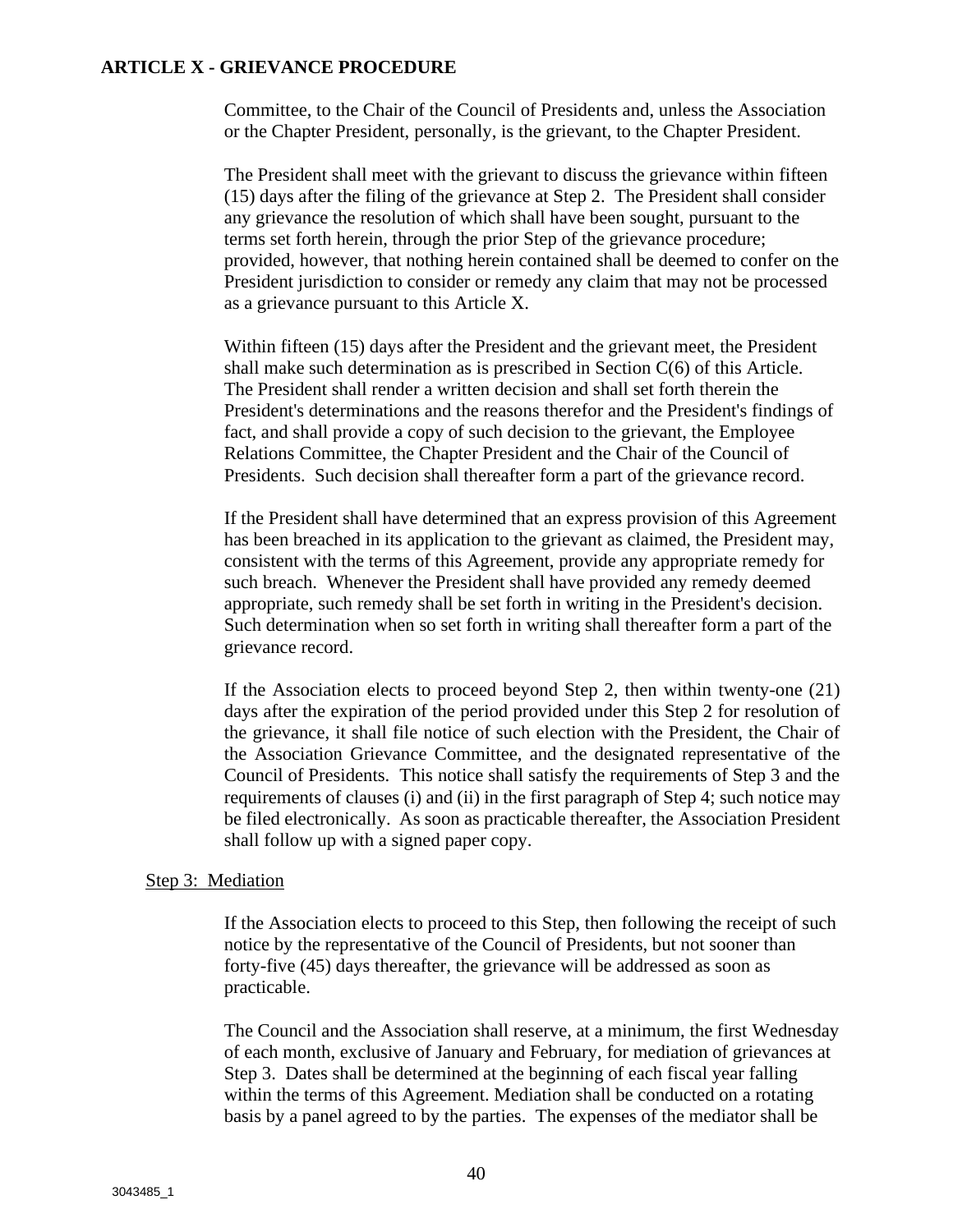Committee, to the Chair of the Council of Presidents and, unless the Association or the Chapter President, personally, is the grievant, to the Chapter President.

The President shall meet with the grievant to discuss the grievance within fifteen (15) days after the filing of the grievance at Step 2. The President shall consider any grievance the resolution of which shall have been sought, pursuant to the terms set forth herein, through the prior Step of the grievance procedure; provided, however, that nothing herein contained shall be deemed to confer on the President jurisdiction to consider or remedy any claim that may not be processed as a grievance pursuant to this Article X.

Within fifteen (15) days after the President and the grievant meet, the President shall make such determination as is prescribed in Section C(6) of this Article. The President shall render a written decision and shall set forth therein the President's determinations and the reasons therefor and the President's findings of fact, and shall provide a copy of such decision to the grievant, the Employee Relations Committee, the Chapter President and the Chair of the Council of Presidents. Such decision shall thereafter form a part of the grievance record.

If the President shall have determined that an express provision of this Agreement has been breached in its application to the grievant as claimed, the President may, consistent with the terms of this Agreement, provide any appropriate remedy for such breach. Whenever the President shall have provided any remedy deemed appropriate, such remedy shall be set forth in writing in the President's decision. Such determination when so set forth in writing shall thereafter form a part of the grievance record.

If the Association elects to proceed beyond Step 2, then within twenty-one (21) days after the expiration of the period provided under this Step 2 for resolution of the grievance, it shall file notice of such election with the President, the Chair of the Association Grievance Committee, and the designated representative of the Council of Presidents. This notice shall satisfy the requirements of Step 3 and the requirements of clauses (i) and (ii) in the first paragraph of Step 4; such notice may be filed electronically. As soon as practicable thereafter, the Association President shall follow up with a signed paper copy.

Step 3: Mediation

If the Association elects to proceed to this Step, then following the receipt of such notice by the representative of the Council of Presidents, but not sooner than forty-five (45) days thereafter, the grievance will be addressed as soon as practicable.

The Council and the Association shall reserve, at a minimum, the first Wednesday of each month, exclusive of January and February, for mediation of grievances at Step 3. Dates shall be determined at the beginning of each fiscal year falling within the terms of this Agreement. Mediation shall be conducted on a rotating basis by a panel agreed to by the parties. The expenses of the mediator shall be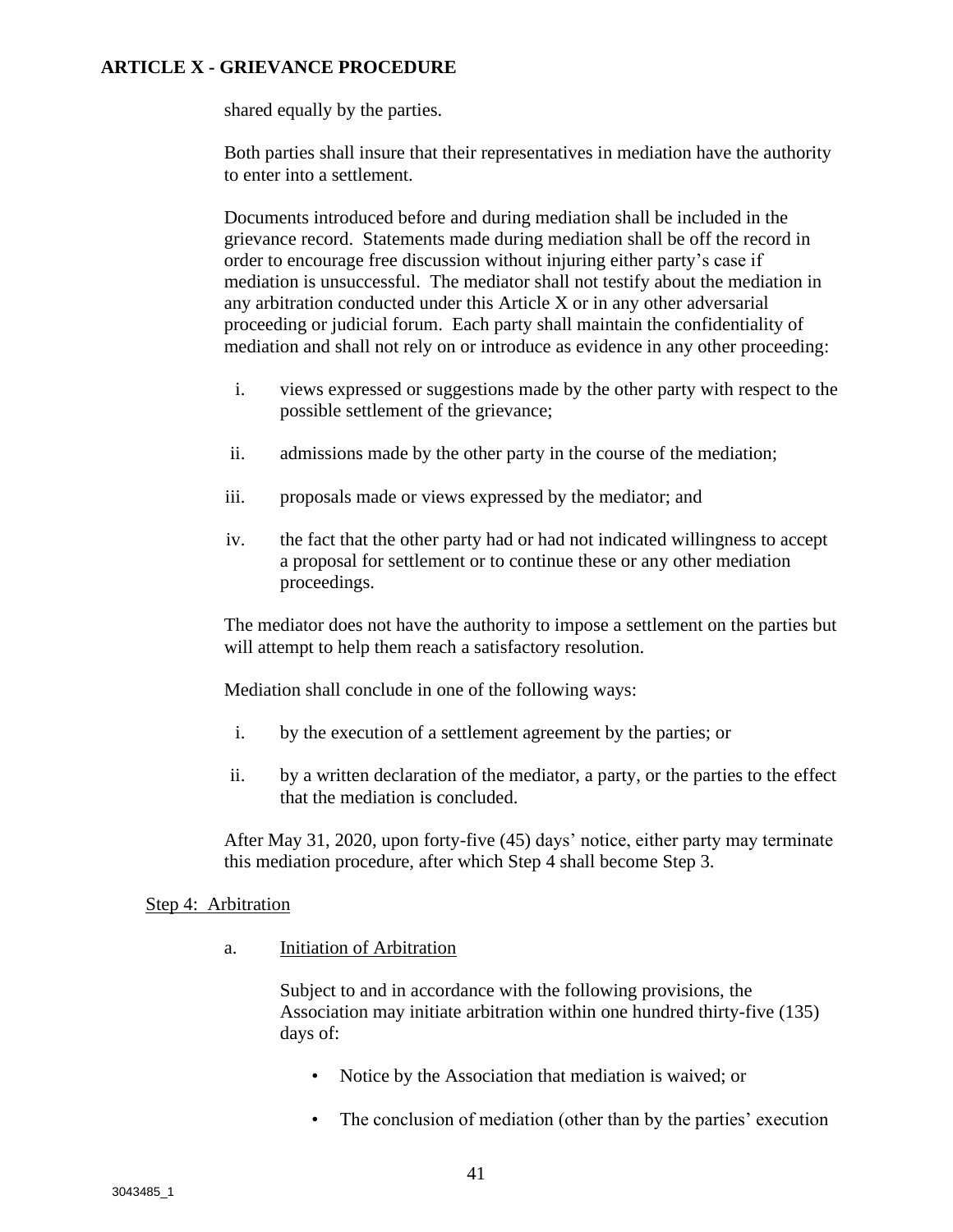shared equally by the parties.

Both parties shall insure that their representatives in mediation have the authority to enter into a settlement.

Documents introduced before and during mediation shall be included in the grievance record. Statements made during mediation shall be off the record in order to encourage free discussion without injuring either party's case if mediation is unsuccessful. The mediator shall not testify about the mediation in any arbitration conducted under this Article X or in any other adversarial proceeding or judicial forum. Each party shall maintain the confidentiality of mediation and shall not rely on or introduce as evidence in any other proceeding:

i. views expressed or suggestions made by the other party with respect to the possible settlement of the grievance;

ii. admissions made by the other party in the course of the mediation;

iii. proposals made or views expressed by the mediator; and

iv. the fact that the other party had or had not indicated willingness to accept a proposal for settlement or to continue these or any other mediation proceedings.

The mediator does not have the authority to impose a settlement on the parties but will attempt to help them reach a satisfactory resolution.

Mediation shall conclude in one of the following ways:

i. by the execution of a settlement agreement by the parties; or

ii. by a written declaration of the mediator, a party, or the parties to the effect that the mediation is concluded.

After May 31, 2020, upon forty-five (45) days' notice, either party may terminate this mediation procedure, after which Step 4 shall become Step 3.

<u>Step 4: Arbitration</u>

a. <u>Initiation of Arbitration</u>

Subject to and in accordance with the following provisions, the Association may initiate arbitration within one hundred thirty-five (135) days of:

- Notice by the Association that mediation is waived; or
- The conclusion of mediation (other than by the parties' execution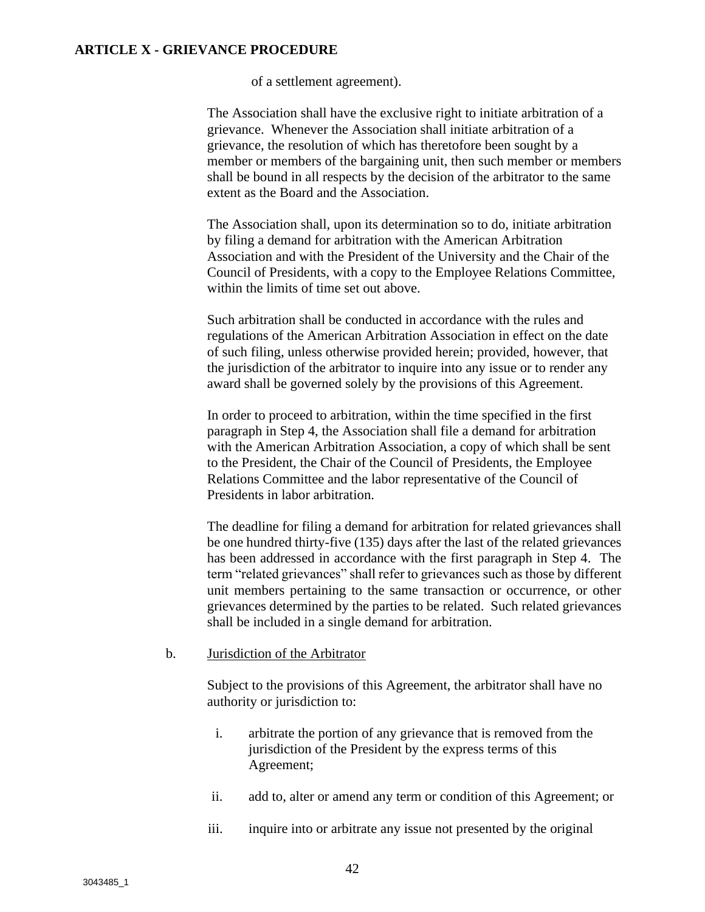of a settlement agreement).

The Association shall have the exclusive right to initiate arbitration of a grievance. Whenever the Association shall initiate arbitration of a grievance, the resolution of which has theretofore been sought by a member or members of the bargaining unit, then such member or members shall be bound in all respects by the decision of the arbitrator to the same extent as the Board and the Association.

The Association shall, upon its determination so to do, initiate arbitration by filing a demand for arbitration with the American Arbitration Association and with the President of the University and the Chair of the Council of Presidents, with a copy to the Employee Relations Committee, within the limits of time set out above.

Such arbitration shall be conducted in accordance with the rules and regulations of the American Arbitration Association in effect on the date of such filing, unless otherwise provided herein; provided, however, that the jurisdiction of the arbitrator to inquire into any issue or to render any award shall be governed solely by the provisions of this Agreement.

In order to proceed to arbitration, within the time specified in the first paragraph in Step 4, the Association shall file a demand for arbitration with the American Arbitration Association, a copy of which shall be sent to the President, the Chair of the Council of Presidents, the Employee Relations Committee and the labor representative of the Council of Presidents in labor arbitration.

The deadline for filing a demand for arbitration for related grievances shall be one hundred thirty-five (135) days after the last of the related grievances has been addressed in accordance with the first paragraph in Step 4. The term "related grievances" shall refer to grievances such as those by different unit members pertaining to the same transaction or occurrence, or other grievances determined by the parties to be related. Such related grievances shall be included in a single demand for arbitration.

b. Jurisdiction of the Arbitrator

Subject to the provisions of this Agreement, the arbitrator shall have no authority or jurisdiction to:

i. arbitrate the portion of any grievance that is removed from the jurisdiction of the President by the express terms of this Agreement;

ii. add to, alter or amend any term or condition of this Agreement; or

iii. inquire into or arbitrate any issue not presented by the original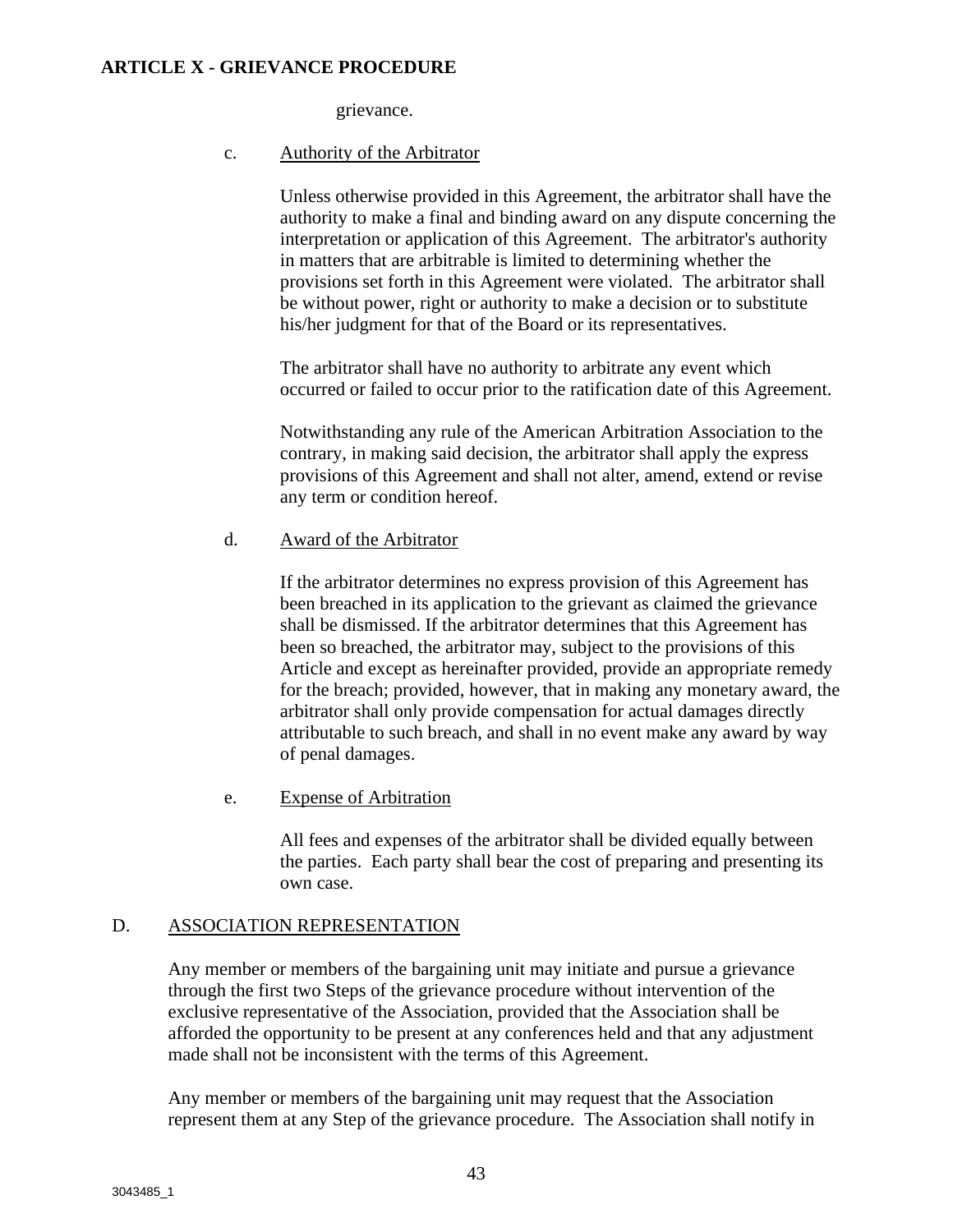grievance.

c. Authority of the Arbitrator

Unless otherwise provided in this Agreement, the arbitrator shall have the authority to make a final and binding award on any dispute concerning the interpretation or application of this Agreement. The arbitrator's authority in matters that are arbitrable is limited to determining whether the provisions set forth in this Agreement were violated. The arbitrator shall be without power, right or authority to make a decision or to substitute his/her judgment for that of the Board or its representatives.

The arbitrator shall have no authority to arbitrate any event which occurred or failed to occur prior to the ratification date of this Agreement.

Notwithstanding any rule of the American Arbitration Association to the contrary, in making said decision, the arbitrator shall apply the express provisions of this Agreement and shall not alter, amend, extend or revise any term or condition hereof.

d. Award of the Arbitrator

If the arbitrator determines no express provision of this Agreement has been breached in its application to the grievant as claimed the grievance shall be dismissed. If the arbitrator determines that this Agreement has been so breached, the arbitrator may, subject to the provisions of this Article and except as hereinafter provided, provide an appropriate remedy for the breach; provided, however, that in making any monetary award, the arbitrator shall only provide compensation for actual damages directly attributable to such breach, and shall in no event make any award by way of penal damages.

e. Expense of Arbitration

All fees and expenses of the arbitrator shall be divided equally between the parties. Each party shall bear the cost of preparing and presenting its own case.

D. ASSOCIATION REPRESENTATION

Any member or members of the bargaining unit may initiate and pursue a grievance through the first two Steps of the grievance procedure without intervention of the exclusive representative of the Association, provided that the Association shall be afforded the opportunity to be present at any conferences held and that any adjustment made shall not be inconsistent with the terms of this Agreement.

Any member or members of the bargaining unit may request that the Association represent them at any Step of the grievance procedure. The Association shall notify in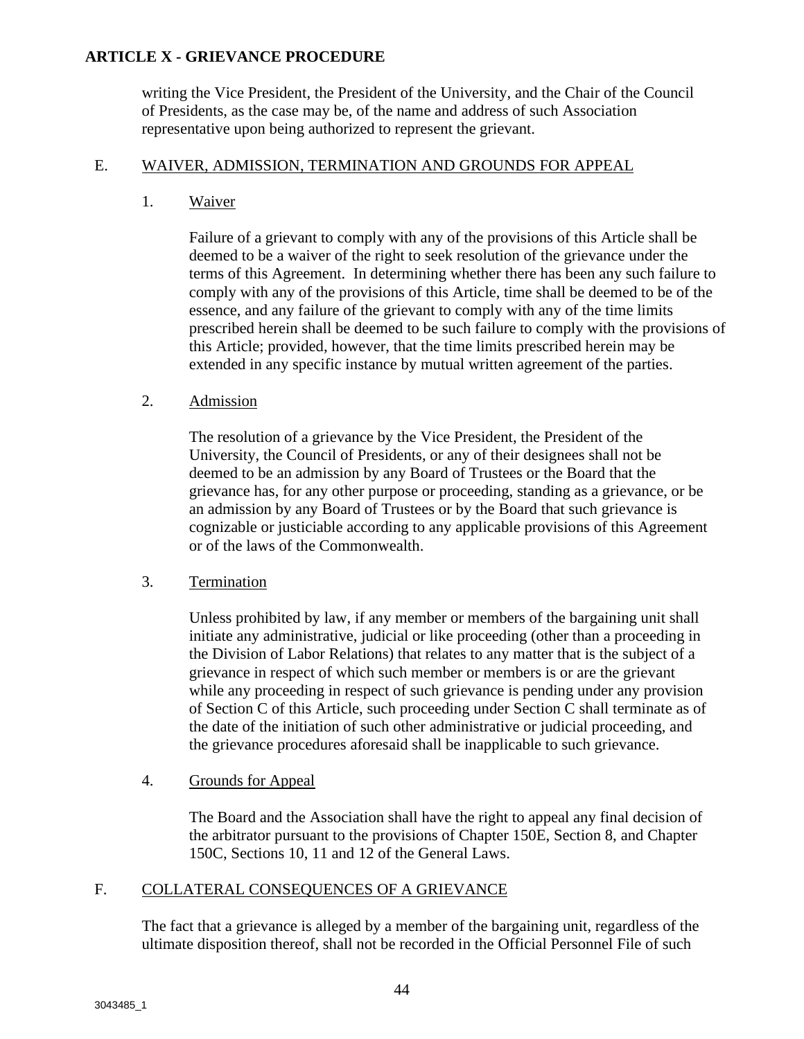writing the Vice President, the President of the University, and the Chair of the Council of Presidents, as the case may be, of the name and address of such Association representative upon being authorized to represent the grievant.

## E. WAIVER, ADMISSION, TERMINATION AND GROUNDS FOR APPEAL

### 1. Waiver

Failure of a grievant to comply with any of the provisions of this Article shall be deemed to be a waiver of the right to seek resolution of the grievance under the terms of this Agreement. In determining whether there has been any such failure to comply with any of the provisions of this Article, time shall be deemed to be of the essence, and any failure of the grievant to comply with any of the time limits prescribed herein shall be deemed to be such failure to comply with the provisions of this Article; provided, however, that the time limits prescribed herein may be extended in any specific instance by mutual written agreement of the parties.

### 2. Admission

The resolution of a grievance by the Vice President, the President of the University, the Council of Presidents, or any of their designees shall not be deemed to be an admission by any Board of Trustees or the Board that the grievance has, for any other purpose or proceeding, standing as a grievance, or be an admission by any Board of Trustees or by the Board that such grievance is cognizable or justiciable according to any applicable provisions of this Agreement or of the laws of the Commonwealth.

### 3. Termination

Unless prohibited by law, if any member or members of the bargaining unit shall initiate any administrative, judicial or like proceeding (other than a proceeding in the Division of Labor Relations) that relates to any matter that is the subject of a grievance in respect of which such member or members is or are the grievant while any proceeding in respect of such grievance is pending under any provision of Section C of this Article, such proceeding under Section C shall terminate as of the date of the initiation of such other administrative or judicial proceeding, and the grievance procedures aforesaid shall be inapplicable to such grievance.

### 4. Grounds for Appeal

The Board and the Association shall have the right to appeal any final decision of the arbitrator pursuant to the provisions of Chapter 150E, Section 8, and Chapter 150C, Sections 10, 11 and 12 of the General Laws.

## F. COLLATERAL CONSEQUENCES OF A GRIEVANCE

The fact that a grievance is alleged by a member of the bargaining unit, regardless of the ultimate disposition thereof, shall not be recorded in the Official Personnel File of such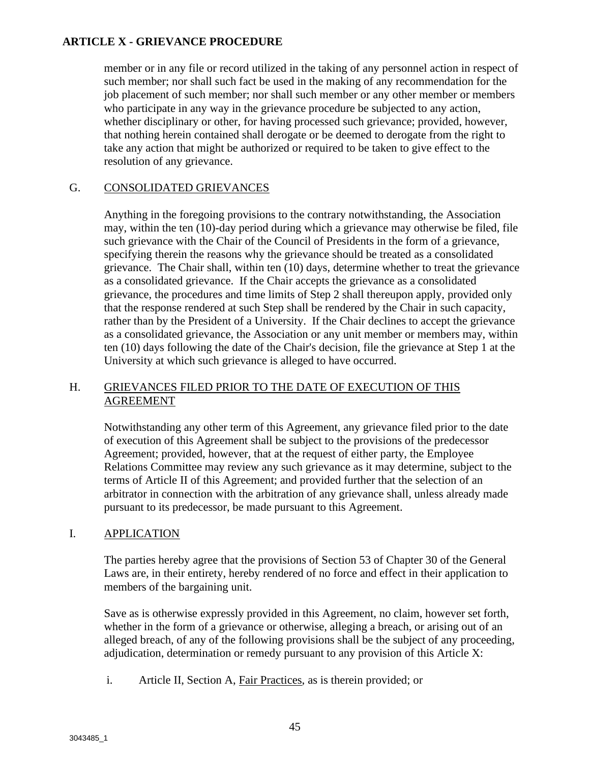member or in any file or record utilized in the taking of any personnel action in respect of such member; nor shall such fact be used in the making of any recommendation for the job placement of such member; nor shall such member or any other member or members who participate in any way in the grievance procedure be subjected to any action, whether disciplinary or other, for having processed such grievance; provided, however, that nothing herein contained shall derogate or be deemed to derogate from the right to take any action that might be authorized or required to be taken to give effect to the resolution of any grievance.

## G. CONSOLIDATED GRIEVANCES

Anything in the foregoing provisions to the contrary notwithstanding, the Association may, within the ten (10)-day period during which a grievance may otherwise be filed, file such grievance with the Chair of the Council of Presidents in the form of a grievance, specifying therein the reasons why the grievance should be treated as a consolidated grievance. The Chair shall, within ten (10) days, determine whether to treat the grievance as a consolidated grievance. If the Chair accepts the grievance as a consolidated grievance, the procedures and time limits of Step 2 shall thereupon apply, provided only that the response rendered at such Step shall be rendered by the Chair in such capacity, rather than by the President of a University. If the Chair declines to accept the grievance as a consolidated grievance, the Association or any unit member or members may, within ten (10) days following the date of the Chair's decision, file the grievance at Step 1 at the University at which such grievance is alleged to have occurred.

## H. GRIEVANCES FILED PRIOR TO THE DATE OF EXECUTION OF THIS AGREEMENT

Notwithstanding any other term of this Agreement, any grievance filed prior to the date of execution of this Agreement shall be subject to the provisions of the predecessor Agreement; provided, however, that at the request of either party, the Employee Relations Committee may review any such grievance as it may determine, subject to the terms of Article II of this Agreement; and provided further that the selection of an arbitrator in connection with the arbitration of any grievance shall, unless already made pursuant to its predecessor, be made pursuant to this Agreement.

## I. APPLICATION

The parties hereby agree that the provisions of Section 53 of Chapter 30 of the General Laws are, in their entirety, hereby rendered of no force and effect in their application to members of the bargaining unit.

Save as is otherwise expressly provided in this Agreement, no claim, however set forth, whether in the form of a grievance or otherwise, alleging a breach, or arising out of an alleged breach, of any of the following provisions shall be the subject of any proceeding, adjudication, determination or remedy pursuant to any provision of this Article X:

i. Article II, Section A, Fair Practices, as is therein provided; or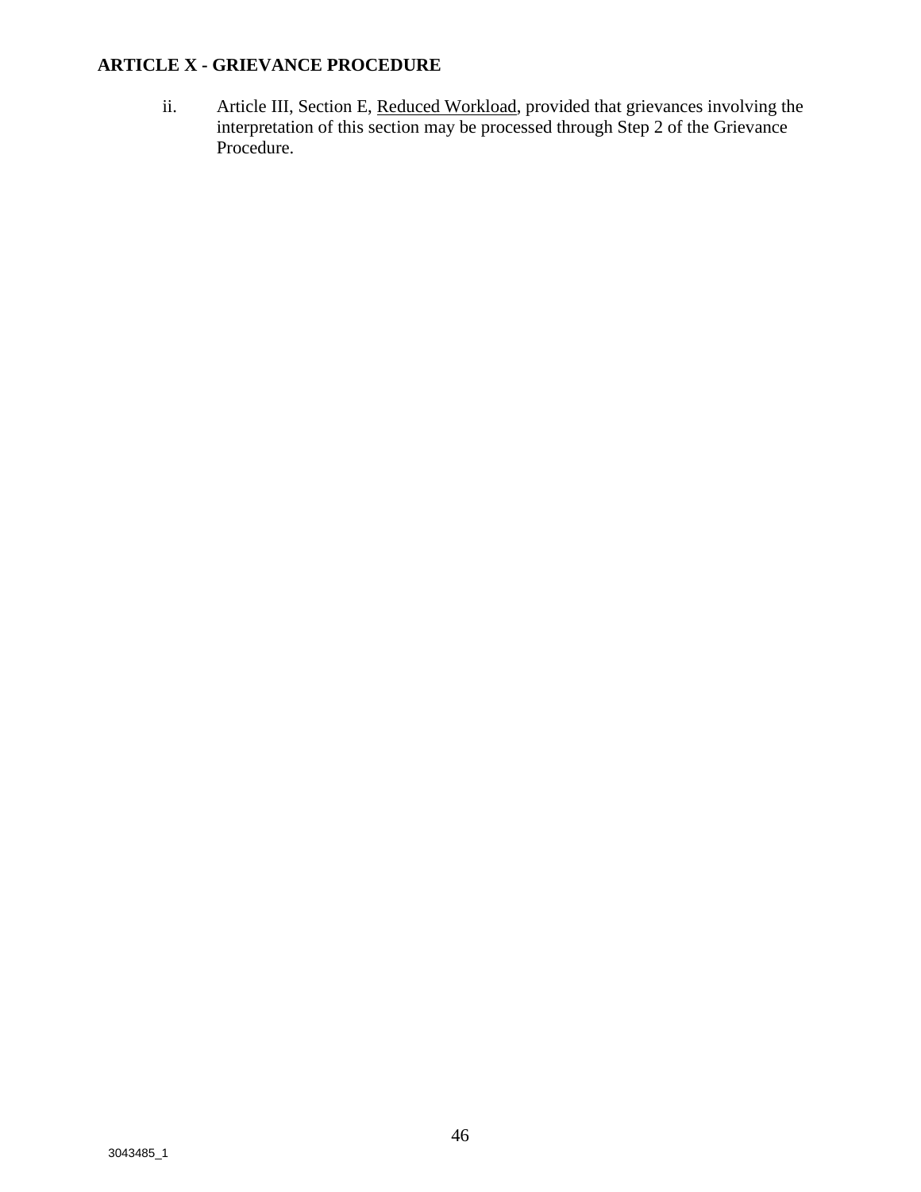ii. Article III, Section E, Reduced Workload, provided that grievances involving the interpretation of this section may be processed through Step 2 of the Grievance Procedure.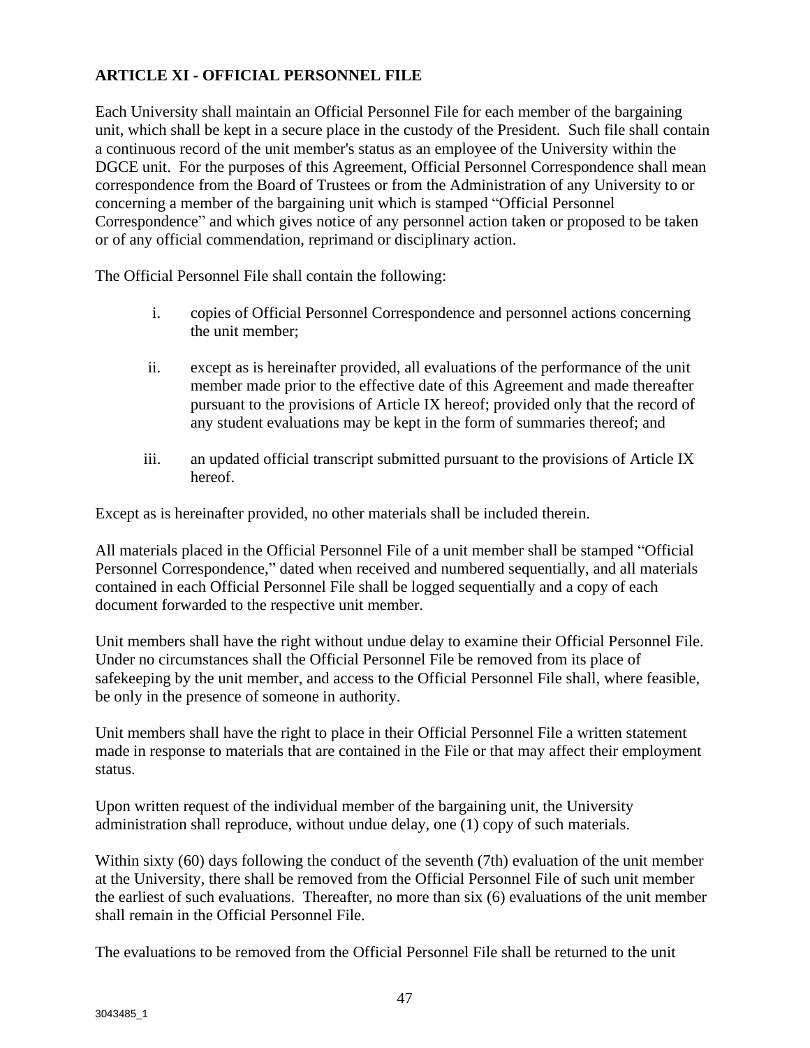## ARTICLE XI - OFFICIAL PERSONNEL FILE

Each University shall maintain an Official Personnel File for each member of the bargaining unit, which shall be kept in a secure place in the custody of the President. Such file shall contain a continuous record of the unit member's status as an employee of the University within the DGCE unit. For the purposes of this Agreement, Official Personnel Correspondence shall mean correspondence from the Board of Trustees or from the Administration of any University to or concerning a member of the bargaining unit which is stamped "Official Personnel Correspondence" and which gives notice of any personnel action taken or proposed to be taken or of any official commendation, reprimand or disciplinary action.

The Official Personnel File shall contain the following:

i. copies of Official Personnel Correspondence and personnel actions concerning the unit member;

ii. except as is hereinafter provided, all evaluations of the performance of the unit member made prior to the effective date of this Agreement and made thereafter pursuant to the provisions of Article IX hereof; provided only that the record of any student evaluations may be kept in the form of summaries thereof; and

iii. an updated official transcript submitted pursuant to the provisions of Article IX hereof.

Except as is hereinafter provided, no other materials shall be included therein.

All materials placed in the Official Personnel File of a unit member shall be stamped "Official Personnel Correspondence," dated when received and numbered sequentially, and all materials contained in each Official Personnel File shall be logged sequentially and a copy of each document forwarded to the respective unit member.

Unit members shall have the right without undue delay to examine their Official Personnel File. Under no circumstances shall the Official Personnel File be removed from its place of safekeeping by the unit member, and access to the Official Personnel File shall, where feasible, be only in the presence of someone in authority.

Unit members shall have the right to place in their Official Personnel File a written statement made in response to materials that are contained in the File or that may affect their employment status.

Upon written request of the individual member of the bargaining unit, the University administration shall reproduce, without undue delay, one (1) copy of such materials.

Within sixty (60) days following the conduct of the seventh (7th) evaluation of the unit member at the University, there shall be removed from the Official Personnel File of such unit member the earliest of such evaluations. Thereafter, no more than six (6) evaluations of the unit member shall remain in the Official Personnel File.

The evaluations to be removed from the Official Personnel File shall be returned to the unit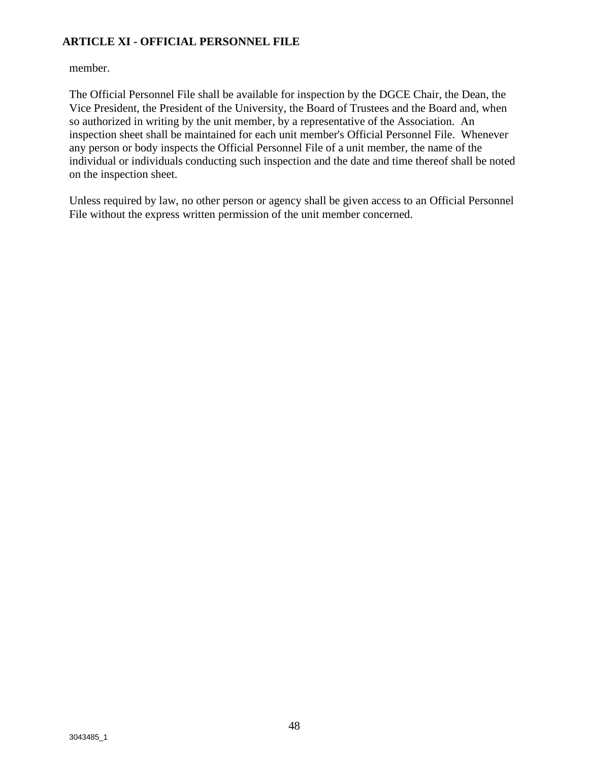member.

The Official Personnel File shall be available for inspection by the DGCE Chair, the Dean, the Vice President, the President of the University, the Board of Trustees and the Board and, when so authorized in writing by the unit member, by a representative of the Association. An inspection sheet shall be maintained for each unit member's Official Personnel File. Whenever any person or body inspects the Official Personnel File of a unit member, the name of the individual or individuals conducting such inspection and the date and time thereof shall be noted on the inspection sheet.

Unless required by law, no other person or agency shall be given access to an Official Personnel File without the express written permission of the unit member concerned.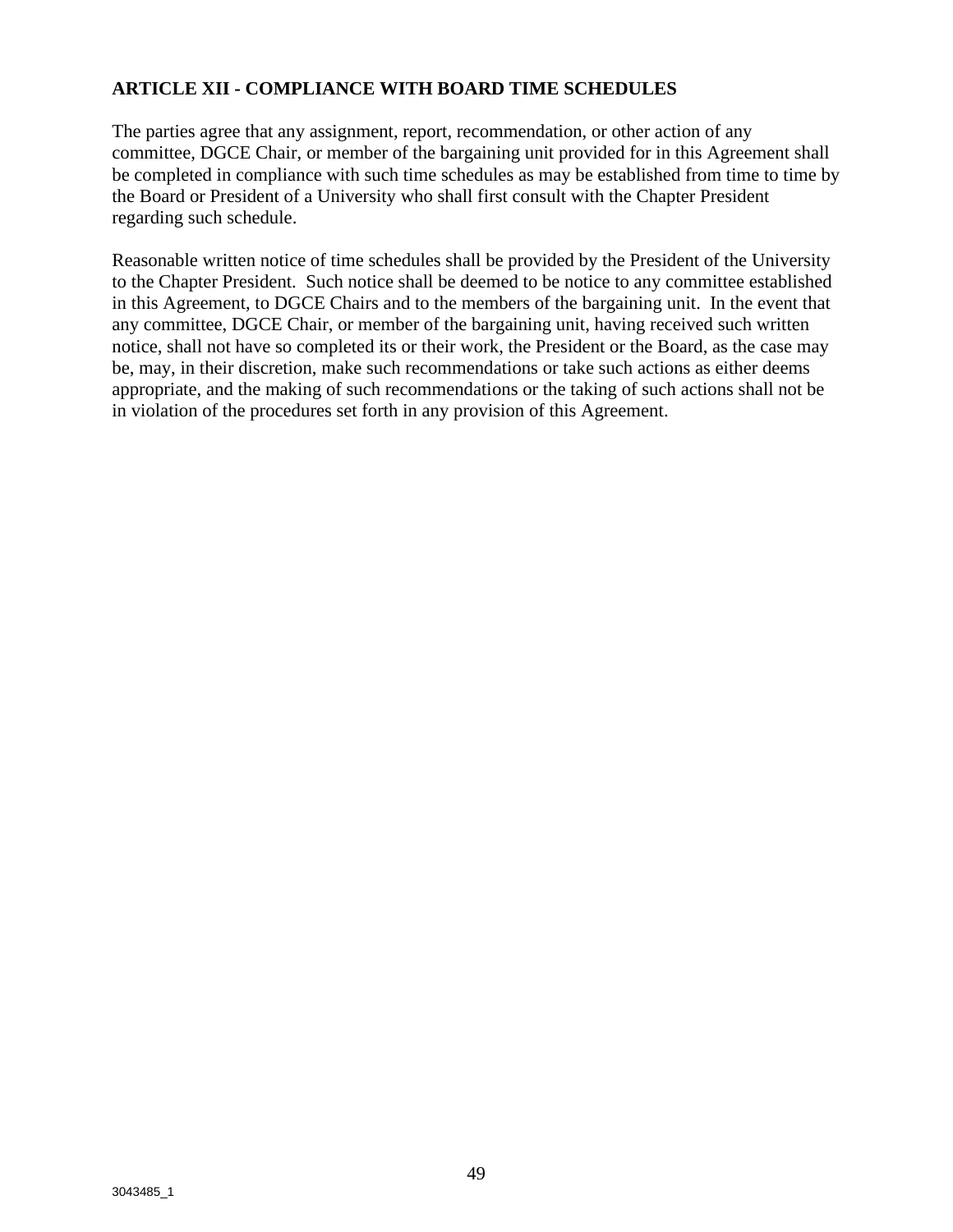## ARTICLE XII - COMPLIANCE WITH BOARD TIME SCHEDULES

The parties agree that any assignment, report, recommendation, or other action of any committee, DGCE Chair, or member of the bargaining unit provided for in this Agreement shall be completed in compliance with such time schedules as may be established from time to time by the Board or President of a University who shall first consult with the Chapter President regarding such schedule.

Reasonable written notice of time schedules shall be provided by the President of the University to the Chapter President. Such notice shall be deemed to be notice to any committee established in this Agreement, to DGCE Chairs and to the members of the bargaining unit. In the event that any committee, DGCE Chair, or member of the bargaining unit, having received such written notice, shall not have so completed its or their work, the President or the Board, as the case may be, may, in their discretion, make such recommendations or take such actions as either deems appropriate, and the making of such recommendations or the taking of such actions shall not be in violation of the procedures set forth in any provision of this Agreement.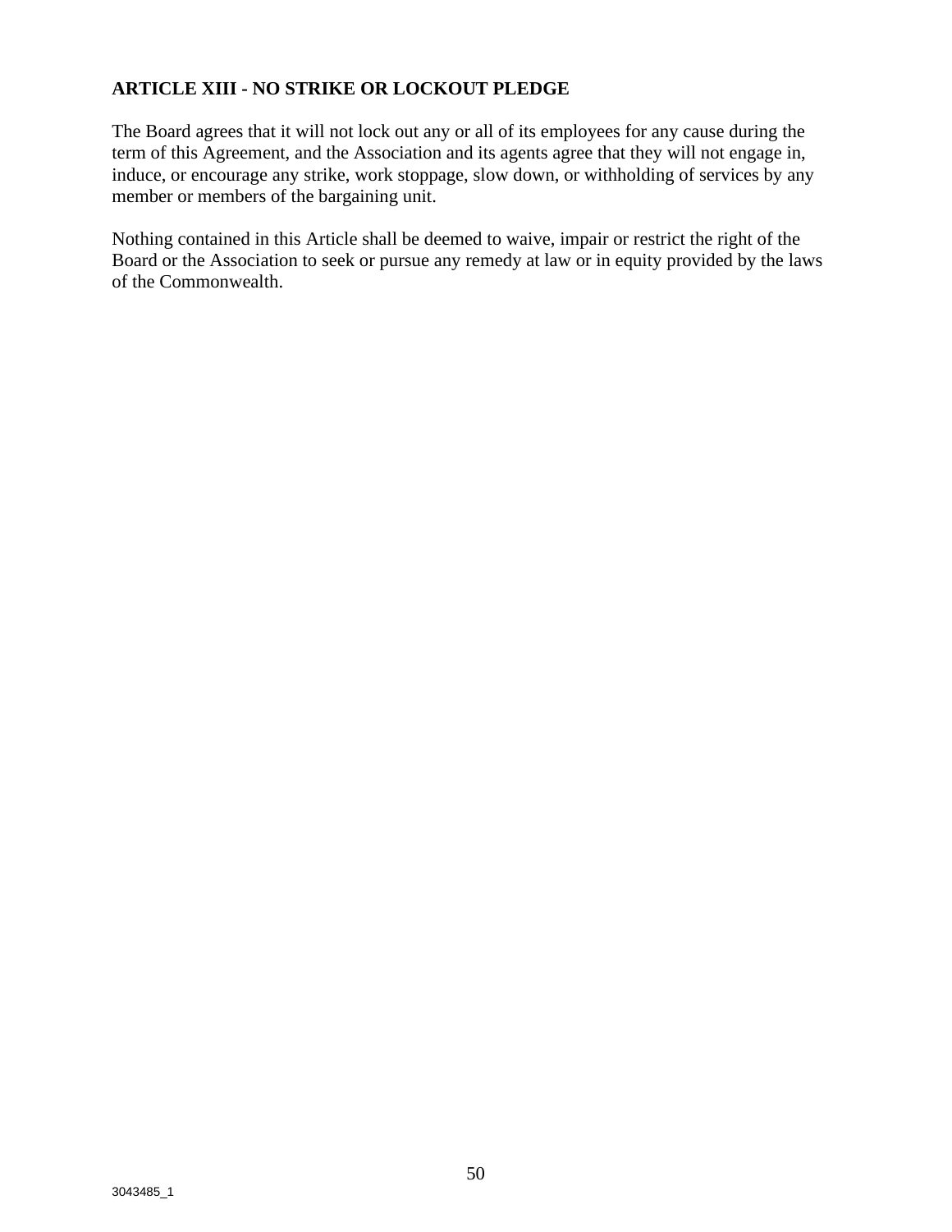## ARTICLE XIII - NO STRIKE OR LOCKOUT PLEDGE

The Board agrees that it will not lock out any or all of its employees for any cause during the term of this Agreement, and the Association and its agents agree that they will not engage in, induce, or encourage any strike, work stoppage, slow down, or withholding of services by any member or members of the bargaining unit.

Nothing contained in this Article shall be deemed to waive, impair or restrict the right of the Board or the Association to seek or pursue any remedy at law or in equity provided by the laws of the Commonwealth.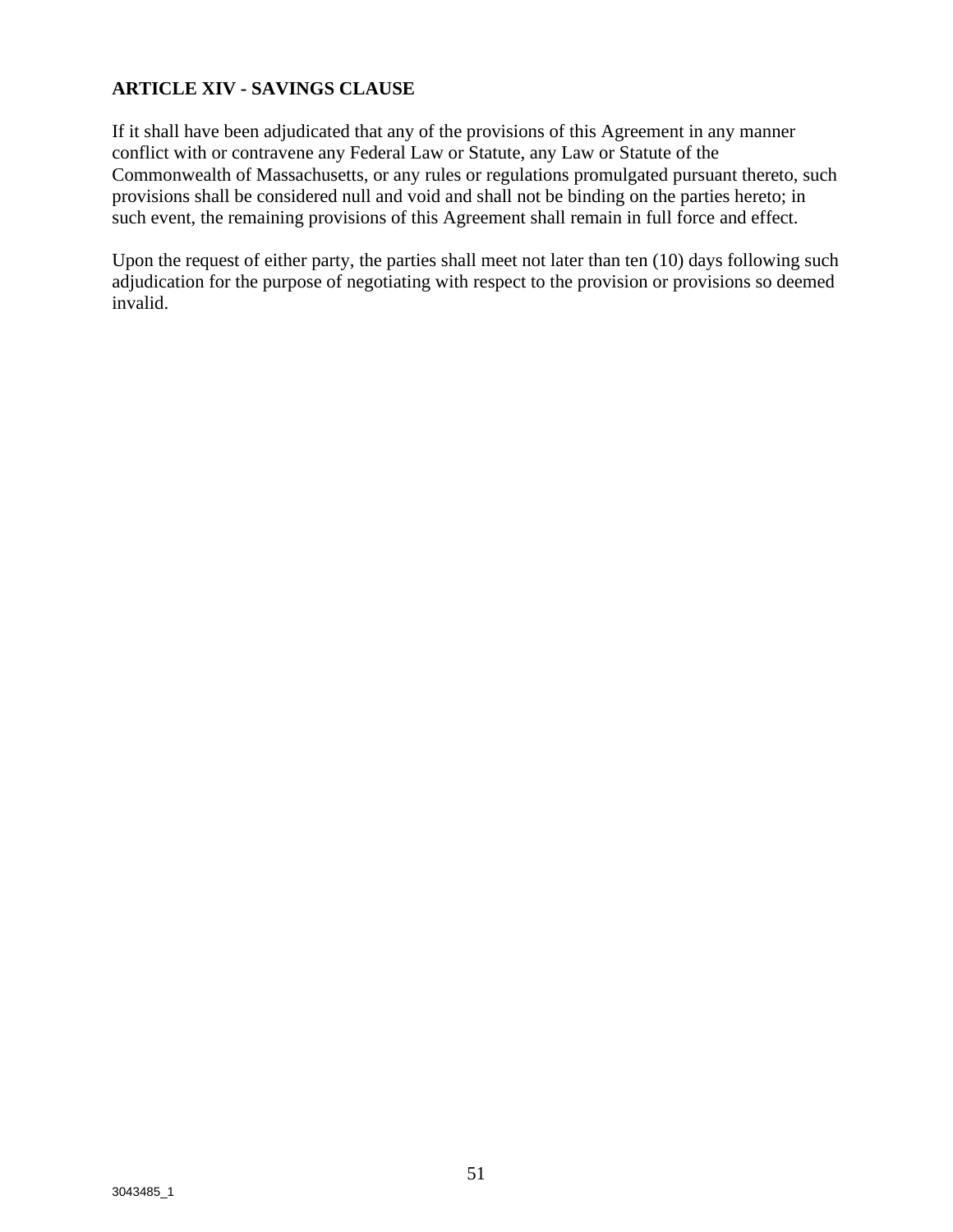## ARTICLE XIV - SAVINGS CLAUSE

If it shall have been adjudicated that any of the provisions of this Agreement in any manner conflict with or contravene any Federal Law or Statute, any Law or Statute of the Commonwealth of Massachusetts, or any rules or regulations promulgated pursuant thereto, such provisions shall be considered null and void and shall not be binding on the parties hereto; in such event, the remaining provisions of this Agreement shall remain in full force and effect.

Upon the request of either party, the parties shall meet not later than ten (10) days following such adjudication for the purpose of negotiating with respect to the provision or provisions so deemed invalid.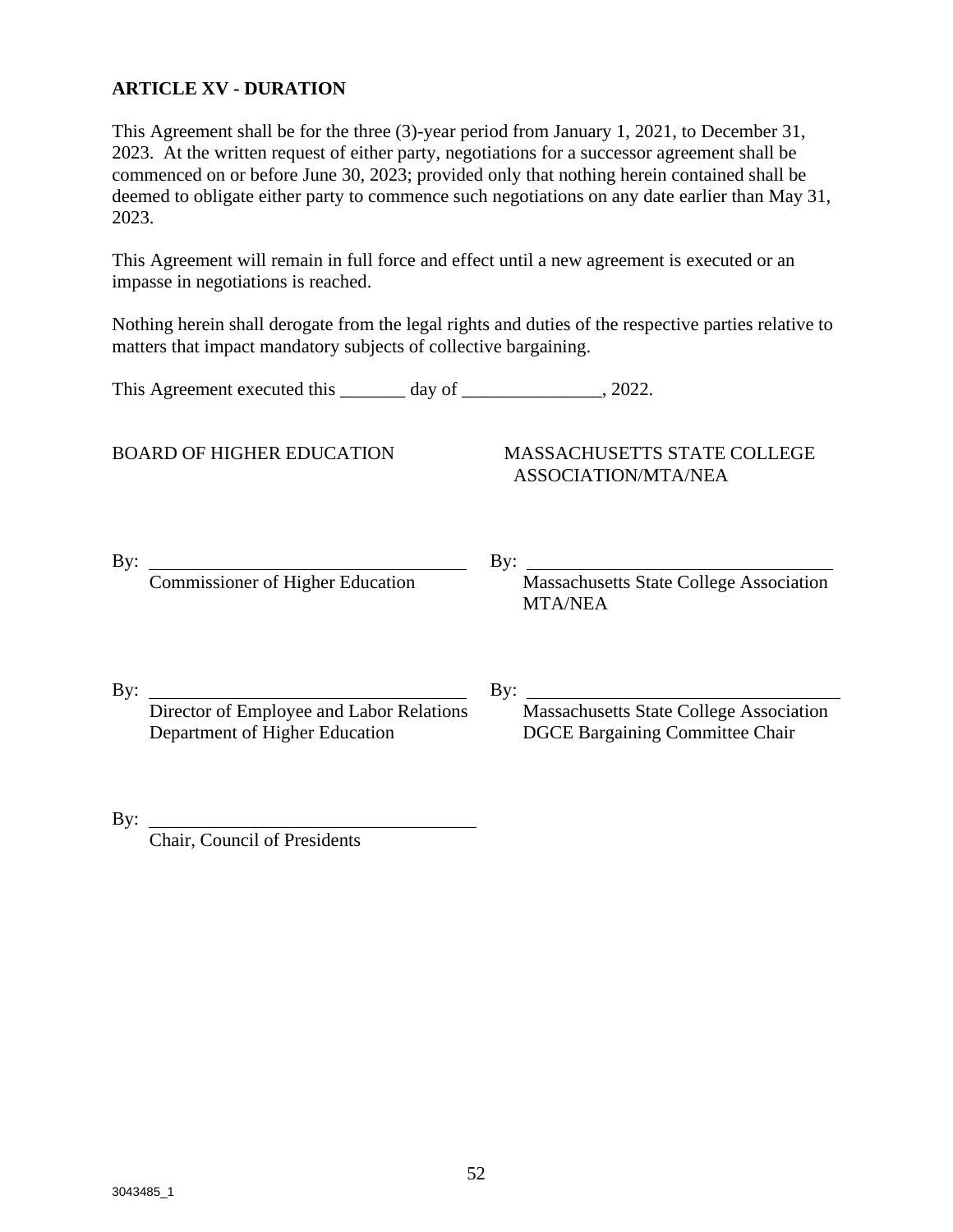## ARTICLE XV - DURATION

This Agreement shall be for the three (3)-year period from January 1, 2021, to December 31, 2023. At the written request of either party, negotiations for a successor agreement shall be commenced on or before June 30, 2023; provided only that nothing herein contained shall be deemed to obligate either party to commence such negotiations on any date earlier than May 31, 2023.

This Agreement will remain in full force and effect until a new agreement is executed or an impasse in negotiations is reached.

Nothing herein shall derogate from the legal rights and duties of the respective parties relative to matters that impact mandatory subjects of collective bargaining.

This Agreement executed this _______ day of _______________, 2022.

BOARD OF HIGHER EDUCATION

By: ___________________________________
Commissioner of Higher Education

By: ___________________________________
Director of Employee and Labor Relations
Department of Higher Education

By: ___________________________________
Chair, Council of Presidents

MASSACHUSETTS STATE COLLEGE ASSOCIATION/MTA/NEA

By: ___________________________________
Massachusetts State College Association
MTA/NEA

By: ___________________________________
Massachusetts State College Association
DGCE Bargaining Committee Chair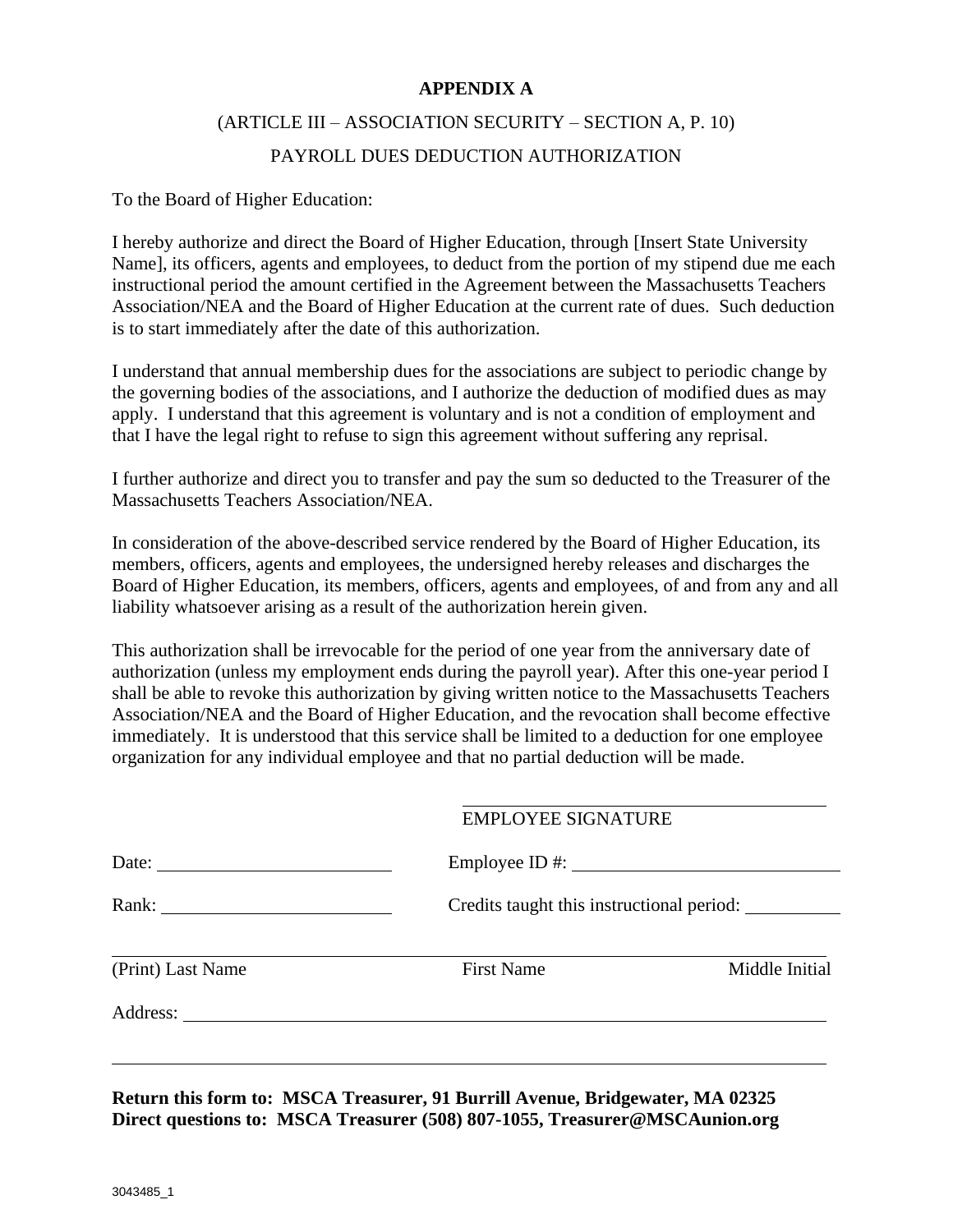**APPENDIX A**

(ARTICLE III – ASSOCIATION SECURITY – SECTION A, P. 10)

PAYROLL DUES DEDUCTION AUTHORIZATION

To the Board of Higher Education:

I hereby authorize and direct the Board of Higher Education, through [Insert State University Name], its officers, agents and employees, to deduct from the portion of my stipend due me each instructional period the amount certified in the Agreement between the Massachusetts Teachers Association/NEA and the Board of Higher Education at the current rate of dues. Such deduction is to start immediately after the date of this authorization.

I understand that annual membership dues for the associations are subject to periodic change by the governing bodies of the associations, and I authorize the deduction of modified dues as may apply. I understand that this agreement is voluntary and is not a condition of employment and that I have the legal right to refuse to sign this agreement without suffering any reprisal.

I further authorize and direct you to transfer and pay the sum so deducted to the Treasurer of the Massachusetts Teachers Association/NEA.

In consideration of the above-described service rendered by the Board of Higher Education, its members, officers, agents and employees, the undersigned hereby releases and discharges the Board of Higher Education, its members, officers, agents and employees, of and from any and all liability whatsoever arising as a result of the authorization herein given.

This authorization shall be irrevocable for the period of one year from the anniversary date of authorization (unless my employment ends during the payroll year). After this one-year period I shall be able to revoke this authorization by giving written notice to the Massachusetts Teachers Association/NEA and the Board of Higher Education, and the revocation shall become effective immediately. It is understood that this service shall be limited to a deduction for one employee organization for any individual employee and that no partial deduction will be made.

\_\_\_\_\_\_\_\_\_\_\_\_\_\_\_\_\_\_\_\_\_\_\_\_\_\_\_\_\_\_\_\_\_\_\_\_\_\_
EMPLOYEE SIGNATURE

Date: \_\_\_\_\_\_\_\_\_\_\_\_\_\_\_\_\_\_\_\_\_\_\_\_ Employee ID #: \_\_\_\_\_\_\_\_\_\_\_\_\_\_\_\_\_\_\_\_\_\_\_\_\_\_\_\_

Rank: \_\_\_\_\_\_\_\_\_\_\_\_\_\_\_\_\_\_\_\_\_\_\_\_ Credits taught this instructional period: \_\_\_\_\_\_\_\_\_\_

\_\_\_\_\_\_\_\_\_\_\_\_\_\_\_\_\_\_\_\_\_\_\_\_\_\_\_\_\_\_\_\_\_\_\_\_\_\_\_\_\_\_\_\_\_\_\_\_\_\_\_\_\_\_\_\_\_\_\_\_\_\_\_\_\_\_\_\_\_\_\_\_\_\_\_\_
(Print) Last Name First Name Middle Initial

Address: \_\_\_\_\_\_\_\_\_\_\_\_\_\_\_\_\_\_\_\_\_\_\_\_\_\_\_\_\_\_\_\_\_\_\_\_\_\_\_\_\_\_\_\_\_\_\_\_\_\_\_\_\_\_\_\_\_\_\_\_\_\_\_\_\_\_\_\_

\_\_\_\_\_\_\_\_\_\_\_\_\_\_\_\_\_\_\_\_\_\_\_\_\_\_\_\_\_\_\_\_\_\_\_\_\_\_\_\_\_\_\_\_\_\_\_\_\_\_\_\_\_\_\_\_\_\_\_\_\_\_\_\_\_\_\_\_\_\_\_\_\_\_\_\_

**Return this form to: MSCA Treasurer, 91 Burrill Avenue, Bridgewater, MA 02325**
**Direct questions to: MSCA Treasurer (508) 807-1055, Treasurer@MSCAunion.org**

3043485_1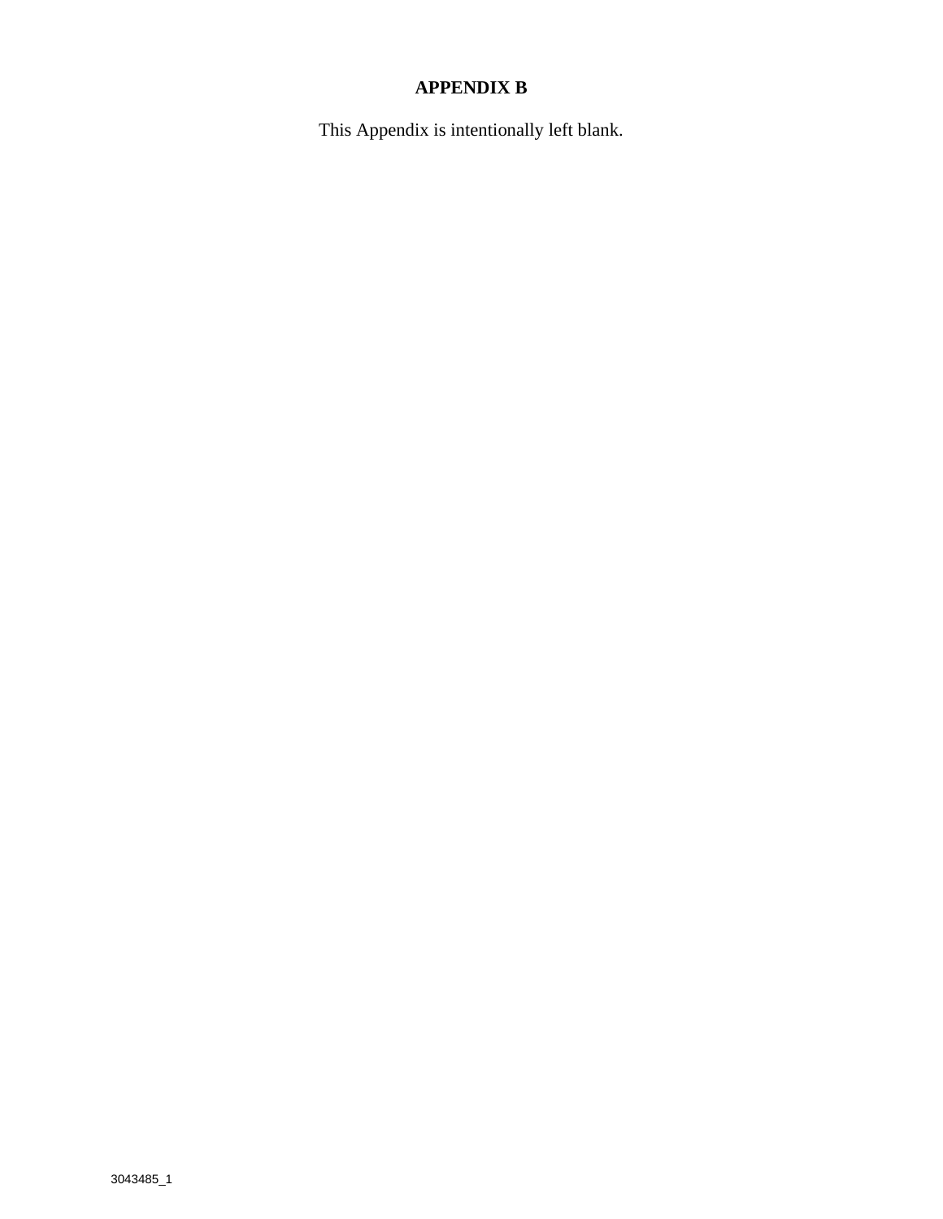# APPENDIX B

This Appendix is intentionally left blank.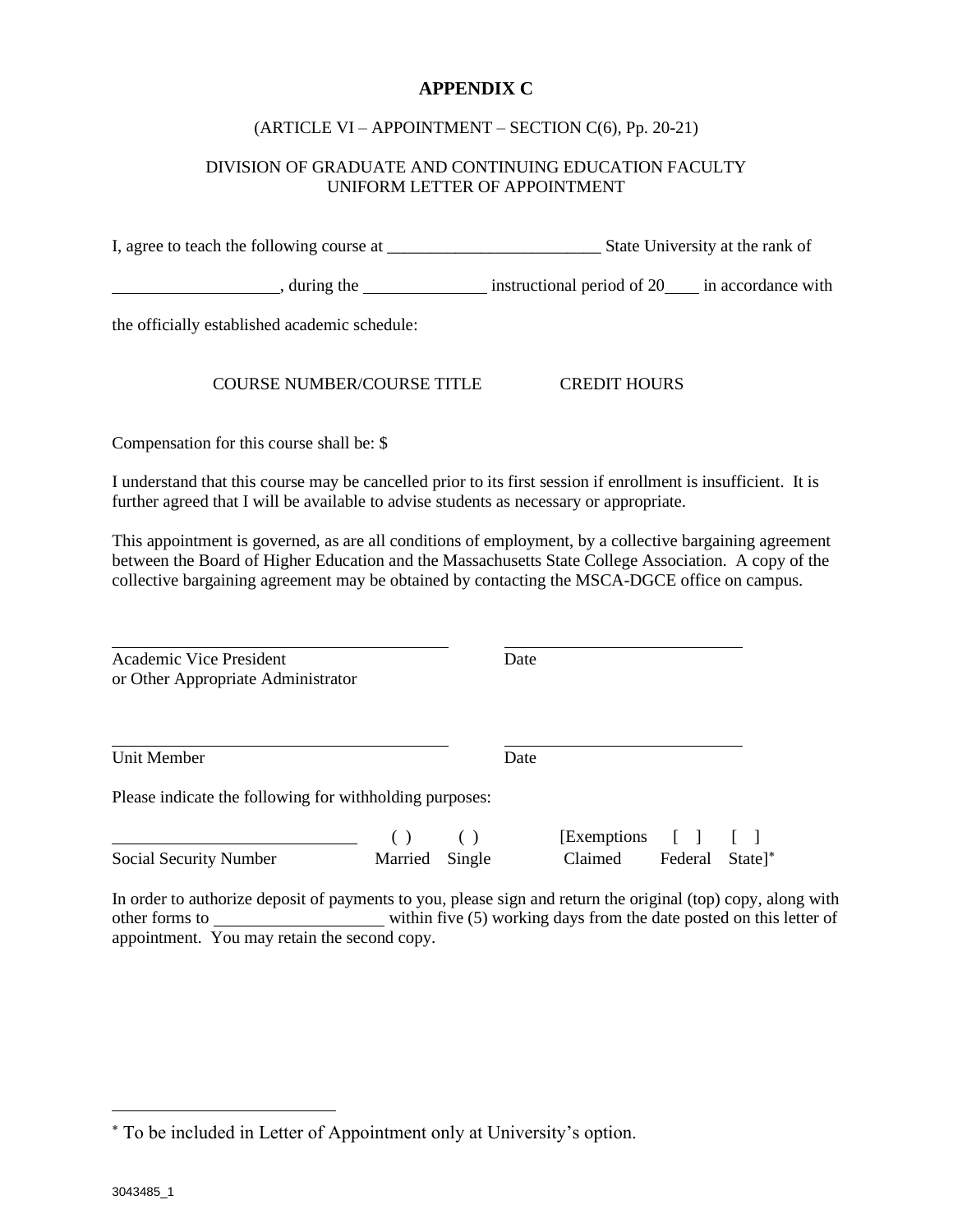# APPENDIX C

(ARTICLE VI – APPOINTMENT – SECTION C(6), Pp. 20-21)

DIVISION OF GRADUATE AND CONTINUING EDUCATION FACULTY
UNIFORM LETTER OF APPOINTMENT

I, agree to teach the following course at _________________________ State University at the rank of ___________________, during the ______________ instructional period of 20____ in accordance with the officially established academic schedule:

COURSE NUMBER/COURSE TITLE          CREDIT HOURS

Compensation for this course shall be: $

I understand that this course may be cancelled prior to its first session if enrollment is insufficient. It is further agreed that I will be available to advise students as necessary or appropriate.

This appointment is governed, as are all conditions of employment, by a collective bargaining agreement between the Board of Higher Education and the Massachusetts State College Association. A copy of the collective bargaining agreement may be obtained by contacting the MSCA-DGCE office on campus.

______________________________          ______________________
Academic Vice President          Date
or Other Appropriate Administrator

______________________________          ______________________
Unit Member          Date

Please indicate the following for withholding purposes:

______________________          ( ) Married   ( ) Single          [Exemptions Claimed   [ ] Federal   [ ] State]*
Social Security Number

In order to authorize deposit of payments to you, please sign and return the original (top) copy, along with other forms to ___________________ within five (5) working days from the date posted on this letter of appointment. You may retain the second copy.

---

* To be included in Letter of Appointment only at University's option.

3043485_1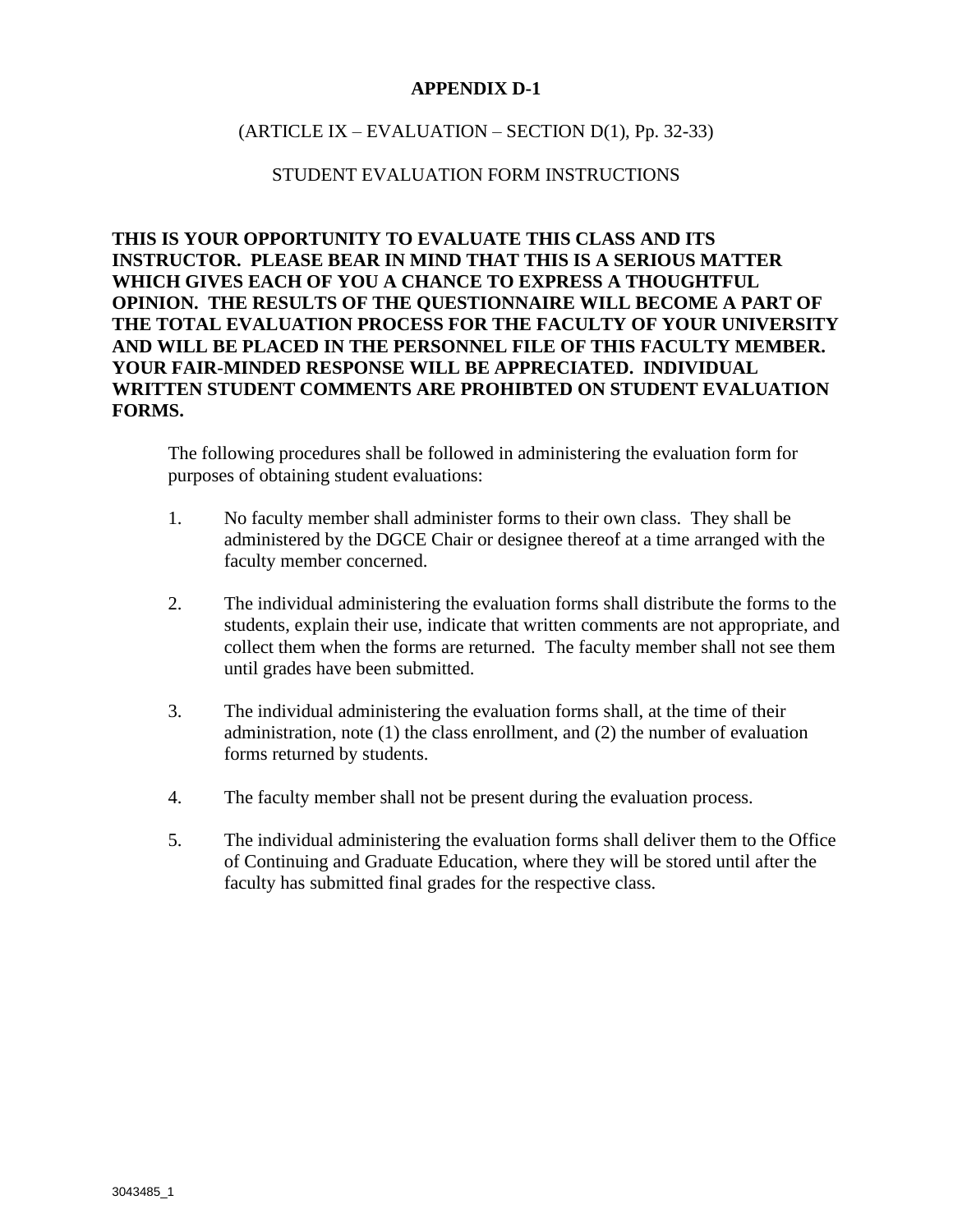# APPENDIX D-1

(ARTICLE IX – EVALUATION – SECTION D(1), Pp. 32-33)

STUDENT EVALUATION FORM INSTRUCTIONS

**THIS IS YOUR OPPORTUNITY TO EVALUATE THIS CLASS AND ITS INSTRUCTOR. PLEASE BEAR IN MIND THAT THIS IS A SERIOUS MATTER WHICH GIVES EACH OF YOU A CHANCE TO EXPRESS A THOUGHTFUL OPINION. THE RESULTS OF THE QUESTIONNAIRE WILL BECOME A PART OF THE TOTAL EVALUATION PROCESS FOR THE FACULTY OF YOUR UNIVERSITY AND WILL BE PLACED IN THE PERSONNEL FILE OF THIS FACULTY MEMBER. YOUR FAIR-MINDED RESPONSE WILL BE APPRECIATED. INDIVIDUAL WRITTEN STUDENT COMMENTS ARE PROHIBTED ON STUDENT EVALUATION FORMS.**

The following procedures shall be followed in administering the evaluation form for purposes of obtaining student evaluations:

1. No faculty member shall administer forms to their own class. They shall be administered by the DGCE Chair or designee thereof at a time arranged with the faculty member concerned.

2. The individual administering the evaluation forms shall distribute the forms to the students, explain their use, indicate that written comments are not appropriate, and collect them when the forms are returned. The faculty member shall not see them until grades have been submitted.

3. The individual administering the evaluation forms shall, at the time of their administration, note (1) the class enrollment, and (2) the number of evaluation forms returned by students.

4. The faculty member shall not be present during the evaluation process.

5. The individual administering the evaluation forms shall deliver them to the Office of Continuing and Graduate Education, where they will be stored until after the faculty has submitted final grades for the respective class.

3043485_1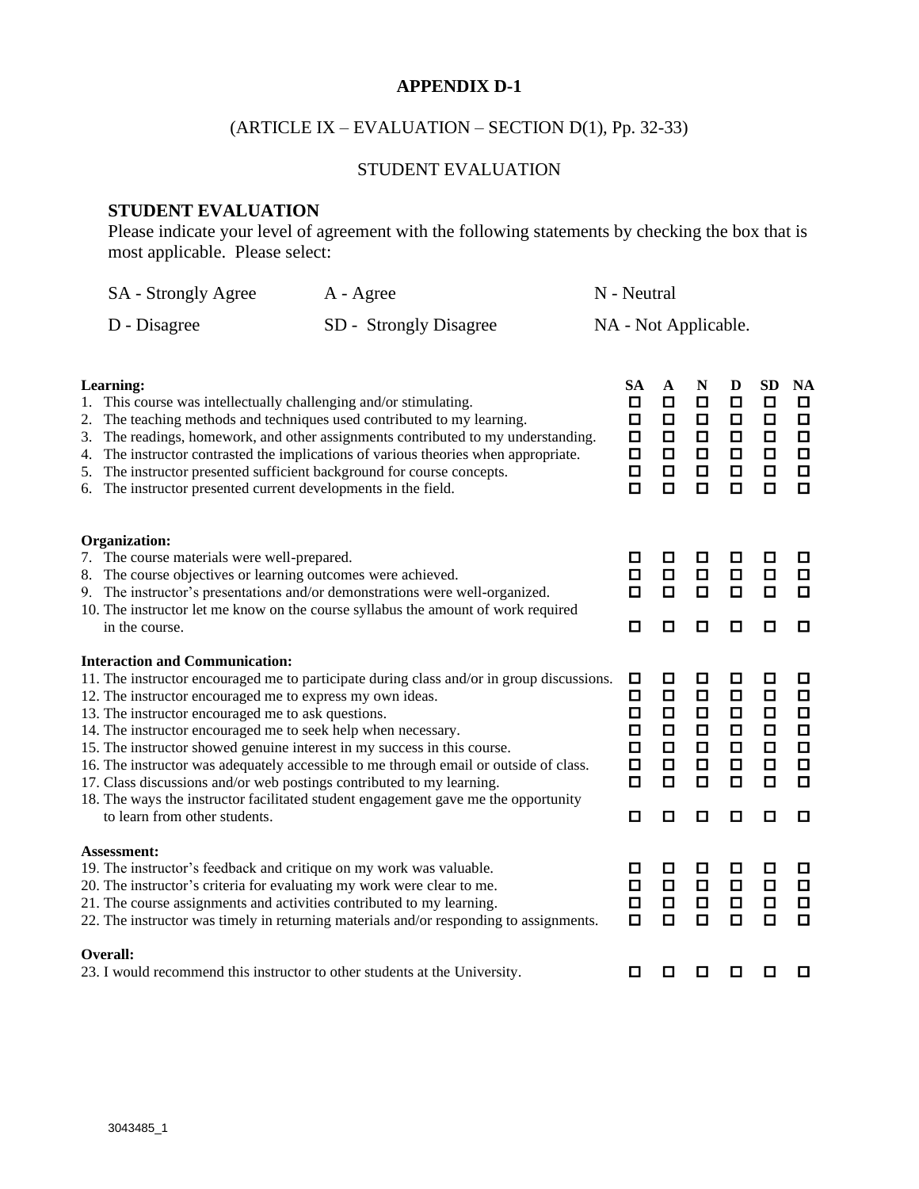# APPENDIX D-1

(ARTICLE IX – EVALUATION – SECTION D(1), Pp. 32-33)

STUDENT EVALUATION

## STUDENT EVALUATION

Please indicate your level of agreement with the following statements by checking the box that is most applicable. Please select:

| | | |
|---|---|---|
| SA - Strongly Agree | A - Agree | N - Neutral |
| D - Disagree | SD - Strongly Disagree | NA - Not Applicable. |

| | SA | A | N | D | SD | NA |
|---|---|---|---|---|---|---|
| **Learning:** | | | | | | |
| 1. This course was intellectually challenging and/or stimulating. | ☐ | ☐ | ☐ | ☐ | ☐ | ☐ |
| 2. The teaching methods and techniques used contributed to my learning. | ☐ | ☐ | ☐ | ☐ | ☐ | ☐ |
| 3. The readings, homework, and other assignments contributed to my understanding. | ☐ | ☐ | ☐ | ☐ | ☐ | ☐ |
| 4. The instructor contrasted the implications of various theories when appropriate. | ☐ | ☐ | ☐ | ☐ | ☐ | ☐ |
| 5. The instructor presented sufficient background for course concepts. | ☐ | ☐ | ☐ | ☐ | ☐ | ☐ |
| 6. The instructor presented current developments in the field. | ☐ | ☐ | ☐ | ☐ | ☐ | ☐ |
| **Organization:** | | | | | | |
| 7. The course materials were well-prepared. | ☐ | ☐ | ☐ | ☐ | ☐ | ☐ |
| 8. The course objectives or learning outcomes were achieved. | ☐ | ☐ | ☐ | ☐ | ☐ | ☐ |
| 9. The instructor's presentations and/or demonstrations were well-organized. | ☐ | ☐ | ☐ | ☐ | ☐ | ☐ |
| 10. The instructor let me know on the course syllabus the amount of work required in the course. | ☐ | ☐ | ☐ | ☐ | ☐ | ☐ |
| **Interaction and Communication:** | | | | | | |
| 11. The instructor encouraged me to participate during class and/or in group discussions. | ☐ | ☐ | ☐ | ☐ | ☐ | ☐ |
| 12. The instructor encouraged me to express my own ideas. | ☐ | ☐ | ☐ | ☐ | ☐ | ☐ |
| 13. The instructor encouraged me to ask questions. | ☐ | ☐ | ☐ | ☐ | ☐ | ☐ |
| 14. The instructor encouraged me to seek help when necessary. | ☐ | ☐ | ☐ | ☐ | ☐ | ☐ |
| 15. The instructor showed genuine interest in my success in this course. | ☐ | ☐ | ☐ | ☐ | ☐ | ☐ |
| 16. The instructor was adequately accessible to me through email or outside of class. | ☐ | ☐ | ☐ | ☐ | ☐ | ☐ |
| 17. Class discussions and/or web postings contributed to my learning. | ☐ | ☐ | ☐ | ☐ | ☐ | ☐ |
| 18. The ways the instructor facilitated student engagement gave me the opportunity to learn from other students. | ☐ | ☐ | ☐ | ☐ | ☐ | ☐ |
| **Assessment:** | | | | | | |
| 19. The instructor's feedback and critique on my work was valuable. | ☐ | ☐ | ☐ | ☐ | ☐ | ☐ |
| 20. The instructor's criteria for evaluating my work were clear to me. | ☐ | ☐ | ☐ | ☐ | ☐ | ☐ |
| 21. The course assignments and activities contributed to my learning. | ☐ | ☐ | ☐ | ☐ | ☐ | ☐ |
| 22. The instructor was timely in returning materials and/or responding to assignments. | ☐ | ☐ | ☐ | ☐ | ☐ | ☐ |
| **Overall:** | | | | | | |
| 23. I would recommend this instructor to other students at the University. | ☐ | ☐ | ☐ | ☐ | ☐ | ☐ |

3043485_1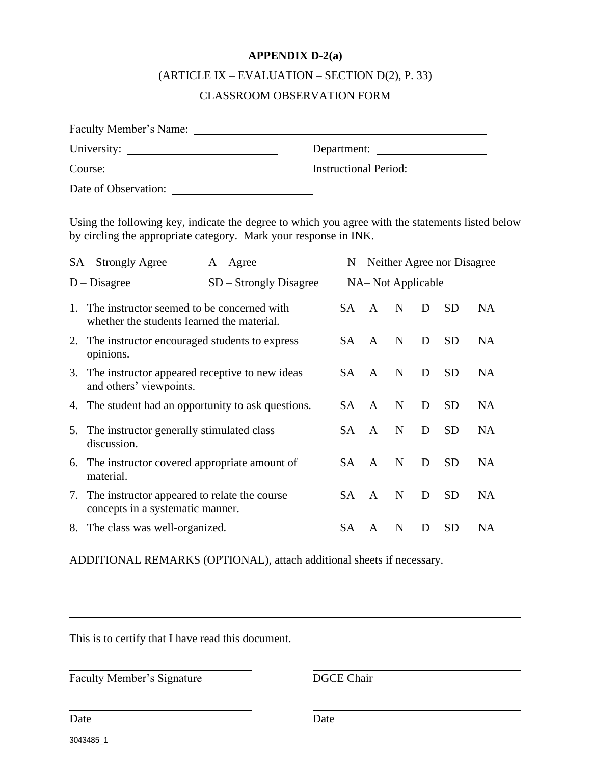**APPENDIX D-2(a)**

(ARTICLE IX – EVALUATION – SECTION D(2), P. 33)

CLASSROOM OBSERVATION FORM

Faculty Member's Name: ____________________________________________

University: ______________________ Department: ________________

Course: ________________________ Instructional Period: ________________

Date of Observation: ____________________

Using the following key, indicate the degree to which you agree with the statements listed below by circling the appropriate category. Mark your response in <u>INK</u>.

SA – Strongly Agree  A – Agree  N – Neither Agree nor Disagree

D – Disagree  SD – Strongly Disagree  NA– Not Applicable

| | | | | | | |
|---|---|---|---|---|---|---|
| 1. The instructor seemed to be concerned with whether the students learned the material. | SA | A | N | D | SD | NA |
| 2. The instructor encouraged students to express opinions. | SA | A | N | D | SD | NA |
| 3. The instructor appeared receptive to new ideas and others' viewpoints. | SA | A | N | D | SD | NA |
| 4. The student had an opportunity to ask questions. | SA | A | N | D | SD | NA |
| 5. The instructor generally stimulated class discussion. | SA | A | N | D | SD | NA |
| 6. The instructor covered appropriate amount of material. | SA | A | N | D | SD | NA |
| 7. The instructor appeared to relate the course concepts in a systematic manner. | SA | A | N | D | SD | NA |
| 8. The class was well-organized. | SA | A | N | D | SD | NA |

ADDITIONAL REMARKS (OPTIONAL), attach additional sheets if necessary.

______________________________________________________________________

This is to certify that I have read this document.

______________________ ______________________

Faculty Member's Signature  DGCE Chair

______________________ ______________________

Date  Date

3043485_1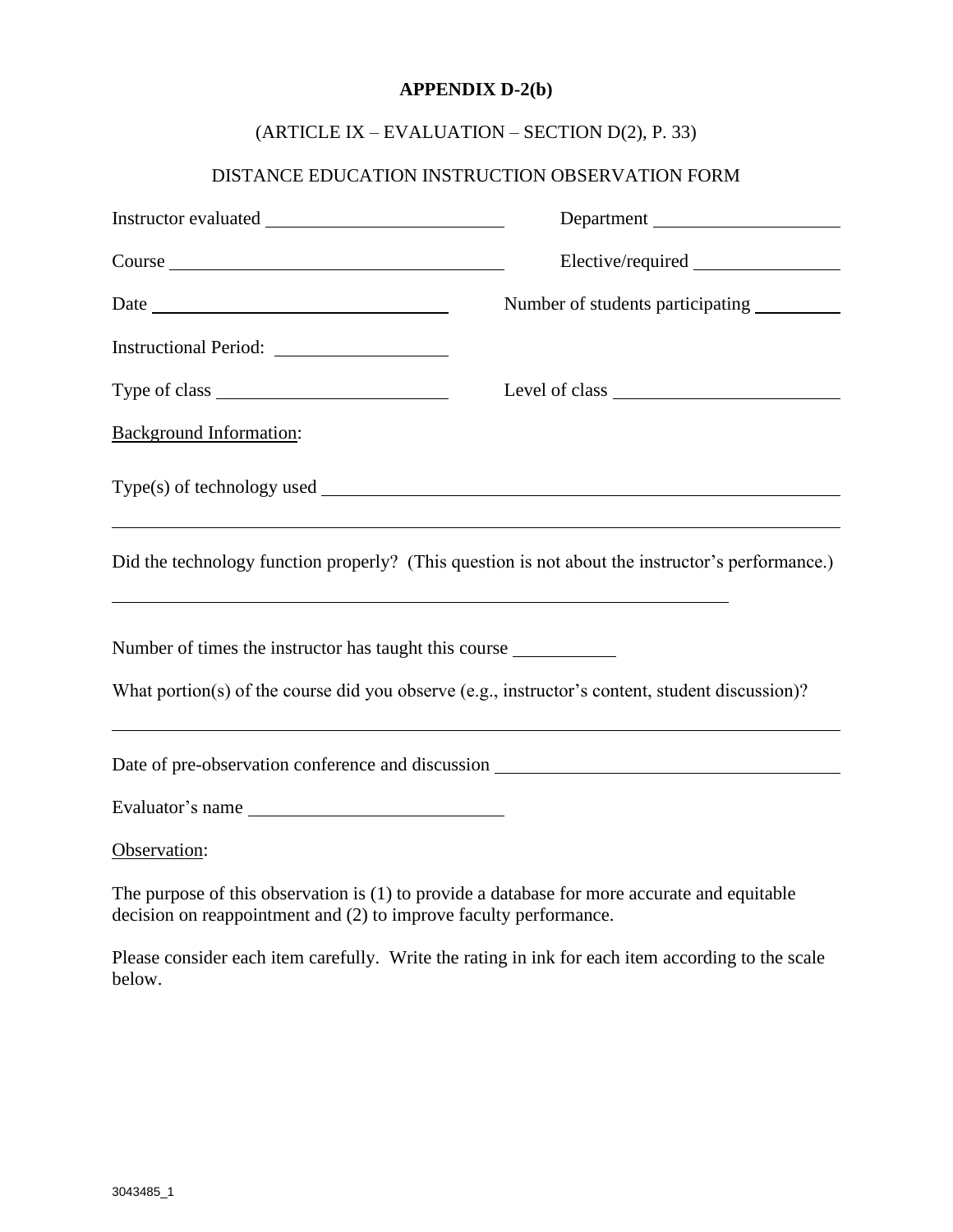**APPENDIX D-2(b)**

(ARTICLE IX – EVALUATION – SECTION D(2), P. 33)

DISTANCE EDUCATION INSTRUCTION OBSERVATION FORM

Instructor evaluated \_\_\_\_\_\_\_\_\_\_\_\_\_\_\_\_\_\_\_\_\_\_\_\_ Department \_\_\_\_\_\_\_\_\_\_\_\_\_\_\_\_\_\_\_\_

Course \_\_\_\_\_\_\_\_\_\_\_\_\_\_\_\_\_\_\_\_\_\_\_\_\_\_\_\_\_\_\_\_\_\_ Elective/required \_\_\_\_\_\_\_\_\_\_\_\_\_\_\_

Date \_\_\_\_\_\_\_\_\_\_\_\_\_\_\_\_\_\_\_\_\_\_\_\_\_\_\_\_\_\_ Number of students participating \_\_\_\_\_\_\_\_\_

Instructional Period: \_\_\_\_\_\_\_\_\_\_\_\_\_\_\_\_\_\_

Type of class \_\_\_\_\_\_\_\_\_\_\_\_\_\_\_\_\_\_\_\_\_\_\_\_ Level of class \_\_\_\_\_\_\_\_\_\_\_\_\_\_\_\_\_\_\_\_\_\_\_\_

Background Information:

Type(s) of technology used \_\_\_\_\_\_\_\_\_\_\_\_\_\_\_\_\_\_\_\_\_\_\_\_\_\_\_\_\_\_\_\_\_\_\_\_\_\_\_\_\_\_\_\_\_\_\_\_\_\_\_\_

\_\_\_\_\_\_\_\_\_\_\_\_\_\_\_\_\_\_\_\_\_\_\_\_\_\_\_\_\_\_\_\_\_\_\_\_\_\_\_\_\_\_\_\_\_\_\_\_\_\_\_\_\_\_\_\_\_\_\_\_\_\_\_\_\_\_\_\_\_\_\_\_\_\_\_\_

Did the technology function properly? (This question is not about the instructor's performance.)

\_\_\_\_\_\_\_\_\_\_\_\_\_\_\_\_\_\_\_\_\_\_\_\_\_\_\_\_\_\_\_\_\_\_\_\_\_\_\_\_\_\_\_\_\_\_\_\_\_\_\_\_\_\_\_\_\_\_\_\_\_\_\_\_\_

Number of times the instructor has taught this course \_\_\_\_\_\_\_\_\_\_

What portion(s) of the course did you observe (e.g., instructor's content, student discussion)?

\_\_\_\_\_\_\_\_\_\_\_\_\_\_\_\_\_\_\_\_\_\_\_\_\_\_\_\_\_\_\_\_\_\_\_\_\_\_\_\_\_\_\_\_\_\_\_\_\_\_\_\_\_\_\_\_\_\_\_\_\_\_\_\_\_\_\_\_\_\_\_\_\_\_\_\_

Date of pre-observation conference and discussion \_\_\_\_\_\_\_\_\_\_\_\_\_\_\_\_\_\_\_\_\_\_\_\_\_\_\_\_\_\_\_\_\_\_\_

Evaluator's name \_\_\_\_\_\_\_\_\_\_\_\_\_\_\_\_\_\_\_\_\_\_\_\_\_\_

Observation:

The purpose of this observation is (1) to provide a database for more accurate and equitable decision on reappointment and (2) to improve faculty performance.

Please consider each item carefully. Write the rating in ink for each item according to the scale below.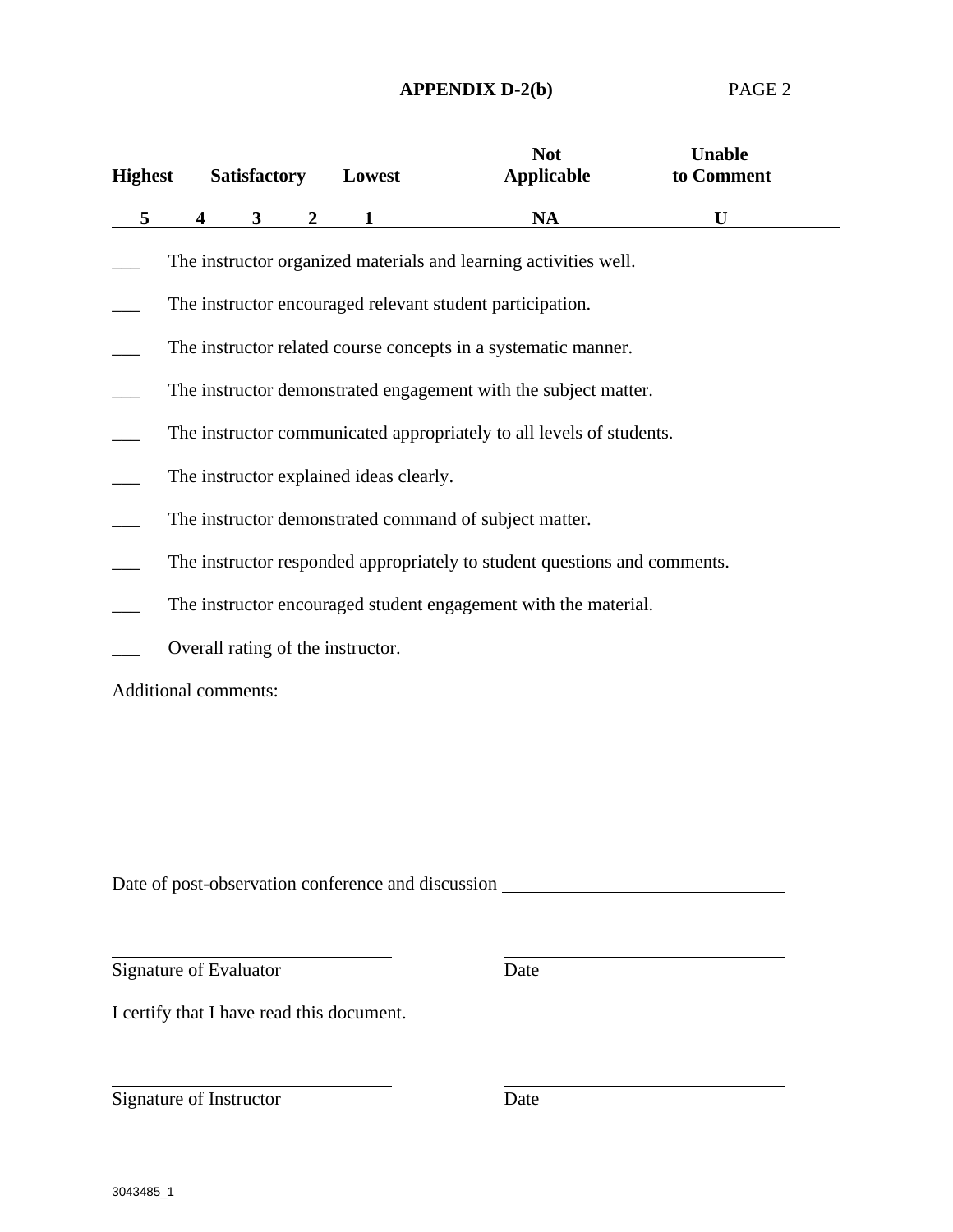**APPENDIX D-2(b)** PAGE 2

| Highest | | Satisfactory | | Lowest | Not Applicable | Unable to Comment |
|---|---|---|---|---|---|---|
| **5** | **4** | **3** | **2** | **1** | **NA** | **U** |

___ The instructor organized materials and learning activities well.

___ The instructor encouraged relevant student participation.

___ The instructor related course concepts in a systematic manner.

___ The instructor demonstrated engagement with the subject matter.

___ The instructor communicated appropriately to all levels of students.

___ The instructor explained ideas clearly.

___ The instructor demonstrated command of subject matter.

___ The instructor responded appropriately to student questions and comments.

___ The instructor encouraged student engagement with the material.

___ Overall rating of the instructor.

Additional comments:

Date of post-observation conference and discussion ______________________________

______________________________ ______________________________

Signature of Evaluator Date

I certify that I have read this document.

______________________________ ______________________________

Signature of Instructor Date

3043485_1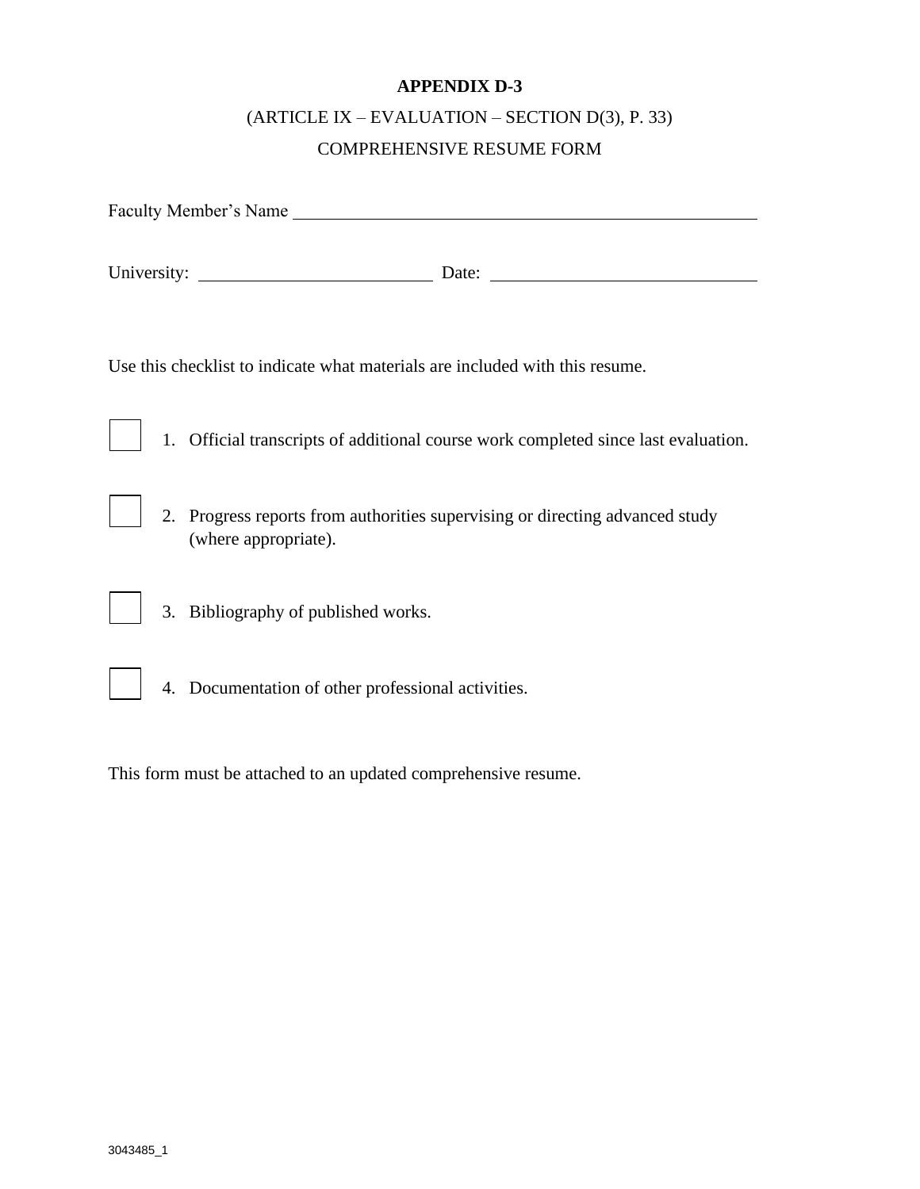# APPENDIX D-3

(ARTICLE IX – EVALUATION – SECTION D(3), P. 33)

COMPREHENSIVE RESUME FORM

Faculty Member's Name \_\_\_\_\_\_\_\_\_\_\_\_\_\_\_\_\_\_\_\_\_\_\_\_\_\_\_\_\_\_\_\_\_\_\_\_\_\_\_\_\_\_\_\_\_\_\_\_

University: \_\_\_\_\_\_\_\_\_\_\_\_\_\_\_\_\_\_\_\_\_\_\_\_ Date: \_\_\_\_\_\_\_\_\_\_\_\_\_\_\_\_\_\_\_\_\_\_\_\_\_\_

Use this checklist to indicate what materials are included with this resume.

☐ 1. Official transcripts of additional course work completed since last evaluation.

☐ 2. Progress reports from authorities supervising or directing advanced study (where appropriate).

☐ 3. Bibliography of published works.

☐ 4. Documentation of other professional activities.

This form must be attached to an updated comprehensive resume.

3043485_1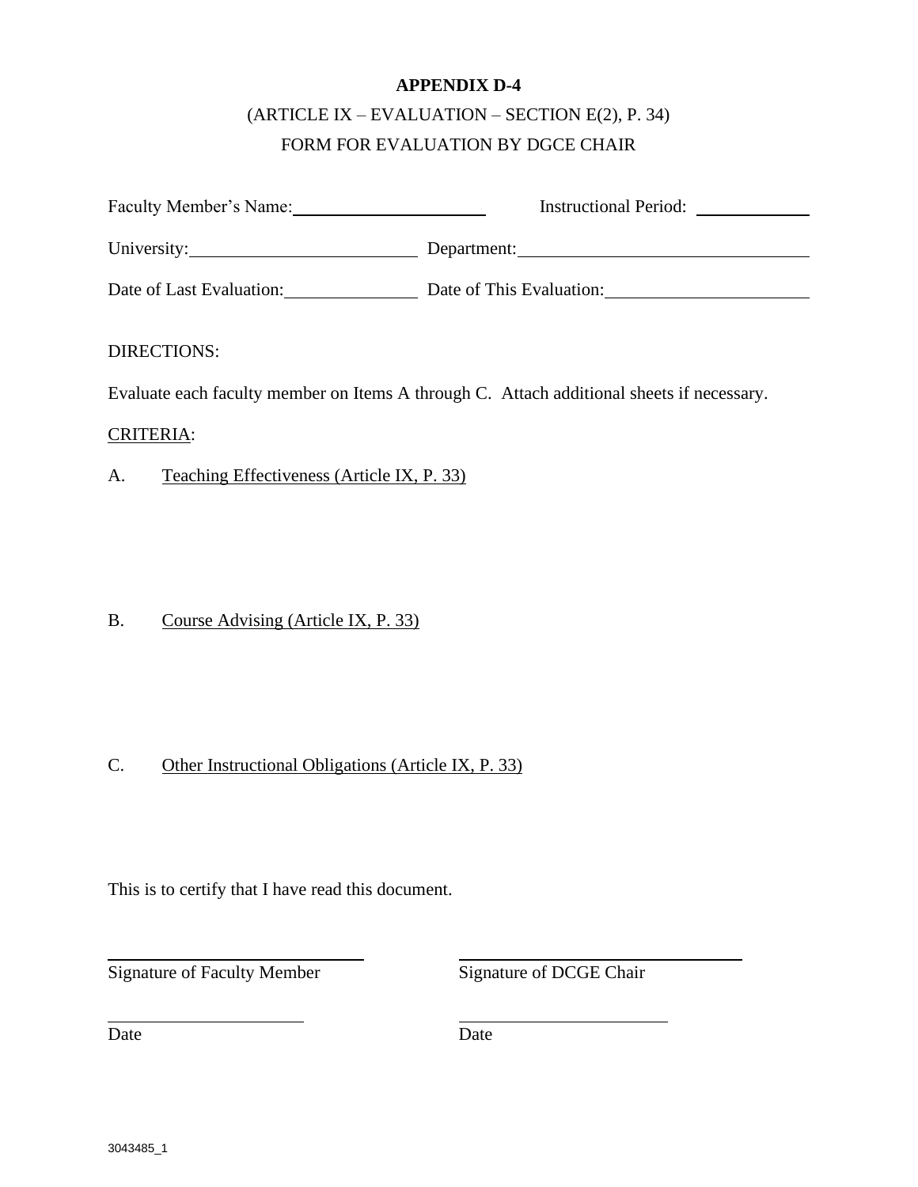# APPENDIX D-4

(ARTICLE IX – EVALUATION – SECTION E(2), P. 34)

FORM FOR EVALUATION BY DGCE CHAIR

Faculty Member's Name:\_\_\_\_\_\_\_\_\_\_\_\_\_\_\_\_\_\_\_\_ Instructional Period: \_\_\_\_\_\_\_\_\_\_\_\_

University:\_\_\_\_\_\_\_\_\_\_\_\_\_\_\_\_\_\_\_\_\_\_\_\_ Department:\_\_\_\_\_\_\_\_\_\_\_\_\_\_\_\_\_\_\_\_\_\_\_\_\_\_\_\_\_\_

Date of Last Evaluation:\_\_\_\_\_\_\_\_\_\_\_\_\_\_ Date of This Evaluation:\_\_\_\_\_\_\_\_\_\_\_\_\_\_\_\_\_\_\_\_\_

DIRECTIONS:

Evaluate each faculty member on Items A through C. Attach additional sheets if necessary.

CRITERIA:

A. Teaching Effectiveness (Article IX, P. 33)

B. Course Advising (Article IX, P. 33)

C. Other Instructional Obligations (Article IX, P. 33)

This is to certify that I have read this document.

\_\_\_\_\_\_\_\_\_\_\_\_\_\_\_\_\_\_\_\_\_\_\_\_\_\_\_\_ \_\_\_\_\_\_\_\_\_\_\_\_\_\_\_\_\_\_\_\_\_\_\_\_\_\_\_\_\_\_\_

Signature of Faculty Member Signature of DCGE Chair

\_\_\_\_\_\_\_\_\_\_\_\_\_\_\_\_\_\_\_\_\_\_ \_\_\_\_\_\_\_\_\_\_\_\_\_\_\_\_\_\_\_\_\_\_\_

Date Date

3043485_1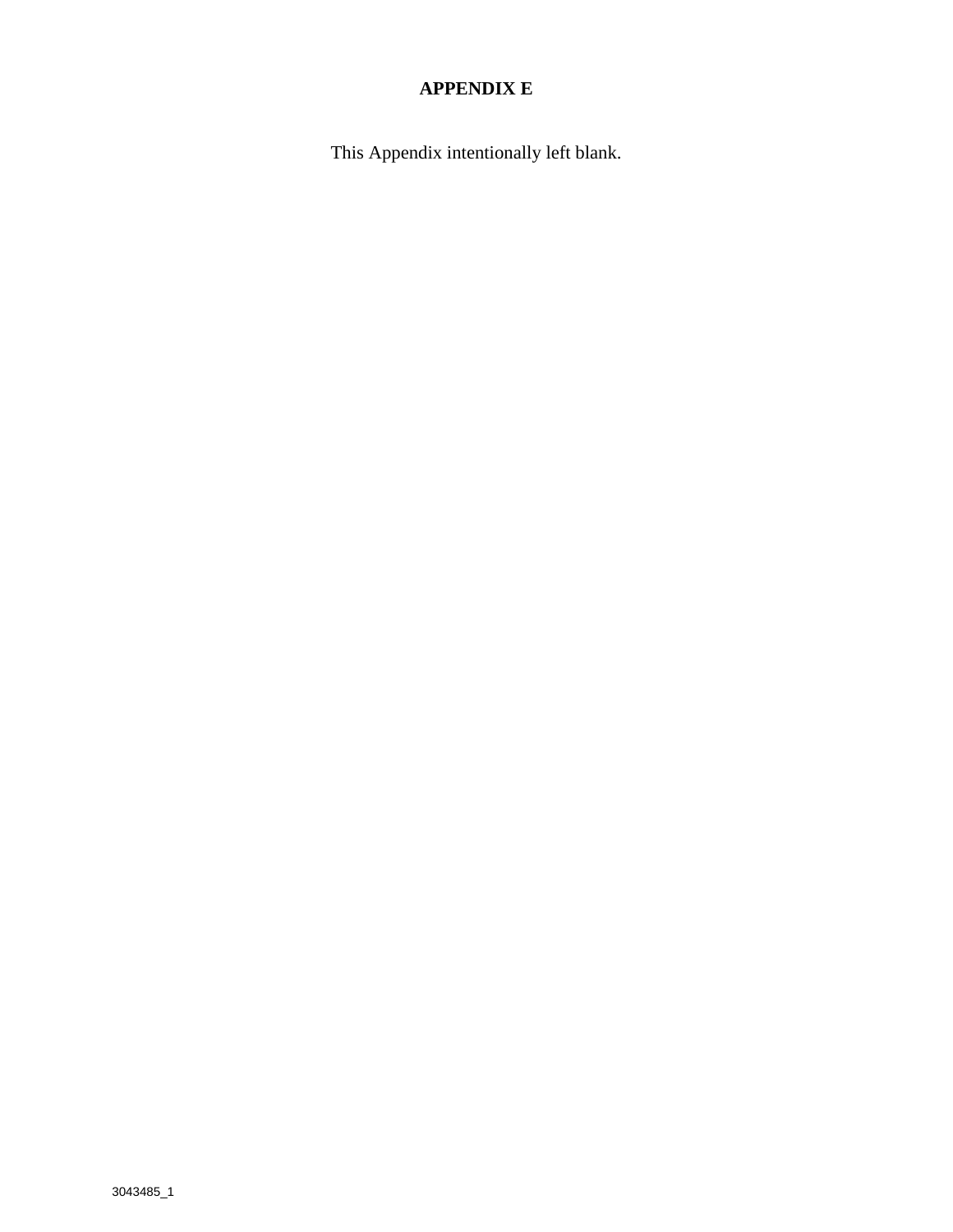# APPENDIX E

This Appendix intentionally left blank.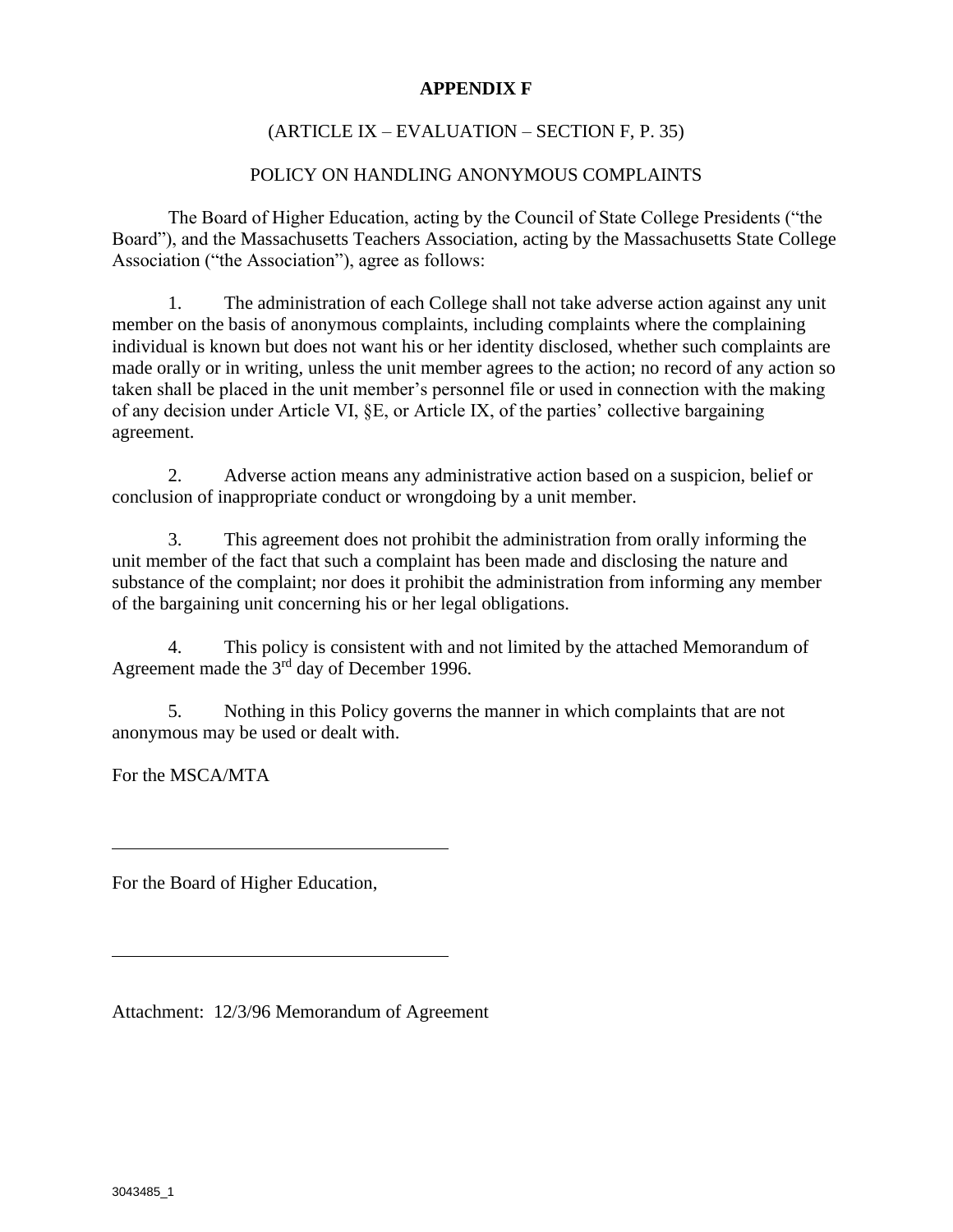# APPENDIX F

(ARTICLE IX – EVALUATION – SECTION F, P. 35)

POLICY ON HANDLING ANONYMOUS COMPLAINTS

The Board of Higher Education, acting by the Council of State College Presidents ("the Board"), and the Massachusetts Teachers Association, acting by the Massachusetts State College Association ("the Association"), agree as follows:

1. The administration of each College shall not take adverse action against any unit member on the basis of anonymous complaints, including complaints where the complaining individual is known but does not want his or her identity disclosed, whether such complaints are made orally or in writing, unless the unit member agrees to the action; no record of any action so taken shall be placed in the unit member's personnel file or used in connection with the making of any decision under Article VI, §E, or Article IX, of the parties' collective bargaining agreement.

2. Adverse action means any administrative action based on a suspicion, belief or conclusion of inappropriate conduct or wrongdoing by a unit member.

3. This agreement does not prohibit the administration from orally informing the unit member of the fact that such a complaint has been made and disclosing the nature and substance of the complaint; nor does it prohibit the administration from informing any member of the bargaining unit concerning his or her legal obligations.

4. This policy is consistent with and not limited by the attached Memorandum of Agreement made the 3rd day of December 1996.

5. Nothing in this Policy governs the manner in which complaints that are not anonymous may be used or dealt with.

For the MSCA/MTA

\_\_\_\_\_\_\_\_\_\_\_\_\_\_\_\_\_\_\_\_\_\_\_\_\_\_\_\_\_\_\_\_\_\_\_\_

For the Board of Higher Education,

\_\_\_\_\_\_\_\_\_\_\_\_\_\_\_\_\_\_\_\_\_\_\_\_\_\_\_\_\_\_\_\_\_\_\_\_

Attachment: 12/3/96 Memorandum of Agreement

3043485_1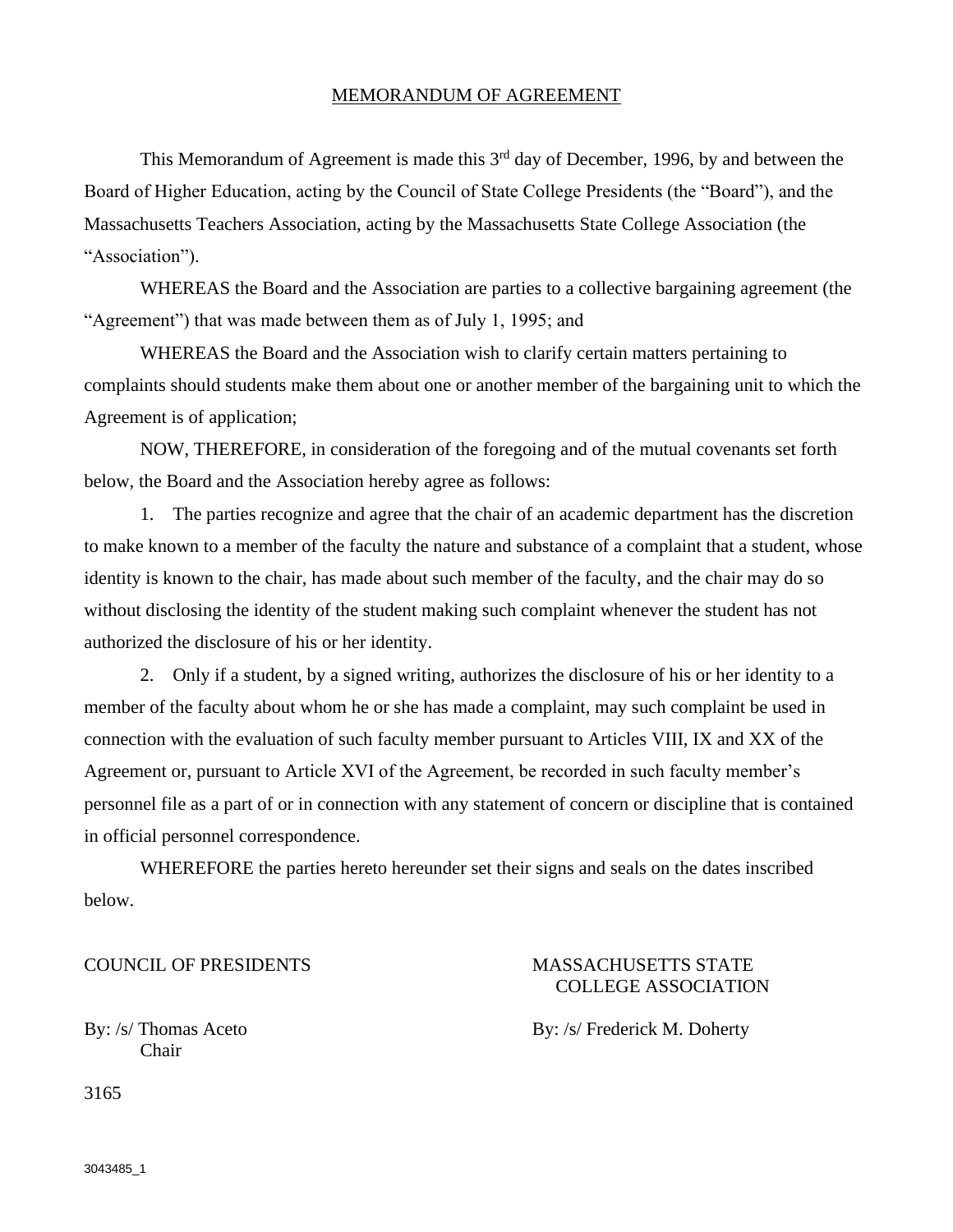# MEMORANDUM OF AGREEMENT

This Memorandum of Agreement is made this 3rd day of December, 1996, by and between the Board of Higher Education, acting by the Council of State College Presidents (the "Board"), and the Massachusetts Teachers Association, acting by the Massachusetts State College Association (the "Association").

WHEREAS the Board and the Association are parties to a collective bargaining agreement (the "Agreement") that was made between them as of July 1, 1995; and

WHEREAS the Board and the Association wish to clarify certain matters pertaining to complaints should students make them about one or another member of the bargaining unit to which the Agreement is of application;

NOW, THEREFORE, in consideration of the foregoing and of the mutual covenants set forth below, the Board and the Association hereby agree as follows:

1. The parties recognize and agree that the chair of an academic department has the discretion to make known to a member of the faculty the nature and substance of a complaint that a student, whose identity is known to the chair, has made about such member of the faculty, and the chair may do so without disclosing the identity of the student making such complaint whenever the student has not authorized the disclosure of his or her identity.

2. Only if a student, by a signed writing, authorizes the disclosure of his or her identity to a member of the faculty about whom he or she has made a complaint, may such complaint be used in connection with the evaluation of such faculty member pursuant to Articles VIII, IX and XX of the Agreement or, pursuant to Article XVI of the Agreement, be recorded in such faculty member's personnel file as a part of or in connection with any statement of concern or discipline that is contained in official personnel correspondence.

WHEREFORE the parties hereto hereunder set their signs and seals on the dates inscribed below.

COUNCIL OF PRESIDENTS

By: /s/ Thomas Aceto
Chair

MASSACHUSETTS STATE COLLEGE ASSOCIATION

By: /s/ Frederick M. Doherty

3165

3043485_1